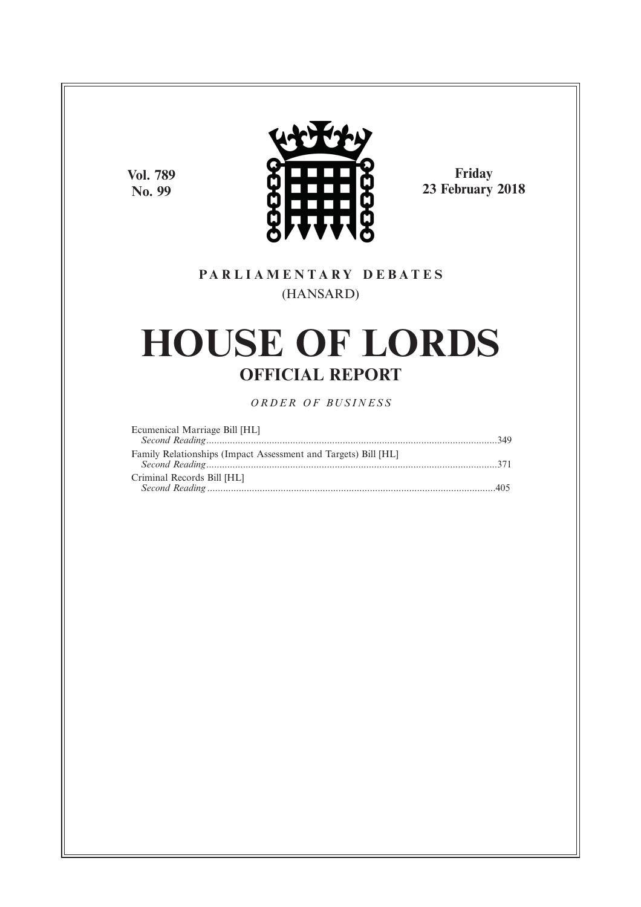**Vol. 789**
**No. 99**

**Friday**
**23 February 2018**

PARLIAMENTARY DEBATES

(HANSARD)

# HOUSE OF LORDS

## OFFICIAL REPORT

*ORDER OF BUSINESS*

Ecumenical Marriage Bill [HL]
*Second Reading*..............................................................................................................349

Family Relationships (Impact Assessment and Targets) Bill [HL]
*Second Reading*..............................................................................................................371

Criminal Records Bill [HL]
*Second Reading*..............................................................................................................405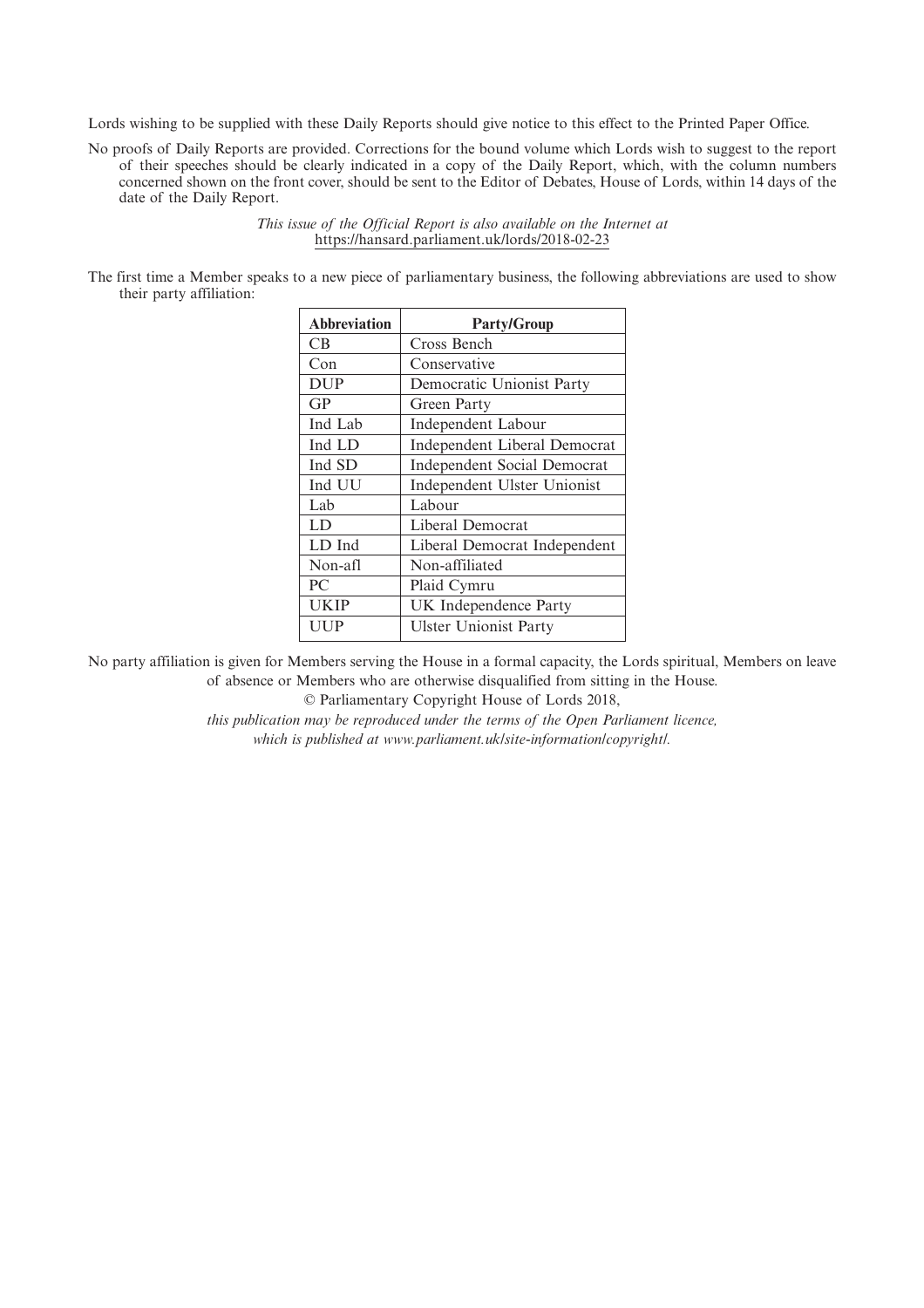Lords wishing to be supplied with these Daily Reports should give notice to this effect to the Printed Paper Office.

No proofs of Daily Reports are provided. Corrections for the bound volume which Lords wish to suggest to the report of their speeches should be clearly indicated in a copy of the Daily Report, which, with the column numbers concerned shown on the front cover, should be sent to the Editor of Debates, House of Lords, within 14 days of the date of the Daily Report.

*This issue of the Official Report is also available on the Internet at* https://hansard.parliament.uk/lords/2018-02-23

The first time a Member speaks to a new piece of parliamentary business, the following abbreviations are used to show their party affiliation:

| Abbreviation | Party/Group |
|---|---|
| CB | Cross Bench |
| Con | Conservative |
| DUP | Democratic Unionist Party |
| GP | Green Party |
| Ind Lab | Independent Labour |
| Ind LD | Independent Liberal Democrat |
| Ind SD | Independent Social Democrat |
| Ind UU | Independent Ulster Unionist |
| Lab | Labour |
| LD | Liberal Democrat |
| LD Ind | Liberal Democrat Independent |
| Non-afl | Non-affiliated |
| PC | Plaid Cymru |
| UKIP | UK Independence Party |
| UUP | Ulster Unionist Party |

No party affiliation is given for Members serving the House in a formal capacity, the Lords spiritual, Members on leave of absence or Members who are otherwise disqualified from sitting in the House.

© Parliamentary Copyright House of Lords 2018,

*this publication may be reproduced under the terms of the Open Parliament licence, which is published at www.parliament.uk/site-information/copyright/.*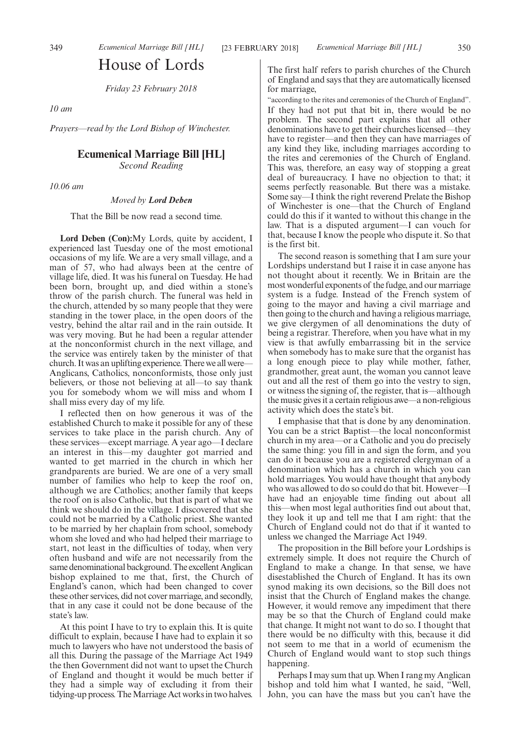# House of Lords

*Friday 23 February 2018*

*10 am*

*Prayers—read by the Lord Bishop of Winchester.*

## Ecumenical Marriage Bill [HL]

*Second Reading*

*10.06 am*

*Moved by* ***Lord Deben***

That the Bill be now read a second time.

**Lord Deben (Con):** My Lords, quite by accident, I experienced last Tuesday one of the most emotional occasions of my life. We are a very small village, and a man of 57, who had always been at the centre of village life, died. It was his funeral on Tuesday. He had been born, brought up, and died within a stone's throw of the parish church. The funeral was held in the church, attended by so many people that they were standing in the tower place, in the open doors of the vestry, behind the altar rail and in the rain outside. It was very moving. But he had been a regular attender at the nonconformist church in the next village, and the service was entirely taken by the minister of that church. It was an uplifting experience. There we all were—Anglicans, Catholics, nonconformists, those only just believers, or those not believing at all—to say thank you for somebody whom we will miss and whom I shall miss every day of my life.

I reflected then on how generous it was of the established Church to make it possible for any of these services to take place in the parish church. Any of these services—except marriage. A year ago—I declare an interest in this—my daughter got married and wanted to get married in the church in which her grandparents are buried. We are one of a very small number of families who help to keep the roof on, although we are Catholics; another family that keeps the roof on is also Catholic, but that is part of what we think we should do in the village. I discovered that she could not be married by a Catholic priest. She wanted to be married by her chaplain from school, somebody whom she loved and who had helped their marriage to start, not least in the difficulties of today, when very often husband and wife are not necessarily from the same denominational background. The excellent Anglican bishop explained to me that, first, the Church of England's canon, which had been changed to cover these other services, did not cover marriage, and secondly, that in any case it could not be done because of the state's law.

At this point I have to try to explain this. It is quite difficult to explain, because I have had to explain it so much to lawyers who have not understood the basis of all this. During the passage of the Marriage Act 1949 the then Government did not want to upset the Church of England and thought it would be much better if they had a simple way of excluding it from their tidying-up process. The Marriage Act works in two halves. The first half refers to parish churches of the Church of England and says that they are automatically licensed for marriage,

"according to the rites and ceremonies of the Church of England".

If they had not put that bit in, there would be no problem. The second part explains that all other denominations have to get their churches licensed—they have to register—and then they can have marriages of any kind they like, including marriages according to the rites and ceremonies of the Church of England. This was, therefore, an easy way of stopping a great deal of bureaucracy. I have no objection to that; it seems perfectly reasonable. But there was a mistake. Some say—I think the right reverend Prelate the Bishop of Winchester is one—that the Church of England could do this if it wanted to without this change in the law. That is a disputed argument—I can vouch for that, because I know the people who dispute it. So that is the first bit.

The second reason is something that I am sure your Lordships understand but I raise it in case anyone has not thought about it recently. We in Britain are the most wonderful exponents of the fudge, and our marriage system is a fudge. Instead of the French system of going to the mayor and having a civil marriage and then going to the church and having a religious marriage, we give clergymen of all denominations the duty of being a registrar. Therefore, when you have what in my view is that awfully embarrassing bit in the service when somebody has to make sure that the organist has a long enough piece to play while mother, father, grandmother, great aunt, the woman you cannot leave out and all the rest of them go into the vestry to sign, or witness the signing of, the register, that is—although the music gives it a certain religious awe—a non-religious activity which does the state's bit.

I emphasise that that is done by any denomination. You can be a strict Baptist—the local nonconformist church in my area—or a Catholic and you do precisely the same thing: you fill in and sign the form, and you can do it because you are a registered clergyman of a denomination which has a church in which you can hold marriages. You would have thought that anybody who was allowed to do so could do that bit. However—I have had an enjoyable time finding out about all this—when most legal authorities find out about that, they look it up and tell me that I am right: that the Church of England could not do that if it wanted to unless we changed the Marriage Act 1949.

The proposition in the Bill before your Lordships is extremely simple. It does not require the Church of England to make a change. In that sense, we have disestablished the Church of England. It has its own synod making its own decisions, so the Bill does not insist that the Church of England makes the change. However, it would remove any impediment that there may be so that the Church of England could make that change. It might not want to do so. I thought that there would be no difficulty with this, because it did not seem to me that in a world of ecumenism the Church of England would want to stop such things happening.

Perhaps I may sum that up. When I rang my Anglican bishop and told him what I wanted, he said, "Well, John, you can have the mass but you can't have the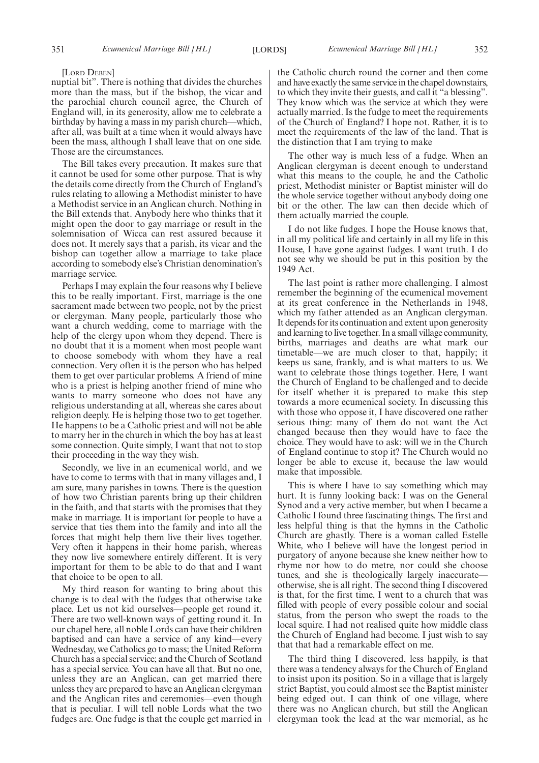[LORD DEBEN]

nuptial bit". There is nothing that divides the churches more than the mass, but if the bishop, the vicar and the parochial church council agree, the Church of England will, in its generosity, allow me to celebrate a birthday by having a mass in my parish church—which, after all, was built at a time when it would always have been the mass, although I shall leave that on one side. Those are the circumstances.

The Bill takes every precaution. It makes sure that it cannot be used for some other purpose. That is why the details come directly from the Church of England's rules relating to allowing a Methodist minister to have a Methodist service in an Anglican church. Nothing in the Bill extends that. Anybody here who thinks that it might open the door to gay marriage or result in the solemnisation of Wicca can rest assured because it does not. It merely says that a parish, its vicar and the bishop can together allow a marriage to take place according to somebody else's Christian denomination's marriage service.

Perhaps I may explain the four reasons why I believe this to be really important. First, marriage is the one sacrament made between two people, not by the priest or clergyman. Many people, particularly those who want a church wedding, come to marriage with the help of the clergy upon whom they depend. There is no doubt that it is a moment when most people want to choose somebody with whom they have a real connection. Very often it is the person who has helped them to get over particular problems. A friend of mine who is a priest is helping another friend of mine who wants to marry someone who does not have any religious understanding at all, whereas she cares about religion deeply. He is helping those two to get together. He happens to be a Catholic priest and will not be able to marry her in the church in which the boy has at least some connection. Quite simply, I want that not to stop their proceeding in the way they wish.

Secondly, we live in an ecumenical world, and we have to come to terms with that in many villages and, I am sure, many parishes in towns. There is the question of how two Christian parents bring up their children in the faith, and that starts with the promises that they make in marriage. It is important for people to have a service that ties them into the family and into all the forces that might help them live their lives together. Very often it happens in their home parish, whereas they now live somewhere entirely different. It is very important for them to be able to do that and I want that choice to be open to all.

My third reason for wanting to bring about this change is to deal with the fudges that otherwise take place. Let us not kid ourselves—people get round it. There are two well-known ways of getting round it. In our chapel here, all noble Lords can have their children baptised and can have a service of any kind—every Wednesday, we Catholics go to mass; the United Reform Church has a special service; and the Church of Scotland has a special service. You can have all that. But no one, unless they are an Anglican, can get married there unless they are prepared to have an Anglican clergyman and the Anglican rites and ceremonies—even though that is peculiar. I will tell noble Lords what the two fudges are. One fudge is that the couple get married in the Catholic church round the corner and then come and have exactly the same service in the chapel downstairs, to which they invite their guests, and call it "a blessing". They know which was the service at which they were actually married. Is the fudge to meet the requirements of the Church of England? I hope not. Rather, it is to meet the requirements of the law of the land. That is the distinction that I am trying to make

The other way is much less of a fudge. When an Anglican clergyman is decent enough to understand what this means to the couple, he and the Catholic priest, Methodist minister or Baptist minister will do the whole service together without anybody doing one bit or the other. The law can then decide which of them actually married the couple.

I do not like fudges. I hope the House knows that, in all my political life and certainly in all my life in this House, I have gone against fudges. I want truth. I do not see why we should be put in this position by the 1949 Act.

The last point is rather more challenging. I almost remember the beginning of the ecumenical movement at its great conference in the Netherlands in 1948, which my father attended as an Anglican clergyman. It depends for its continuation and extent upon generosity and learning to live together. In a small village community, births, marriages and deaths are what mark our timetable—we are much closer to that, happily; it keeps us sane, frankly, and is what matters to us. We want to celebrate those things together. Here, I want the Church of England to be challenged and to decide for itself whether it is prepared to make this step towards a more ecumenical society. In discussing this with those who oppose it, I have discovered one rather serious thing: many of them do not want the Act changed because then they would have to face the choice. They would have to ask: will we in the Church of England continue to stop it? The Church would no longer be able to excuse it, because the law would make that impossible.

This is where I have to say something which may hurt. It is funny looking back: I was on the General Synod and a very active member, but when I became a Catholic I found three fascinating things. The first and less helpful thing is that the hymns in the Catholic Church are ghastly. There is a woman called Estelle White, who I believe will have the longest period in purgatory of anyone because she knew neither how to rhyme nor how to do metre, nor could she choose tunes, and she is theologically largely inaccurate—otherwise, she is all right. The second thing I discovered is that, for the first time, I went to a church that was filled with people of every possible colour and social status, from the person who swept the roads to the local squire. I had not realised quite how middle class the Church of England had become. I just wish to say that that had a remarkable effect on me.

The third thing I discovered, less happily, is that there was a tendency always for the Church of England to insist upon its position. So in a village that is largely strict Baptist, you could almost see the Baptist minister being edged out. I can think of one village, where there was no Anglican church, but still the Anglican clergyman took the lead at the war memorial, as he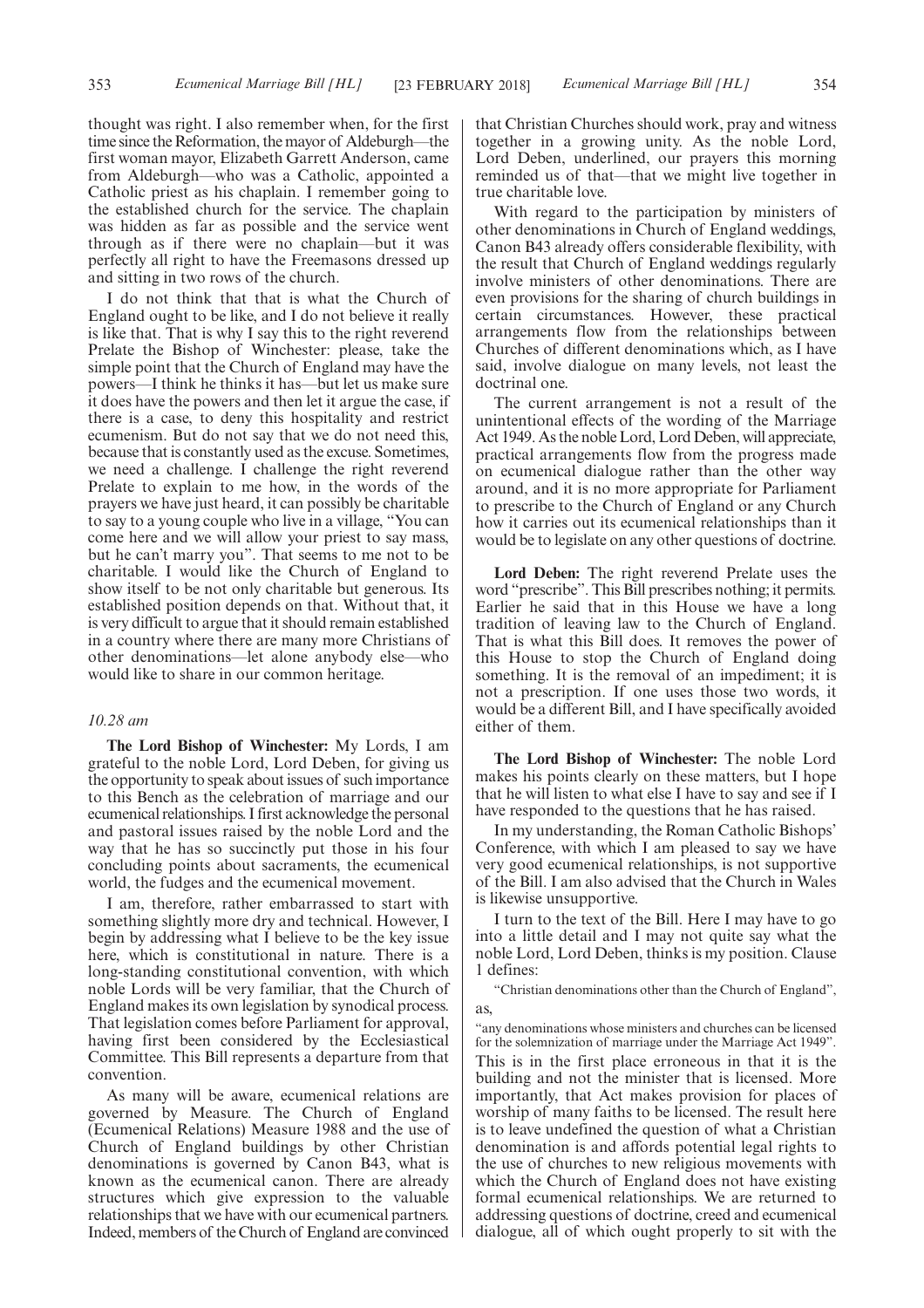thought was right. I also remember when, for the first time since the Reformation, the mayor of Aldeburgh—the first woman mayor, Elizabeth Garrett Anderson, came from Aldeburgh—who was a Catholic, appointed a Catholic priest as his chaplain. I remember going to the established church for the service. The chaplain was hidden as far as possible and the service went through as if there were no chaplain—but it was perfectly all right to have the Freemasons dressed up and sitting in two rows of the church.

I do not think that that is what the Church of England ought to be like, and I do not believe it really is like that. That is why I say this to the right reverend Prelate the Bishop of Winchester: please, take the simple point that the Church of England may have the powers—I think he thinks it has—but let us make sure it does have the powers and then let it argue the case, if there is a case, to deny this hospitality and restrict ecumenism. But do not say that we do not need this, because that is constantly used as the excuse. Sometimes, we need a challenge. I challenge the right reverend Prelate to explain to me how, in the words of the prayers we have just heard, it can possibly be charitable to say to a young couple who live in a village, "You can come here and we will allow your priest to say mass, but he can't marry you". That seems to me not to be charitable. I would like the Church of England to show itself to be not only charitable but generous. Its established position depends on that. Without that, it is very difficult to argue that it should remain established in a country where there are many more Christians of other denominations—let alone anybody else—who would like to share in our common heritage.

*10.28 am*

**The Lord Bishop of Winchester:** My Lords, I am grateful to the noble Lord, Lord Deben, for giving us the opportunity to speak about issues of such importance to this Bench as the celebration of marriage and our ecumenical relationships. I first acknowledge the personal and pastoral issues raised by the noble Lord and the way that he has so succinctly put those in his four concluding points about sacraments, the ecumenical world, the fudges and the ecumenical movement.

I am, therefore, rather embarrassed to start with something slightly more dry and technical. However, I begin by addressing what I believe to be the key issue here, which is constitutional in nature. There is a long-standing constitutional convention, with which noble Lords will be very familiar, that the Church of England makes its own legislation by synodical process. That legislation comes before Parliament for approval, having first been considered by the Ecclesiastical Committee. This Bill represents a departure from that convention.

As many will be aware, ecumenical relations are governed by Measure. The Church of England (Ecumenical Relations) Measure 1988 and the use of Church of England buildings by other Christian denominations is governed by Canon B43, what is known as the ecumenical canon. There are already structures which give expression to the valuable relationships that we have with our ecumenical partners. Indeed, members of the Church of England are convinced that Christian Churches should work, pray and witness together in a growing unity. As the noble Lord, Lord Deben, underlined, our prayers this morning reminded us of that—that we might live together in true charitable love.

With regard to the participation by ministers of other denominations in Church of England weddings, Canon B43 already offers considerable flexibility, with the result that Church of England weddings regularly involve ministers of other denominations. There are even provisions for the sharing of church buildings in certain circumstances. However, these practical arrangements flow from the relationships between Churches of different denominations which, as I have said, involve dialogue on many levels, not least the doctrinal one.

The current arrangement is not a result of the unintentional effects of the wording of the Marriage Act 1949. As the noble Lord, Lord Deben, will appreciate, practical arrangements flow from the progress made on ecumenical dialogue rather than the other way around, and it is no more appropriate for Parliament to prescribe to the Church of England or any Church how it carries out its ecumenical relationships than it would be to legislate on any other questions of doctrine.

**Lord Deben:** The right reverend Prelate uses the word "prescribe". This Bill prescribes nothing; it permits. Earlier he said that in this House we have a long tradition of leaving law to the Church of England. That is what this Bill does. It removes the power of this House to stop the Church of England doing something. It is the removal of an impediment; it is not a prescription. If one uses those two words, it would be a different Bill, and I have specifically avoided either of them.

**The Lord Bishop of Winchester:** The noble Lord makes his points clearly on these matters, but I hope that he will listen to what else I have to say and see if I have responded to the questions that he has raised.

In my understanding, the Roman Catholic Bishops' Conference, with which I am pleased to say we have very good ecumenical relationships, is not supportive of the Bill. I am also advised that the Church in Wales is likewise unsupportive.

I turn to the text of the Bill. Here I may have to go into a little detail and I may not quite say what the noble Lord, Lord Deben, thinks is my position. Clause 1 defines:

"Christian denominations other than the Church of England",

as,

"any denominations whose ministers and churches can be licensed for the solemnization of marriage under the Marriage Act 1949".

This is in the first place erroneous in that it is the building and not the minister that is licensed. More importantly, that Act makes provision for places of worship of many faiths to be licensed. The result here is to leave undefined the question of what a Christian denomination is and affords potential legal rights to the use of churches to new religious movements with which the Church of England does not have existing formal ecumenical relationships. We are returned to addressing questions of doctrine, creed and ecumenical dialogue, all of which ought properly to sit with the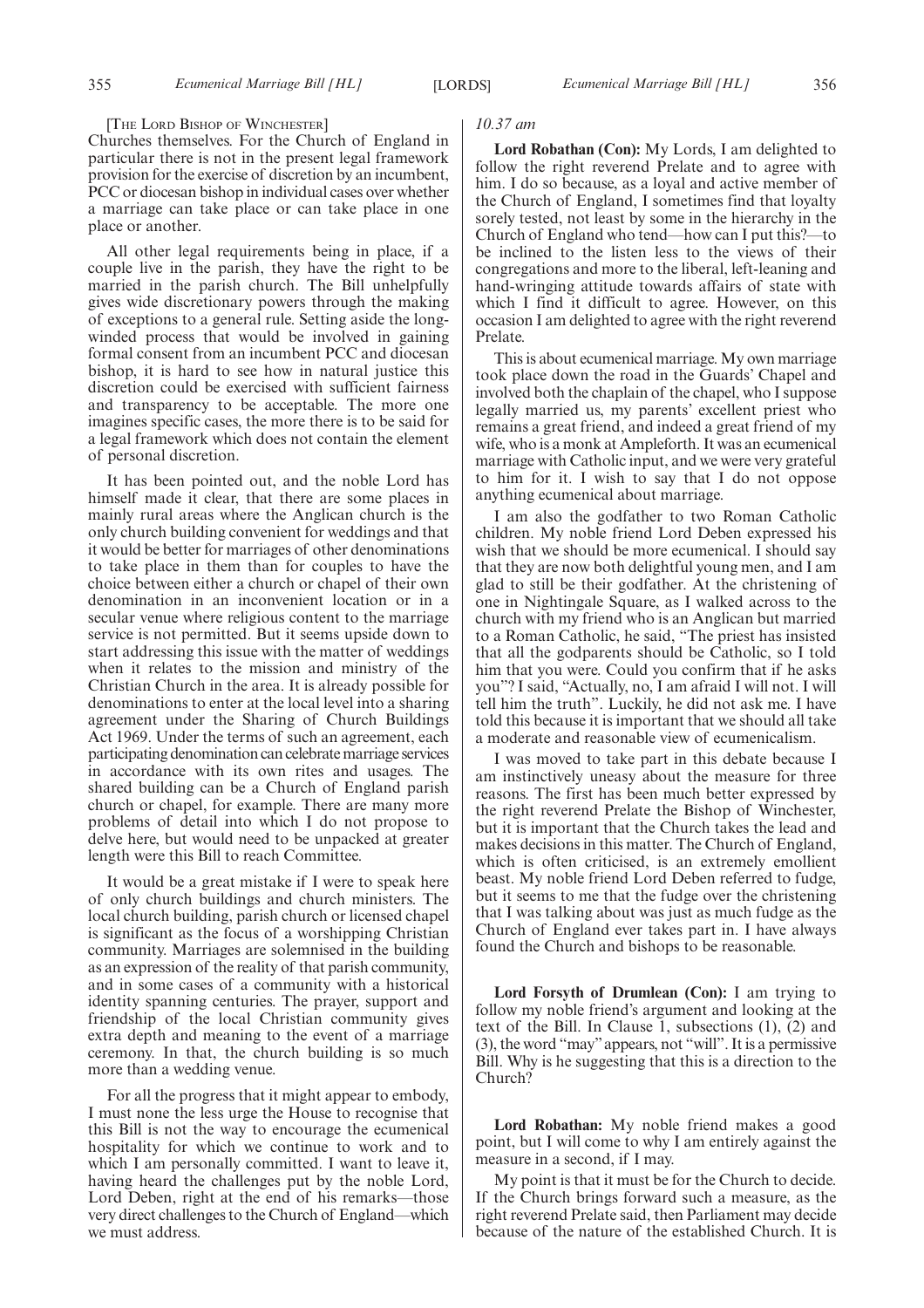[The Lord Bishop of Winchester]

Churches themselves. For the Church of England in particular there is not in the present legal framework provision for the exercise of discretion by an incumbent, PCC or diocesan bishop in individual cases over whether a marriage can take place or can take place in one place or another.

All other legal requirements being in place, if a couple live in the parish, they have the right to be married in the parish church. The Bill unhelpfully gives wide discretionary powers through the making of exceptions to a general rule. Setting aside the long-winded process that would be involved in gaining formal consent from an incumbent PCC and diocesan bishop, it is hard to see how in natural justice this discretion could be exercised with sufficient fairness and transparency to be acceptable. The more one imagines specific cases, the more there is to be said for a legal framework which does not contain the element of personal discretion.

It has been pointed out, and the noble Lord has himself made it clear, that there are some places in mainly rural areas where the Anglican church is the only church building convenient for weddings and that it would be better for marriages of other denominations to take place in them than for couples to have the choice between either a church or chapel of their own denomination in an inconvenient location or in a secular venue where religious content to the marriage service is not permitted. But it seems upside down to start addressing this issue with the matter of weddings when it relates to the mission and ministry of the Christian Church in the area. It is already possible for denominations to enter at the local level into a sharing agreement under the Sharing of Church Buildings Act 1969. Under the terms of such an agreement, each participating denomination can celebrate marriage services in accordance with its own rites and usages. The shared building can be a Church of England parish church or chapel, for example. There are many more problems of detail into which I do not propose to delve here, but would need to be unpacked at greater length were this Bill to reach Committee.

It would be a great mistake if I were to speak here of only church buildings and church ministers. The local church building, parish church or licensed chapel is significant as the focus of a worshipping Christian community. Marriages are solemnised in the building as an expression of the reality of that parish community, and in some cases of a community with a historical identity spanning centuries. The prayer, support and friendship of the local Christian community gives extra depth and meaning to the event of a marriage ceremony. In that, the church building is so much more than a wedding venue.

For all the progress that it might appear to embody, I must none the less urge the House to recognise that this Bill is not the way to encourage the ecumenical hospitality for which we continue to work and to which I am personally committed. I want to leave it, having heard the challenges put by the noble Lord, Lord Deben, right at the end of his remarks—those very direct challenges to the Church of England—which we must address.

*10.37 am*

**Lord Robathan (Con):** My Lords, I am delighted to follow the right reverend Prelate and to agree with him. I do so because, as a loyal and active member of the Church of England, I sometimes find that loyalty sorely tested, not least by some in the hierarchy in the Church of England who tend—how can I put this?—to be inclined to the listen less to the views of their congregations and more to the liberal, left-leaning and hand-wringing attitude towards affairs of state with which I find it difficult to agree. However, on this occasion I am delighted to agree with the right reverend Prelate.

This is about ecumenical marriage. My own marriage took place down the road in the Guards' Chapel and involved both the chaplain of the chapel, who I suppose legally married us, my parents' excellent priest who remains a great friend, and indeed a great friend of my wife, who is a monk at Ampleforth. It was an ecumenical marriage with Catholic input, and we were very grateful to him for it. I wish to say that I do not oppose anything ecumenical about marriage.

I am also the godfather to two Roman Catholic children. My noble friend Lord Deben expressed his wish that we should be more ecumenical. I should say that they are now both delightful young men, and I am glad to still be their godfather. At the christening of one in Nightingale Square, as I walked across to the church with my friend who is an Anglican but married to a Roman Catholic, he said, "The priest has insisted that all the godparents should be Catholic, so I told him that you were. Could you confirm that if he asks you"? I said, "Actually, no, I am afraid I will not. I will tell him the truth". Luckily, he did not ask me. I have told this because it is important that we should all take a moderate and reasonable view of ecumenicalism.

I was moved to take part in this debate because I am instinctively uneasy about the measure for three reasons. The first has been much better expressed by the right reverend Prelate the Bishop of Winchester, but it is important that the Church takes the lead and makes decisions in this matter. The Church of England, which is often criticised, is an extremely emollient beast. My noble friend Lord Deben referred to fudge, but it seems to me that the fudge over the christening that I was talking about was just as much fudge as the Church of England ever takes part in. I have always found the Church and bishops to be reasonable.

**Lord Forsyth of Drumlean (Con):** I am trying to follow my noble friend's argument and looking at the text of the Bill. In Clause 1, subsections (1), (2) and (3), the word "may" appears, not "will". It is a permissive Bill. Why is he suggesting that this is a direction to the Church?

**Lord Robathan:** My noble friend makes a good point, but I will come to why I am entirely against the measure in a second, if I may.

My point is that it must be for the Church to decide. If the Church brings forward such a measure, as the right reverend Prelate said, then Parliament may decide because of the nature of the established Church. It is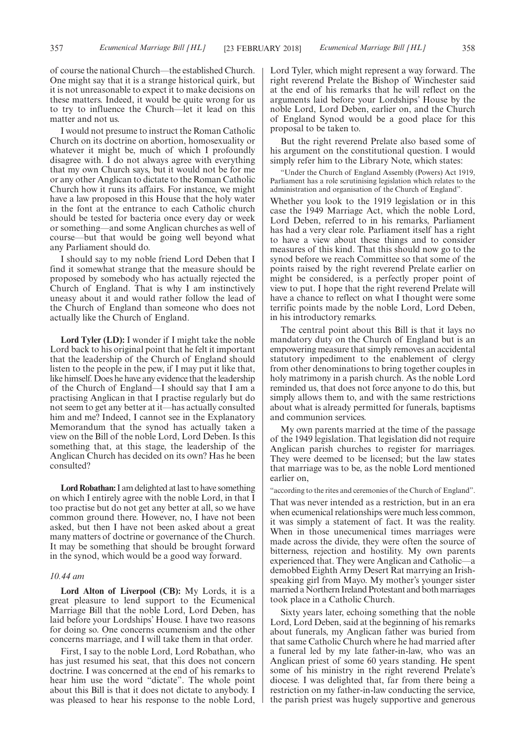of course the national Church—the established Church. One might say that it is a strange historical quirk, but it is not unreasonable to expect it to make decisions on these matters. Indeed, it would be quite wrong for us to try to influence the Church—let it lead on this matter and not us.

I would not presume to instruct the Roman Catholic Church on its doctrine on abortion, homosexuality or whatever it might be, much of which I profoundly disagree with. I do not always agree with everything that my own Church says, but it would not be for me or any other Anglican to dictate to the Roman Catholic Church how it runs its affairs. For instance, we might have a law proposed in this House that the holy water in the font at the entrance to each Catholic church should be tested for bacteria once every day or week or something—and some Anglican churches as well of course—but that would be going well beyond what any Parliament should do.

I should say to my noble friend Lord Deben that I find it somewhat strange that the measure should be proposed by somebody who has actually rejected the Church of England. That is why I am instinctively uneasy about it and would rather follow the lead of the Church of England than someone who does not actually like the Church of England.

**Lord Tyler (LD):** I wonder if I might take the noble Lord back to his original point that he felt it important that the leadership of the Church of England should listen to the people in the pew, if I may put it like that, like himself. Does he have any evidence that the leadership of the Church of England—I should say that I am a practising Anglican in that I practise regularly but do not seem to get any better at it—has actually consulted him and me? Indeed, I cannot see in the Explanatory Memorandum that the synod has actually taken a view on the Bill of the noble Lord, Lord Deben. Is this something that, at this stage, the leadership of the Anglican Church has decided on its own? Has he been consulted?

**Lord Robathan:** I am delighted at last to have something on which I entirely agree with the noble Lord, in that I too practise but do not get any better at all, so we have common ground there. However, no, I have not been asked, but then I have not been asked about a great many matters of doctrine or governance of the Church. It may be something that should be brought forward in the synod, which would be a good way forward.

*10.44 am*

**Lord Alton of Liverpool (CB):** My Lords, it is a great pleasure to lend support to the Ecumenical Marriage Bill that the noble Lord, Lord Deben, has laid before your Lordships' House. I have two reasons for doing so. One concerns ecumenism and the other concerns marriage, and I will take them in that order.

First, I say to the noble Lord, Lord Robathan, who has just resumed his seat, that this does not concern doctrine. I was concerned at the end of his remarks to hear him use the word "dictate". The whole point about this Bill is that it does not dictate to anybody. I was pleased to hear his response to the noble Lord, Lord Tyler, which might represent a way forward. The right reverend Prelate the Bishop of Winchester said at the end of his remarks that he will reflect on the arguments laid before your Lordships' House by the noble Lord, Lord Deben, earlier on, and the Church of England Synod would be a good place for this proposal to be taken to.

But the right reverend Prelate also based some of his argument on the constitutional question. I would simply refer him to the Library Note, which states:

"Under the Church of England Assembly (Powers) Act 1919, Parliament has a role scrutinising legislation which relates to the administration and organisation of the Church of England".

Whether you look to the 1919 legislation or in this case the 1949 Marriage Act, which the noble Lord, Lord Deben, referred to in his remarks, Parliament has had a very clear role. Parliament itself has a right to have a view about these things and to consider measures of this kind. That this should now go to the synod before we reach Committee so that some of the points raised by the right reverend Prelate earlier on might be considered, is a perfectly proper point of view to put. I hope that the right reverend Prelate will have a chance to reflect on what I thought were some terrific points made by the noble Lord, Lord Deben, in his introductory remarks.

The central point about this Bill is that it lays no mandatory duty on the Church of England but is an empowering measure that simply removes an accidental statutory impediment to the enablement of clergy from other denominations to bring together couples in holy matrimony in a parish church. As the noble Lord reminded us, that does not force anyone to do this, but simply allows them to, and with the same restrictions about what is already permitted for funerals, baptisms and communion services.

My own parents married at the time of the passage of the 1949 legislation. That legislation did not require Anglican parish churches to register for marriages. They were deemed to be licensed; but the law states that marriage was to be, as the noble Lord mentioned earlier on,

"according to the rites and ceremonies of the Church of England".

That was never intended as a restriction, but in an era when ecumenical relationships were much less common, it was simply a statement of fact. It was the reality. When in those unecumenical times marriages were made across the divide, they were often the source of bitterness, rejection and hostility. My own parents experienced that. They were Anglican and Catholic—a demobbed Eighth Army Desert Rat marrying an Irish-speaking girl from Mayo. My mother's younger sister married a Northern Ireland Protestant and both marriages took place in a Catholic Church.

Sixty years later, echoing something that the noble Lord, Lord Deben, said at the beginning of his remarks about funerals, my Anglican father was buried from that same Catholic Church where he had married after a funeral led by my late father-in-law, who was an Anglican priest of some 60 years standing. He spent some of his ministry in the right reverend Prelate's diocese. I was delighted that, far from there being a restriction on my father-in-law conducting the service, the parish priest was hugely supportive and generous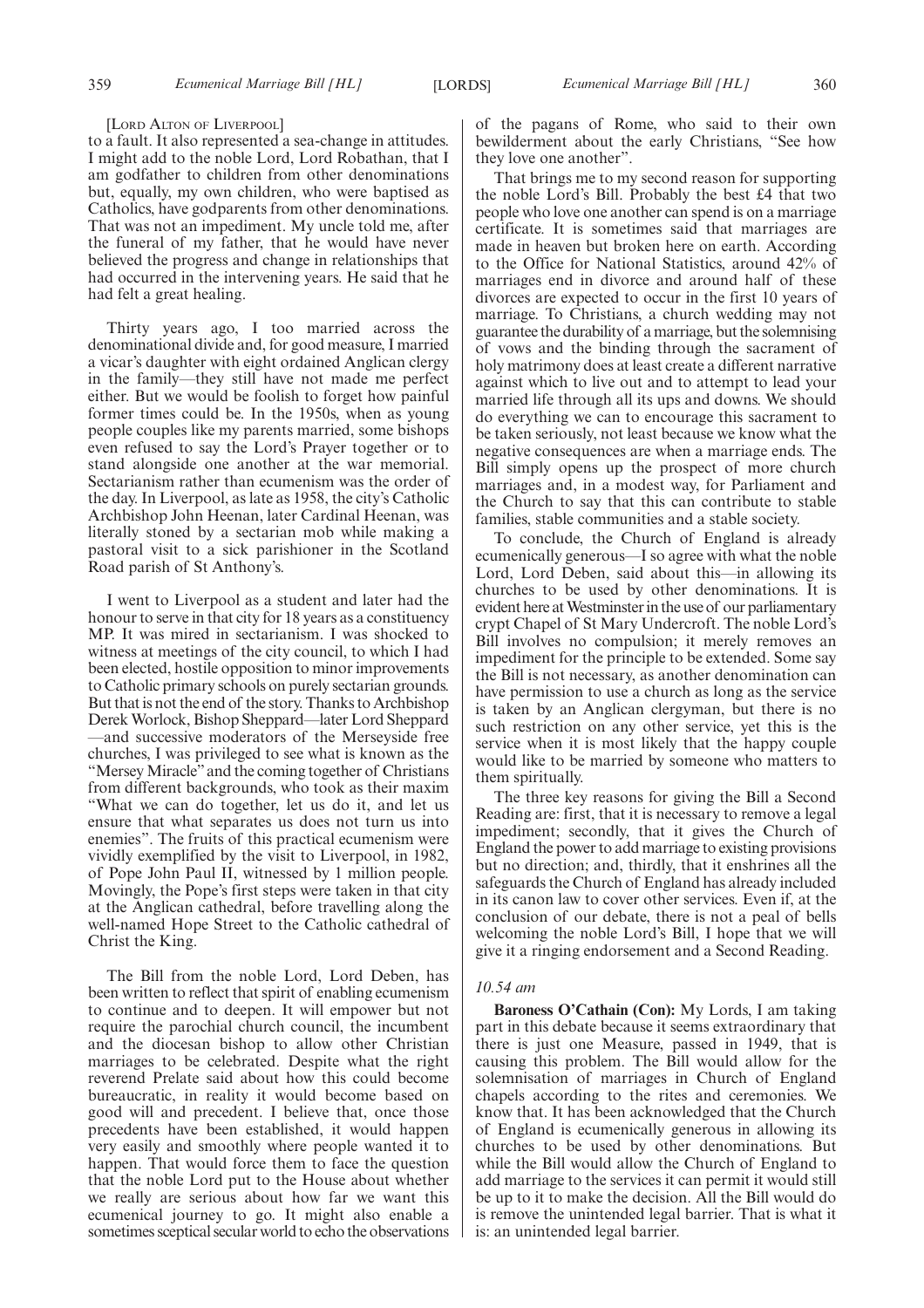[LORD ALTON OF LIVERPOOL]

to a fault. It also represented a sea-change in attitudes. I might add to the noble Lord, Lord Robathan, that I am godfather to children from other denominations but, equally, my own children, who were baptised as Catholics, have godparents from other denominations. That was not an impediment. My uncle told me, after the funeral of my father, that he would have never believed the progress and change in relationships that had occurred in the intervening years. He said that he had felt a great healing.

Thirty years ago, I too married across the denominational divide and, for good measure, I married a vicar's daughter with eight ordained Anglican clergy in the family—they still have not made me perfect either. But we would be foolish to forget how painful former times could be. In the 1950s, when as young people couples like my parents married, some bishops even refused to say the Lord's Prayer together or to stand alongside one another at the war memorial. Sectarianism rather than ecumenism was the order of the day. In Liverpool, as late as 1958, the city's Catholic Archbishop John Heenan, later Cardinal Heenan, was literally stoned by a sectarian mob while making a pastoral visit to a sick parishioner in the Scotland Road parish of St Anthony's.

I went to Liverpool as a student and later had the honour to serve in that city for 18 years as a constituency MP. It was mired in sectarianism. I was shocked to witness at meetings of the city council, to which I had been elected, hostile opposition to minor improvements to Catholic primary schools on purely sectarian grounds. But that is not the end of the story. Thanks to Archbishop Derek Worlock, Bishop Sheppard—later Lord Sheppard—and successive moderators of the Merseyside free churches, I was privileged to see what is known as the "Mersey Miracle" and the coming together of Christians from different backgrounds, who took as their maxim "What we can do together, let us do it, and let us ensure that what separates us does not turn us into enemies". The fruits of this practical ecumenism were vividly exemplified by the visit to Liverpool, in 1982, of Pope John Paul II, witnessed by 1 million people. Movingly, the Pope's first steps were taken in that city at the Anglican cathedral, before travelling along the well-named Hope Street to the Catholic cathedral of Christ the King.

The Bill from the noble Lord, Lord Deben, has been written to reflect that spirit of enabling ecumenism to continue and to deepen. It will empower but not require the parochial church council, the incumbent and the diocesan bishop to allow other Christian marriages to be celebrated. Despite what the right reverend Prelate said about how this could become bureaucratic, in reality it would become based on good will and precedent. I believe that, once those precedents have been established, it would happen very easily and smoothly where people wanted it to happen. That would force them to face the question that the noble Lord put to the House about whether we really are serious about how far we want this ecumenical journey to go. It might also enable a sometimes sceptical secular world to echo the observations of the pagans of Rome, who said to their own bewilderment about the early Christians, "See how they love one another".

That brings me to my second reason for supporting the noble Lord's Bill. Probably the best £4 that two people who love one another can spend is on a marriage certificate. It is sometimes said that marriages are made in heaven but broken here on earth. According to the Office for National Statistics, around 42% of marriages end in divorce and around half of these divorces are expected to occur in the first 10 years of marriage. To Christians, a church wedding may not guarantee the durability of a marriage, but the solemnising of vows and the binding through the sacrament of holy matrimony does at least create a different narrative against which to live out and to attempt to lead your married life through all its ups and downs. We should do everything we can to encourage this sacrament to be taken seriously, not least because we know what the negative consequences are when a marriage ends. The Bill simply opens up the prospect of more church marriages and, in a modest way, for Parliament and the Church to say that this can contribute to stable families, stable communities and a stable society.

To conclude, the Church of England is already ecumenically generous—I so agree with what the noble Lord, Lord Deben, said about this—in allowing its churches to be used by other denominations. It is evident here at Westminster in the use of our parliamentary crypt Chapel of St Mary Undercroft. The noble Lord's Bill involves no compulsion; it merely removes an impediment for the principle to be extended. Some say the Bill is not necessary, as another denomination can have permission to use a church as long as the service is taken by an Anglican clergyman, but there is no such restriction on any other service, yet this is the service when it is most likely that the happy couple would like to be married by someone who matters to them spiritually.

The three key reasons for giving the Bill a Second Reading are: first, that it is necessary to remove a legal impediment; secondly, that it gives the Church of England the power to add marriage to existing provisions but no direction; and, thirdly, that it enshrines all the safeguards the Church of England has already included in its canon law to cover other services. Even if, at the conclusion of our debate, there is not a peal of bells welcoming the noble Lord's Bill, I hope that we will give it a ringing endorsement and a Second Reading.

*10.54 am*

**Baroness O'Cathain (Con):** My Lords, I am taking part in this debate because it seems extraordinary that there is just one Measure, passed in 1949, that is causing this problem. The Bill would allow for the solemnisation of marriages in Church of England chapels according to the rites and ceremonies. We know that. It has been acknowledged that the Church of England is ecumenically generous in allowing its churches to be used by other denominations. But while the Bill would allow the Church of England to add marriage to the services it can permit it would still be up to it to make the decision. All the Bill would do is remove the unintended legal barrier. That is what it is: an unintended legal barrier.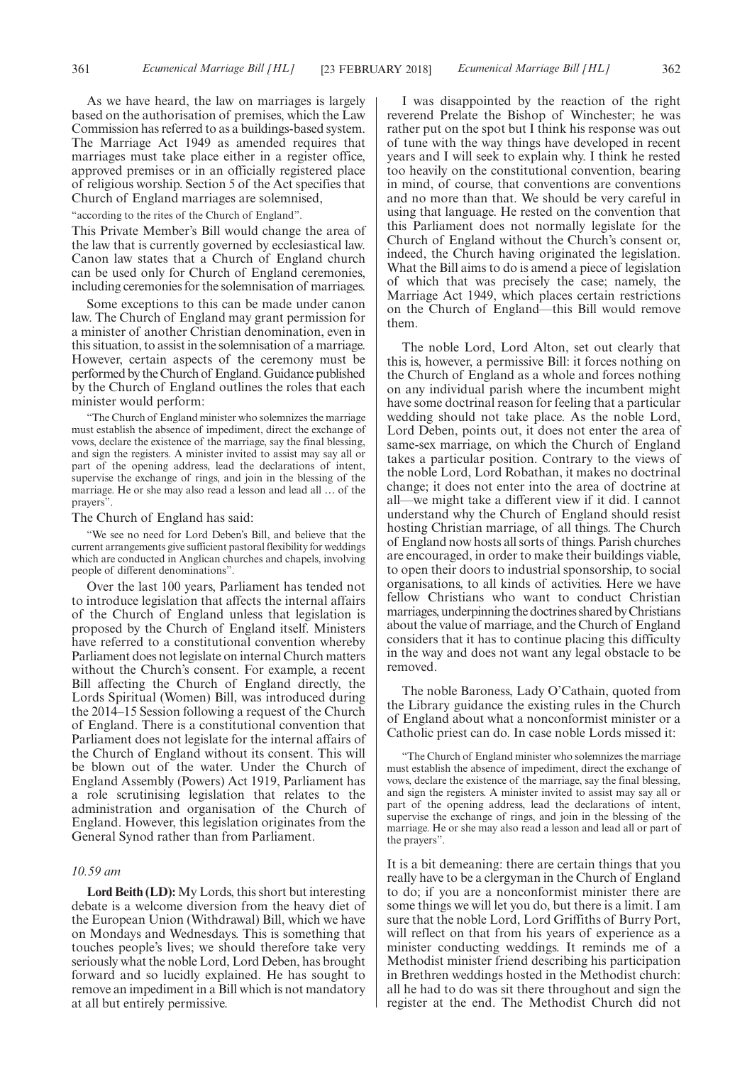As we have heard, the law on marriages is largely based on the authorisation of premises, which the Law Commission has referred to as a buildings-based system. The Marriage Act 1949 as amended requires that marriages must take place either in a register office, approved premises or in an officially registered place of religious worship. Section 5 of the Act specifies that Church of England marriages are solemnised,

"according to the rites of the Church of England".

This Private Member's Bill would change the area of the law that is currently governed by ecclesiastical law. Canon law states that a Church of England church can be used only for Church of England ceremonies, including ceremonies for the solemnisation of marriages.

Some exceptions to this can be made under canon law. The Church of England may grant permission for a minister of another Christian denomination, even in this situation, to assist in the solemnisation of a marriage. However, certain aspects of the ceremony must be performed by the Church of England. Guidance published by the Church of England outlines the roles that each minister would perform:

> "The Church of England minister who solemnizes the marriage must establish the absence of impediment, direct the exchange of vows, declare the existence of the marriage, say the final blessing, and sign the registers. A minister invited to assist may say all or part of the opening address, lead the declarations of intent, supervise the exchange of rings, and join in the blessing of the marriage. He or she may also read a lesson and lead all … of the prayers".

The Church of England has said:

> "We see no need for Lord Deben's Bill, and believe that the current arrangements give sufficient pastoral flexibility for weddings which are conducted in Anglican churches and chapels, involving people of different denominations".

Over the last 100 years, Parliament has tended not to introduce legislation that affects the internal affairs of the Church of England unless that legislation is proposed by the Church of England itself. Ministers have referred to a constitutional convention whereby Parliament does not legislate on internal Church matters without the Church's consent. For example, a recent Bill affecting the Church of England directly, the Lords Spiritual (Women) Bill, was introduced during the 2014–15 Session following a request of the Church of England. There is a constitutional convention that Parliament does not legislate for the internal affairs of the Church of England without its consent. This will be blown out of the water. Under the Church of England Assembly (Powers) Act 1919, Parliament has a role scrutinising legislation that relates to the administration and organisation of the Church of England. However, this legislation originates from the General Synod rather than from Parliament.

*10.59 am*

**Lord Beith (LD):** My Lords, this short but interesting debate is a welcome diversion from the heavy diet of the European Union (Withdrawal) Bill, which we have on Mondays and Wednesdays. This is something that touches people's lives; we should therefore take very seriously what the noble Lord, Lord Deben, has brought forward and so lucidly explained. He has sought to remove an impediment in a Bill which is not mandatory at all but entirely permissive.

I was disappointed by the reaction of the right reverend Prelate the Bishop of Winchester; he was rather put on the spot but I think his response was out of tune with the way things have developed in recent years and I will seek to explain why. I think he rested too heavily on the constitutional convention, bearing in mind, of course, that conventions are conventions and no more than that. We should be very careful in using that language. He rested on the convention that this Parliament does not normally legislate for the Church of England without the Church's consent or, indeed, the Church having originated the legislation. What the Bill aims to do is amend a piece of legislation of which that was precisely the case; namely, the Marriage Act 1949, which places certain restrictions on the Church of England—this Bill would remove them.

The noble Lord, Lord Alton, set out clearly that this is, however, a permissive Bill: it forces nothing on the Church of England as a whole and forces nothing on any individual parish where the incumbent might have some doctrinal reason for feeling that a particular wedding should not take place. As the noble Lord, Lord Deben, points out, it does not enter the area of same-sex marriage, on which the Church of England takes a particular position. Contrary to the views of the noble Lord, Lord Robathan, it makes no doctrinal change; it does not enter into the area of doctrine at all—we might take a different view if it did. I cannot understand why the Church of England should resist hosting Christian marriage, of all things. The Church of England now hosts all sorts of things. Parish churches are encouraged, in order to make their buildings viable, to open their doors to industrial sponsorship, to social organisations, to all kinds of activities. Here we have fellow Christians who want to conduct Christian marriages, underpinning the doctrines shared by Christians about the value of marriage, and the Church of England considers that it has to continue placing this difficulty in the way and does not want any legal obstacle to be removed.

The noble Baroness, Lady O'Cathain, quoted from the Library guidance the existing rules in the Church of England about what a nonconformist minister or a Catholic priest can do. In case noble Lords missed it:

> "The Church of England minister who solemnizes the marriage must establish the absence of impediment, direct the exchange of vows, declare the existence of the marriage, say the final blessing, and sign the registers. A minister invited to assist may say all or part of the opening address, lead the declarations of intent, supervise the exchange of rings, and join in the blessing of the marriage. He or she may also read a lesson and lead all or part of the prayers".

It is a bit demeaning: there are certain things that you really have to be a clergyman in the Church of England to do; if you are a nonconformist minister there are some things we will let you do, but there is a limit. I am sure that the noble Lord, Lord Griffiths of Burry Port, will reflect on that from his years of experience as a minister conducting weddings. It reminds me of a Methodist minister friend describing his participation in Brethren weddings hosted in the Methodist church: all he had to do was sit there throughout and sign the register at the end. The Methodist Church did not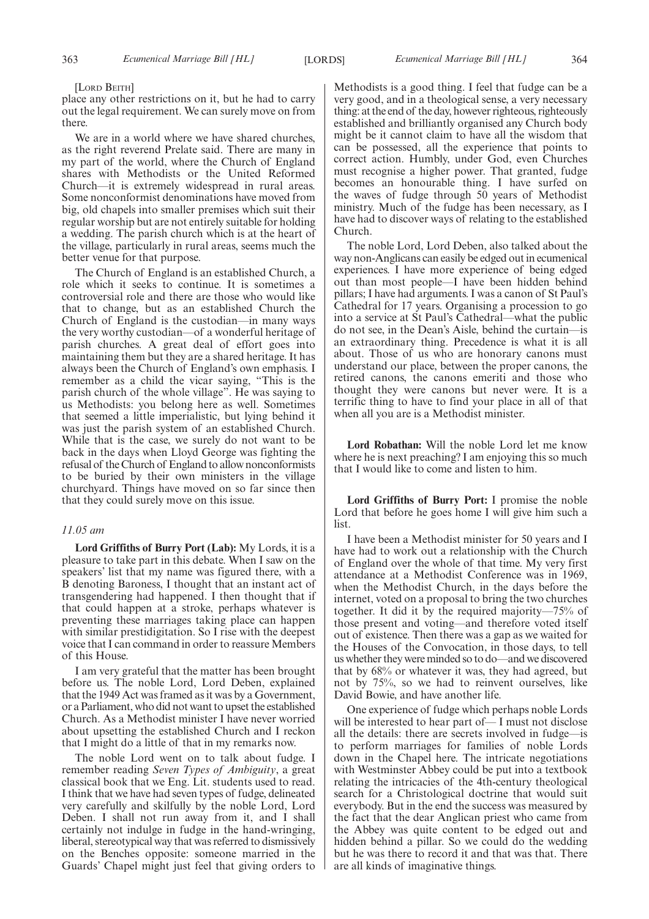[LORD BEITH]

place any other restrictions on it, but he had to carry out the legal requirement. We can surely move on from there.

We are in a world where we have shared churches, as the right reverend Prelate said. There are many in my part of the world, where the Church of England shares with Methodists or the United Reformed Church—it is extremely widespread in rural areas. Some nonconformist denominations have moved from big, old chapels into smaller premises which suit their regular worship but are not entirely suitable for holding a wedding. The parish church which is at the heart of the village, particularly in rural areas, seems much the better venue for that purpose.

The Church of England is an established Church, a role which it seeks to continue. It is sometimes a controversial role and there are those who would like that to change, but as an established Church the Church of England is the custodian—in many ways the very worthy custodian—of a wonderful heritage of parish churches. A great deal of effort goes into maintaining them but they are a shared heritage. It has always been the Church of England's own emphasis. I remember as a child the vicar saying, "This is the parish church of the whole village". He was saying to us Methodists: you belong here as well. Sometimes that seemed a little imperialistic, but lying behind it was just the parish system of an established Church. While that is the case, we surely do not want to be back in the days when Lloyd George was fighting the refusal of the Church of England to allow nonconformists to be buried by their own ministers in the village churchyard. Things have moved on so far since then that they could surely move on this issue.

*11.05 am*

**Lord Griffiths of Burry Port (Lab):** My Lords, it is a pleasure to take part in this debate. When I saw on the speakers' list that my name was figured there, with a B denoting Baroness, I thought that an instant act of transgendering had happened. I then thought that if that could happen at a stroke, perhaps whatever is preventing these marriages taking place can happen with similar prestidigitation. So I rise with the deepest voice that I can command in order to reassure Members of this House.

I am very grateful that the matter has been brought before us. The noble Lord, Lord Deben, explained that the 1949 Act was framed as it was by a Government, or a Parliament, who did not want to upset the established Church. As a Methodist minister I have never worried about upsetting the established Church and I reckon that I might do a little of that in my remarks now.

The noble Lord went on to talk about fudge. I remember reading *Seven Types of Ambiguity*, a great classical book that we Eng. Lit. students used to read. I think that we have had seven types of fudge, delineated very carefully and skilfully by the noble Lord, Lord Deben. I shall not run away from it, and I shall certainly not indulge in fudge in the hand-wringing, liberal, stereotypical way that was referred to dismissively on the Benches opposite: someone married in the Guards' Chapel might just feel that giving orders to Methodists is a good thing. I feel that fudge can be a very good, and in a theological sense, a very necessary thing: at the end of the day, however righteous, righteously established and brilliantly organised any Church body might be it cannot claim to have all the wisdom that can be possessed, all the experience that points to correct action. Humbly, under God, even Churches must recognise a higher power. That granted, fudge becomes an honourable thing. I have surfed on the waves of fudge through 50 years of Methodist ministry. Much of the fudge has been necessary, as I have had to discover ways of relating to the established Church.

The noble Lord, Lord Deben, also talked about the way non-Anglicans can easily be edged out in ecumenical experiences. I have more experience of being edged out than most people—I have been hidden behind pillars; I have had arguments. I was a canon of St Paul's Cathedral for 17 years. Organising a procession to go into a service at St Paul's Cathedral—what the public do not see, in the Dean's Aisle, behind the curtain—is an extraordinary thing. Precedence is what it is all about. Those of us who are honorary canons must understand our place, between the proper canons, the retired canons, the canons emeriti and those who thought they were canons but never were. It is a terrific thing to have to find your place in all of that when all you are is a Methodist minister.

**Lord Robathan:** Will the noble Lord let me know where he is next preaching? I am enjoying this so much that I would like to come and listen to him.

**Lord Griffiths of Burry Port:** I promise the noble Lord that before he goes home I will give him such a list.

I have been a Methodist minister for 50 years and I have had to work out a relationship with the Church of England over the whole of that time. My very first attendance at a Methodist Conference was in 1969, when the Methodist Church, in the days before the internet, voted on a proposal to bring the two churches together. It did it by the required majority—75% of those present and voting—and therefore voted itself out of existence. Then there was a gap as we waited for the Houses of the Convocation, in those days, to tell us whether they were minded so to do—and we discovered that by 68% or whatever it was, they had agreed, but not by 75%, so we had to reinvent ourselves, like David Bowie, and have another life.

One experience of fudge which perhaps noble Lords will be interested to hear part of— I must not disclose all the details: there are secrets involved in fudge—is to perform marriages for families of noble Lords down in the Chapel here. The intricate negotiations with Westminster Abbey could be put into a textbook relating the intricacies of the 4th-century theological search for a Christological doctrine that would suit everybody. But in the end the success was measured by the fact that the dear Anglican priest who came from the Abbey was quite content to be edged out and hidden behind a pillar. So we could do the wedding but he was there to record it and that was that. There are all kinds of imaginative things.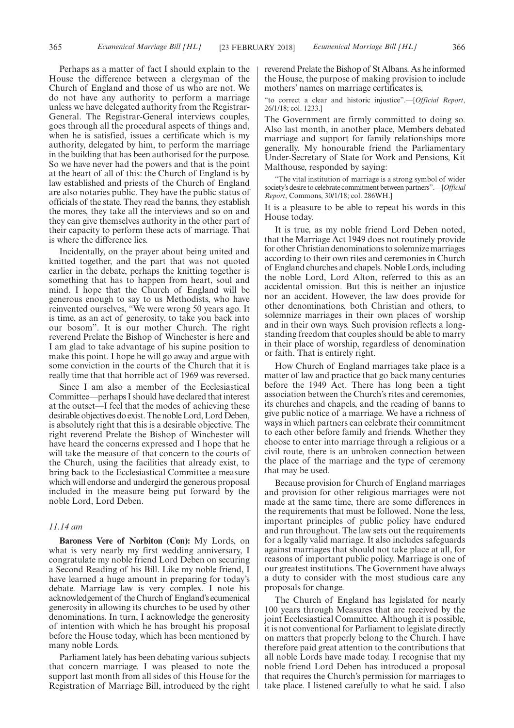Perhaps as a matter of fact I should explain to the House the difference between a clergyman of the Church of England and those of us who are not. We do not have any authority to perform a marriage unless we have delegated authority from the Registrar-General. The Registrar-General interviews couples, goes through all the procedural aspects of things and, when he is satisfied, issues a certificate which is my authority, delegated by him, to perform the marriage in the building that has been authorised for the purpose. So we have never had the powers and that is the point at the heart of all of this: the Church of England is by law established and priests of the Church of England are also notaries public. They have the public status of officials of the state. They read the banns, they establish the mores, they take all the interviews and so on and they can give themselves authority in the other part of their capacity to perform these acts of marriage. That is where the difference lies.

Incidentally, on the prayer about being united and knitted together, and the part that was not quoted earlier in the debate, perhaps the knitting together is something that has to happen from heart, soul and mind. I hope that the Church of England will be generous enough to say to us Methodists, who have reinvented ourselves, "We were wrong 50 years ago. It is time, as an act of generosity, to take you back into our bosom". It is our mother Church. The right reverend Prelate the Bishop of Winchester is here and I am glad to take advantage of his supine position to make this point. I hope he will go away and argue with some conviction in the courts of the Church that it is really time that that horrible act of 1969 was reversed.

Since I am also a member of the Ecclesiastical Committee—perhaps I should have declared that interest at the outset—I feel that the modes of achieving these desirable objectives do exist. The noble Lord, Lord Deben, is absolutely right that this is a desirable objective. The right reverend Prelate the Bishop of Winchester will have heard the concerns expressed and I hope that he will take the measure of that concern to the courts of the Church, using the facilities that already exist, to bring back to the Ecclesiastical Committee a measure which will endorse and undergird the generous proposal included in the measure being put forward by the noble Lord, Lord Deben.

*11.14 am*

**Baroness Vere of Norbiton (Con):** My Lords, on what is very nearly my first wedding anniversary, I congratulate my noble friend Lord Deben on securing a Second Reading of his Bill. Like my noble friend, I have learned a huge amount in preparing for today's debate. Marriage law is very complex. I note his acknowledgement of the Church of England's ecumenical generosity in allowing its churches to be used by other denominations. In turn, I acknowledge the generosity of intention with which he has brought his proposal before the House today, which has been mentioned by many noble Lords.

Parliament lately has been debating various subjects that concern marriage. I was pleased to note the support last month from all sides of this House for the Registration of Marriage Bill, introduced by the right reverend Prelate the Bishop of St Albans. As he informed the House, the purpose of making provision to include mothers' names on marriage certificates is,

"to correct a clear and historic injustice".—[*Official Report*, 26/1/18; col. 1233.]

The Government are firmly committed to doing so. Also last month, in another place, Members debated marriage and support for family relationships more generally. My honourable friend the Parliamentary Under-Secretary of State for Work and Pensions, Kit Malthouse, responded by saying:

"The vital institution of marriage is a strong symbol of wider society's desire to celebrate commitment between partners".—[*Official Report*, Commons, 30/1/18; col. 286WH.]

It is a pleasure to be able to repeat his words in this House today.

It is true, as my noble friend Lord Deben noted, that the Marriage Act 1949 does not routinely provide for other Christian denominations to solemnize marriages according to their own rites and ceremonies in Church of England churches and chapels. Noble Lords, including the noble Lord, Lord Alton, referred to this as an accidental omission. But this is neither an injustice nor an accident. However, the law does provide for other denominations, both Christian and others, to solemnize marriages in their own places of worship and in their own ways. Such provision reflects a long-standing freedom that couples should be able to marry in their place of worship, regardless of denomination or faith. That is entirely right.

How Church of England marriages take place is a matter of law and practice that go back many centuries before the 1949 Act. There has long been a tight association between the Church's rites and ceremonies, its churches and chapels, and the reading of banns to give public notice of a marriage. We have a richness of ways in which partners can celebrate their commitment to each other before family and friends. Whether they choose to enter into marriage through a religious or a civil route, there is an unbroken connection between the place of the marriage and the type of ceremony that may be used.

Because provision for Church of England marriages and provision for other religious marriages were not made at the same time, there are some differences in the requirements that must be followed. None the less, important principles of public policy have endured and run throughout. The law sets out the requirements for a legally valid marriage. It also includes safeguards against marriages that should not take place at all, for reasons of important public policy. Marriage is one of our greatest institutions. The Government have always a duty to consider with the most studious care any proposals for change.

The Church of England has legislated for nearly 100 years through Measures that are received by the joint Ecclesiastical Committee. Although it is possible, it is not conventional for Parliament to legislate directly on matters that properly belong to the Church. I have therefore paid great attention to the contributions that all noble Lords have made today. I recognise that my noble friend Lord Deben has introduced a proposal that requires the Church's permission for marriages to take place. I listened carefully to what he said. I also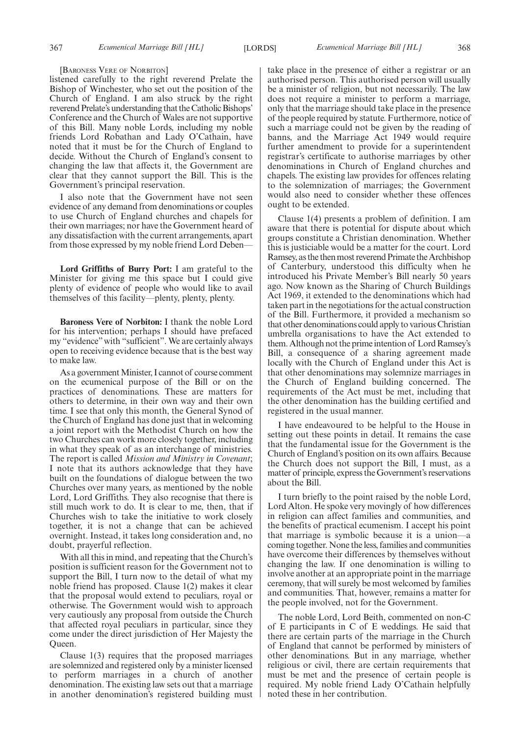[Baroness Vere of Norbiton]

listened carefully to the right reverend Prelate the Bishop of Winchester, who set out the position of the Church of England. I am also struck by the right reverend Prelate's understanding that the Catholic Bishops' Conference and the Church of Wales are not supportive of this Bill. Many noble Lords, including my noble friends Lord Robathan and Lady O'Cathain, have noted that it must be for the Church of England to decide. Without the Church of England's consent to changing the law that affects it, the Government are clear that they cannot support the Bill. This is the Government's principal reservation.

I also note that the Government have not seen evidence of any demand from denominations or couples to use Church of England churches and chapels for their own marriages; nor have the Government heard of any dissatisfaction with the current arrangements, apart from those expressed by my noble friend Lord Deben—

**Lord Griffiths of Burry Port:** I am grateful to the Minister for giving me this space but I could give plenty of evidence of people who would like to avail themselves of this facility—plenty, plenty, plenty.

**Baroness Vere of Norbiton:** I thank the noble Lord for his intervention; perhaps I should have prefaced my "evidence" with "sufficient". We are certainly always open to receiving evidence because that is the best way to make law.

As a government Minister, I cannot of course comment on the ecumenical purpose of the Bill or on the practices of denominations. These are matters for others to determine, in their own way and their own time. I see that only this month, the General Synod of the Church of England has done just that in welcoming a joint report with the Methodist Church on how the two Churches can work more closely together, including in what they speak of as an interchange of ministries. The report is called *Mission and Ministry in Covenant*; I note that its authors acknowledge that they have built on the foundations of dialogue between the two Churches over many years, as mentioned by the noble Lord, Lord Griffiths. They also recognise that there is still much work to do. It is clear to me, then, that if Churches wish to take the initiative to work closely together, it is not a change that can be achieved overnight. Instead, it takes long consideration and, no doubt, prayerful reflection.

With all this in mind, and repeating that the Church's position is sufficient reason for the Government not to support the Bill, I turn now to the detail of what my noble friend has proposed. Clause 1(2) makes it clear that the proposal would extend to peculiars, royal or otherwise. The Government would wish to approach very cautiously any proposal from outside the Church that affected royal peculiars in particular, since they come under the direct jurisdiction of Her Majesty the Queen.

Clause 1(3) requires that the proposed marriages are solemnized and registered only by a minister licensed to perform marriages in a church of another denomination. The existing law sets out that a marriage in another denomination's registered building must take place in the presence of either a registrar or an authorised person. This authorised person will usually be a minister of religion, but not necessarily. The law does not require a minister to perform a marriage, only that the marriage should take place in the presence of the people required by statute. Furthermore, notice of such a marriage could not be given by the reading of banns, and the Marriage Act 1949 would require further amendment to provide for a superintendent registrar's certificate to authorise marriages by other denominations in Church of England churches and chapels. The existing law provides for offences relating to the solemnization of marriages; the Government would also need to consider whether these offences ought to be extended.

Clause 1(4) presents a problem of definition. I am aware that there is potential for dispute about which groups constitute a Christian denomination. Whether this is justiciable would be a matter for the court. Lord Ramsey, as the then most reverend Primate the Archbishop of Canterbury, understood this difficulty when he introduced his Private Member's Bill nearly 50 years ago. Now known as the Sharing of Church Buildings Act 1969, it extended to the denominations which had taken part in the negotiations for the actual construction of the Bill. Furthermore, it provided a mechanism so that other denominations could apply to various Christian umbrella organisations to have the Act extended to them. Although not the prime intention of Lord Ramsey's Bill, a consequence of a sharing agreement made locally with the Church of England under this Act is that other denominations may solemnize marriages in the Church of England building concerned. The requirements of the Act must be met, including that the other denomination has the building certified and registered in the usual manner.

I have endeavoured to be helpful to the House in setting out these points in detail. It remains the case that the fundamental issue for the Government is the Church of England's position on its own affairs. Because the Church does not support the Bill, I must, as a matter of principle, express the Government's reservations about the Bill.

I turn briefly to the point raised by the noble Lord, Lord Alton. He spoke very movingly of how differences in religion can affect families and communities, and the benefits of practical ecumenism. I accept his point that marriage is symbolic because it is a union—a coming together. None the less, families and communities have overcome their differences by themselves without changing the law. If one denomination is willing to involve another at an appropriate point in the marriage ceremony, that will surely be most welcomed by families and communities. That, however, remains a matter for the people involved, not for the Government.

The noble Lord, Lord Beith, commented on non-C of E participants in C of E weddings. He said that there are certain parts of the marriage in the Church of England that cannot be performed by ministers of other denominations. But in any marriage, whether religious or civil, there are certain requirements that must be met and the presence of certain people is required. My noble friend Lady O'Cathain helpfully noted these in her contribution.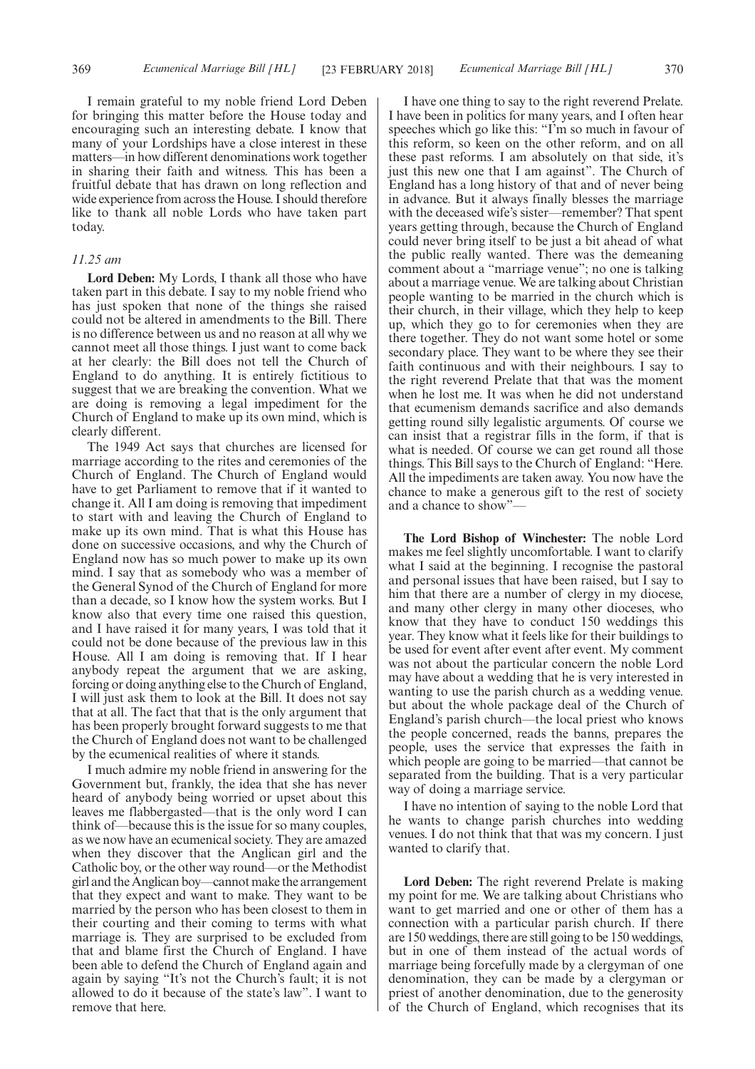I remain grateful to my noble friend Lord Deben for bringing this matter before the House today and encouraging such an interesting debate. I know that many of your Lordships have a close interest in these matters—in how different denominations work together in sharing their faith and witness. This has been a fruitful debate that has drawn on long reflection and wide experience from across the House. I should therefore like to thank all noble Lords who have taken part today.

*11.25 am*

**Lord Deben:** My Lords, I thank all those who have taken part in this debate. I say to my noble friend who has just spoken that none of the things she raised could not be altered in amendments to the Bill. There is no difference between us and no reason at all why we cannot meet all those things. I just want to come back at her clearly: the Bill does not tell the Church of England to do anything. It is entirely fictitious to suggest that we are breaking the convention. What we are doing is removing a legal impediment for the Church of England to make up its own mind, which is clearly different.

The 1949 Act says that churches are licensed for marriage according to the rites and ceremonies of the Church of England. The Church of England would have to get Parliament to remove that if it wanted to change it. All I am doing is removing that impediment to start with and leaving the Church of England to make up its own mind. That is what this House has done on successive occasions, and why the Church of England now has so much power to make up its own mind. I say that as somebody who was a member of the General Synod of the Church of England for more than a decade, so I know how the system works. But I know also that every time one raised this question, and I have raised it for many years, I was told that it could not be done because of the previous law in this House. All I am doing is removing that. If I hear anybody repeat the argument that we are asking, forcing or doing anything else to the Church of England, I will just ask them to look at the Bill. It does not say that at all. The fact that that is the only argument that has been properly brought forward suggests to me that the Church of England does not want to be challenged by the ecumenical realities of where it stands.

I much admire my noble friend in answering for the Government but, frankly, the idea that she has never heard of anybody being worried or upset about this leaves me flabbergasted—that is the only word I can think of—because this is the issue for so many couples, as we now have an ecumenical society. They are amazed when they discover that the Anglican girl and the Catholic boy, or the other way round—or the Methodist girl and the Anglican boy—cannot make the arrangement that they expect and want to make. They want to be married by the person who has been closest to them in their courting and their coming to terms with what marriage is. They are surprised to be excluded from that and blame first the Church of England. I have been able to defend the Church of England again and again by saying "It's not the Church's fault; it is not allowed to do it because of the state's law". I want to remove that here.

I have one thing to say to the right reverend Prelate. I have been in politics for many years, and I often hear speeches which go like this: "I'm so much in favour of this reform, so keen on the other reform, and on all these past reforms. I am absolutely on that side, it's just this new one that I am against". The Church of England has a long history of that and of never being in advance. But it always finally blesses the marriage with the deceased wife's sister—remember? That spent years getting through, because the Church of England could never bring itself to be just a bit ahead of what the public really wanted. There was the demeaning comment about a "marriage venue"; no one is talking about a marriage venue. We are talking about Christian people wanting to be married in the church which is their church, in their village, which they help to keep up, which they go to for ceremonies when they are there together. They do not want some hotel or some secondary place. They want to be where they see their faith continuous and with their neighbours. I say to the right reverend Prelate that that was the moment when he lost me. It was when he did not understand that ecumenism demands sacrifice and also demands getting round silly legalistic arguments. Of course we can insist that a registrar fills in the form, if that is what is needed. Of course we can get round all those things. This Bill says to the Church of England: "Here. All the impediments are taken away. You now have the chance to make a generous gift to the rest of society and a chance to show"—

**The Lord Bishop of Winchester:** The noble Lord makes me feel slightly uncomfortable. I want to clarify what I said at the beginning. I recognise the pastoral and personal issues that have been raised, but I say to him that there are a number of clergy in my diocese, and many other clergy in many other dioceses, who know that they have to conduct 150 weddings this year. They know what it feels like for their buildings to be used for event after event after event. My comment was not about the particular concern the noble Lord may have about a wedding that he is very interested in wanting to use the parish church as a wedding venue. but about the whole package deal of the Church of England's parish church—the local priest who knows the people concerned, reads the banns, prepares the people, uses the service that expresses the faith in which people are going to be married—that cannot be separated from the building. That is a very particular way of doing a marriage service.

I have no intention of saying to the noble Lord that he wants to change parish churches into wedding venues. I do not think that that was my concern. I just wanted to clarify that.

**Lord Deben:** The right reverend Prelate is making my point for me. We are talking about Christians who want to get married and one or other of them has a connection with a particular parish church. If there are 150 weddings, there are still going to be 150 weddings, but in one of them instead of the actual words of marriage being forcefully made by a clergyman of one denomination, they can be made by a clergyman or priest of another denomination, due to the generosity of the Church of England, which recognises that its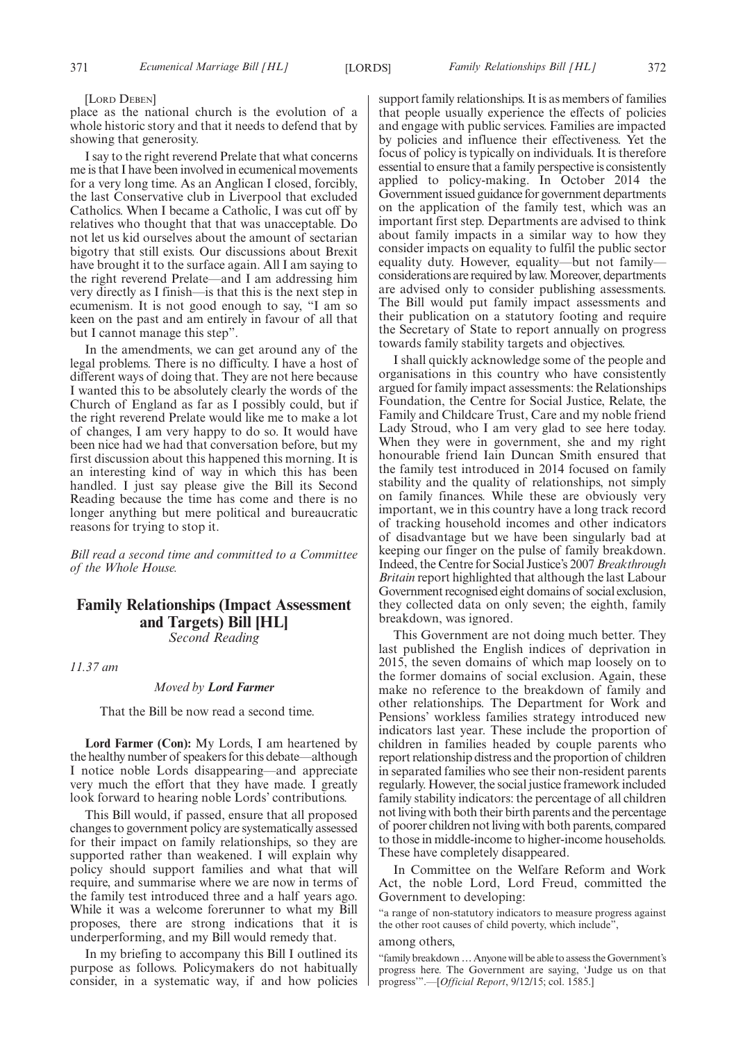[LORD DEBEN]

place as the national church is the evolution of a whole historic story and that it needs to defend that by showing that generosity.

I say to the right reverend Prelate that what concerns me is that I have been involved in ecumenical movements for a very long time. As an Anglican I closed, forcibly, the last Conservative club in Liverpool that excluded Catholics. When I became a Catholic, I was cut off by relatives who thought that that was unacceptable. Do not let us kid ourselves about the amount of sectarian bigotry that still exists. Our discussions about Brexit have brought it to the surface again. All I am saying to the right reverend Prelate—and I am addressing him very directly as I finish—is that this is the next step in ecumenism. It is not good enough to say, "I am so keen on the past and am entirely in favour of all that but I cannot manage this step".

In the amendments, we can get around any of the legal problems. There is no difficulty. I have a host of different ways of doing that. They are not here because I wanted this to be absolutely clearly the words of the Church of England as far as I possibly could, but if the right reverend Prelate would like me to make a lot of changes, I am very happy to do so. It would have been nice had we had that conversation before, but my first discussion about this happened this morning. It is an interesting kind of way in which this has been handled. I just say please give the Bill its Second Reading because the time has come and there is no longer anything but mere political and bureaucratic reasons for trying to stop it.

*Bill read a second time and committed to a Committee of the Whole House.*

## Family Relationships (Impact Assessment and Targets) Bill [HL]

*Second Reading*

*11.37 am*

*Moved by* ***Lord Farmer***

That the Bill be now read a second time.

**Lord Farmer (Con):** My Lords, I am heartened by the healthy number of speakers for this debate—although I notice noble Lords disappearing—and appreciate very much the effort that they have made. I greatly look forward to hearing noble Lords' contributions.

This Bill would, if passed, ensure that all proposed changes to government policy are systematically assessed for their impact on family relationships, so they are supported rather than weakened. I will explain why policy should support families and what that will require, and summarise where we are now in terms of the family test introduced three and a half years ago. While it was a welcome forerunner to what my Bill proposes, there are strong indications that it is underperforming, and my Bill would remedy that.

In my briefing to accompany this Bill I outlined its purpose as follows. Policymakers do not habitually consider, in a systematic way, if and how policies support family relationships. It is as members of families that people usually experience the effects of policies and engage with public services. Families are impacted by policies and influence their effectiveness. Yet the focus of policy is typically on individuals. It is therefore essential to ensure that a family perspective is consistently applied to policy-making. In October 2014 the Government issued guidance for government departments on the application of the family test, which was an important first step. Departments are advised to think about family impacts in a similar way to how they consider impacts on equality to fulfil the public sector equality duty. However, equality—but not family—considerations are required by law. Moreover, departments are advised only to consider publishing assessments. The Bill would put family impact assessments and their publication on a statutory footing and require the Secretary of State to report annually on progress towards family stability targets and objectives.

I shall quickly acknowledge some of the people and organisations in this country who have consistently argued for family impact assessments: the Relationships Foundation, the Centre for Social Justice, Relate, the Family and Childcare Trust, Care and my noble friend Lady Stroud, who I am very glad to see here today. When they were in government, she and my right honourable friend Iain Duncan Smith ensured that the family test introduced in 2014 focused on family stability and the quality of relationships, not simply on family finances. While these are obviously very important, we in this country have a long track record of tracking household incomes and other indicators of disadvantage but we have been singularly bad at keeping our finger on the pulse of family breakdown. Indeed, the Centre for Social Justice's 2007 *Breakthrough Britain* report highlighted that although the last Labour Government recognised eight domains of social exclusion, they collected data on only seven; the eighth, family breakdown, was ignored.

This Government are not doing much better. They last published the English indices of deprivation in 2015, the seven domains of which map loosely on to the former domains of social exclusion. Again, these make no reference to the breakdown of family and other relationships. The Department for Work and Pensions' workless families strategy introduced new indicators last year. These include the proportion of children in families headed by couple parents who report relationship distress and the proportion of children in separated families who see their non-resident parents regularly. However, the social justice framework included family stability indicators: the percentage of all children not living with both their birth parents and the percentage of poorer children not living with both parents, compared to those in middle-income to higher-income households. These have completely disappeared.

In Committee on the Welfare Reform and Work Act, the noble Lord, Lord Freud, committed the Government to developing:

"a range of non-statutory indicators to measure progress against the other root causes of child poverty, which include",

among others,

"family breakdown … Anyone will be able to assess the Government's progress here. The Government are saying, 'Judge us on that progress'".—[*Official Report*, 9/12/15; col. 1585.]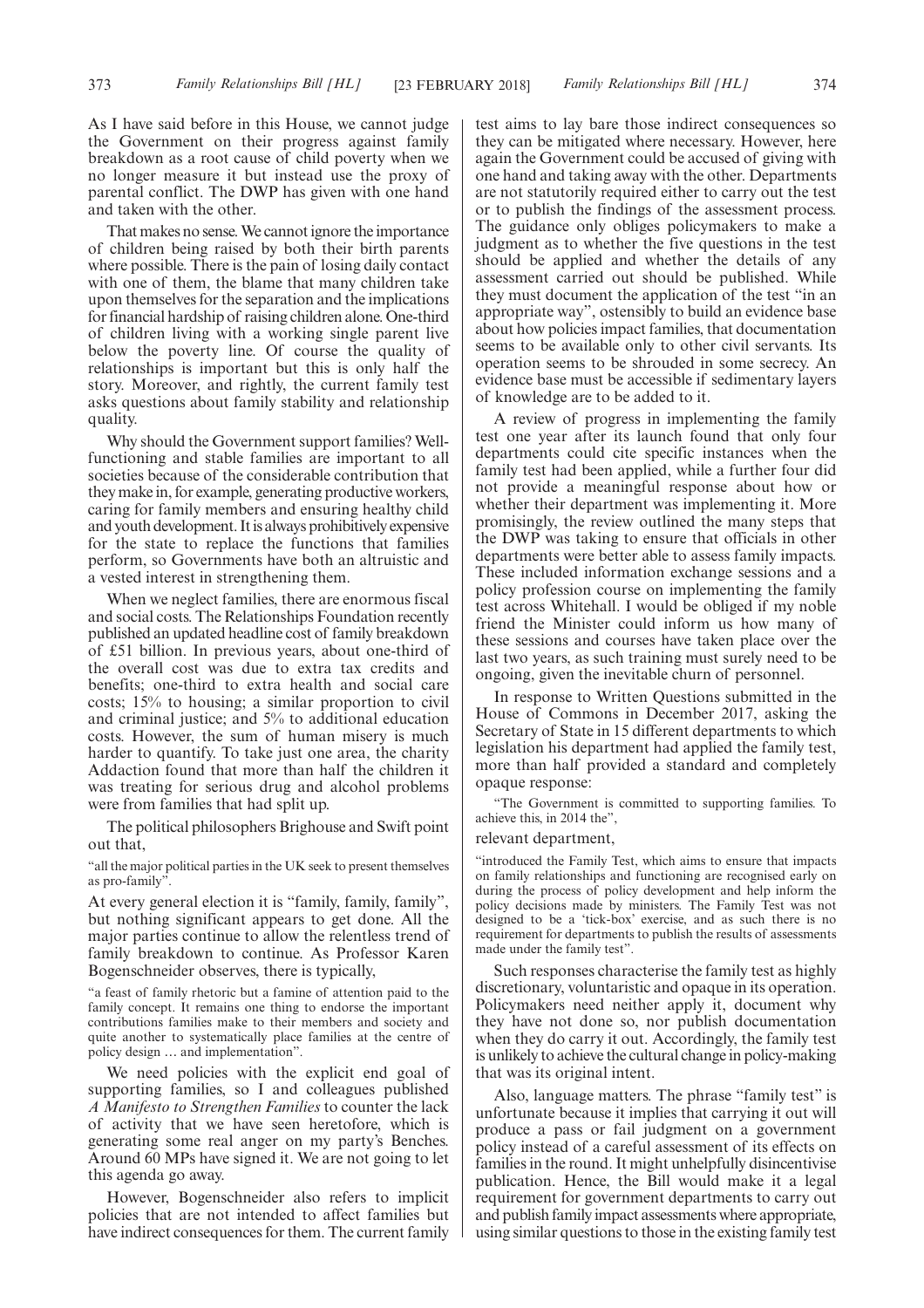As I have said before in this House, we cannot judge the Government on their progress against family breakdown as a root cause of child poverty when we no longer measure it but instead use the proxy of parental conflict. The DWP has given with one hand and taken with the other.

That makes no sense. We cannot ignore the importance of children being raised by both their birth parents where possible. There is the pain of losing daily contact with one of them, the blame that many children take upon themselves for the separation and the implications for financial hardship of raising children alone. One-third of children living with a working single parent live below the poverty line. Of course the quality of relationships is important but this is only half the story. Moreover, and rightly, the current family test asks questions about family stability and relationship quality.

Why should the Government support families? Well-functioning and stable families are important to all societies because of the considerable contribution that they make in, for example, generating productive workers, caring for family members and ensuring healthy child and youth development. It is always prohibitively expensive for the state to replace the functions that families perform, so Governments have both an altruistic and a vested interest in strengthening them.

When we neglect families, there are enormous fiscal and social costs. The Relationships Foundation recently published an updated headline cost of family breakdown of £51 billion. In previous years, about one-third of the overall cost was due to extra tax credits and benefits; one-third to extra health and social care costs; 15% to housing; a similar proportion to civil and criminal justice; and 5% to additional education costs. However, the sum of human misery is much harder to quantify. To take just one area, the charity Addaction found that more than half the children it was treating for serious drug and alcohol problems were from families that had split up.

The political philosophers Brighouse and Swift point out that,

"all the major political parties in the UK seek to present themselves as pro-family".

At every general election it is "family, family, family", but nothing significant appears to get done. All the major parties continue to allow the relentless trend of family breakdown to continue. As Professor Karen Bogenschneider observes, there is typically,

"a feast of family rhetoric but a famine of attention paid to the family concept. It remains one thing to endorse the important contributions families make to their members and society and quite another to systematically place families at the centre of policy design … and implementation".

We need policies with the explicit end goal of supporting families, so I and colleagues published *A Manifesto to Strengthen Families* to counter the lack of activity that we have seen heretofore, which is generating some real anger on my party's Benches. Around 60 MPs have signed it. We are not going to let this agenda go away.

However, Bogenschneider also refers to implicit policies that are not intended to affect families but have indirect consequences for them. The current family test aims to lay bare those indirect consequences so they can be mitigated where necessary. However, here again the Government could be accused of giving with one hand and taking away with the other. Departments are not statutorily required either to carry out the test or to publish the findings of the assessment process. The guidance only obliges policymakers to make a judgment as to whether the five questions in the test should be applied and whether the details of any assessment carried out should be published. While they must document the application of the test "in an appropriate way", ostensibly to build an evidence base about how policies impact families, that documentation seems to be available only to other civil servants. Its operation seems to be shrouded in some secrecy. An evidence base must be accessible if sedimentary layers of knowledge are to be added to it.

A review of progress in implementing the family test one year after its launch found that only four departments could cite specific instances when the family test had been applied, while a further four did not provide a meaningful response about how or whether their department was implementing it. More promisingly, the review outlined the many steps that the DWP was taking to ensure that officials in other departments were better able to assess family impacts. These included information exchange sessions and a policy profession course on implementing the family test across Whitehall. I would be obliged if my noble friend the Minister could inform us how many of these sessions and courses have taken place over the last two years, as such training must surely need to be ongoing, given the inevitable churn of personnel.

In response to Written Questions submitted in the House of Commons in December 2017, asking the Secretary of State in 15 different departments to which legislation his department had applied the family test, more than half provided a standard and completely opaque response:

"The Government is committed to supporting families. To achieve this, in 2014 the",

relevant department,

"introduced the Family Test, which aims to ensure that impacts on family relationships and functioning are recognised early on during the process of policy development and help inform the policy decisions made by ministers. The Family Test was not designed to be a 'tick-box' exercise, and as such there is no requirement for departments to publish the results of assessments made under the family test".

Such responses characterise the family test as highly discretionary, voluntaristic and opaque in its operation. Policymakers need neither apply it, document why they have not done so, nor publish documentation when they do carry it out. Accordingly, the family test is unlikely to achieve the cultural change in policy-making that was its original intent.

Also, language matters. The phrase "family test" is unfortunate because it implies that carrying it out will produce a pass or fail judgment on a government policy instead of a careful assessment of its effects on families in the round. It might unhelpfully disincentivise publication. Hence, the Bill would make it a legal requirement for government departments to carry out and publish family impact assessments where appropriate, using similar questions to those in the existing family test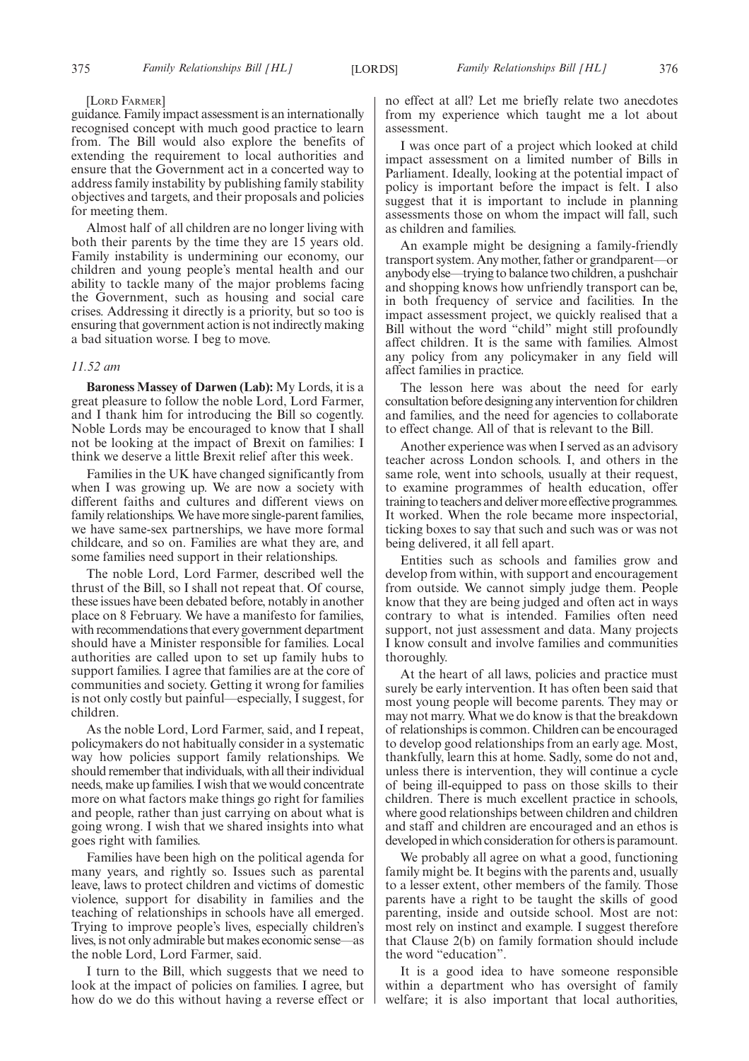[LORD FARMER]

guidance. Family impact assessment is an internationally recognised concept with much good practice to learn from. The Bill would also explore the benefits of extending the requirement to local authorities and ensure that the Government act in a concerted way to address family instability by publishing family stability objectives and targets, and their proposals and policies for meeting them.

Almost half of all children are no longer living with both their parents by the time they are 15 years old. Family instability is undermining our economy, our children and young people's mental health and our ability to tackle many of the major problems facing the Government, such as housing and social care crises. Addressing it directly is a priority, but so too is ensuring that government action is not indirectly making a bad situation worse. I beg to move.

*11.52 am*

**Baroness Massey of Darwen (Lab):** My Lords, it is a great pleasure to follow the noble Lord, Lord Farmer, and I thank him for introducing the Bill so cogently. Noble Lords may be encouraged to know that I shall not be looking at the impact of Brexit on families: I think we deserve a little Brexit relief after this week.

Families in the UK have changed significantly from when I was growing up. We are now a society with different faiths and cultures and different views on family relationships. We have more single-parent families, we have same-sex partnerships, we have more formal childcare, and so on. Families are what they are, and some families need support in their relationships.

The noble Lord, Lord Farmer, described well the thrust of the Bill, so I shall not repeat that. Of course, these issues have been debated before, notably in another place on 8 February. We have a manifesto for families, with recommendations that every government department should have a Minister responsible for families. Local authorities are called upon to set up family hubs to support families. I agree that families are at the core of communities and society. Getting it wrong for families is not only costly but painful—especially, I suggest, for children.

As the noble Lord, Lord Farmer, said, and I repeat, policymakers do not habitually consider in a systematic way how policies support family relationships. We should remember that individuals, with all their individual needs, make up families. I wish that we would concentrate more on what factors make things go right for families and people, rather than just carrying on about what is going wrong. I wish that we shared insights into what goes right with families.

Families have been high on the political agenda for many years, and rightly so. Issues such as parental leave, laws to protect children and victims of domestic violence, support for disability in families and the teaching of relationships in schools have all emerged. Trying to improve people's lives, especially children's lives, is not only admirable but makes economic sense—as the noble Lord, Lord Farmer, said.

I turn to the Bill, which suggests that we need to look at the impact of policies on families. I agree, but how do we do this without having a reverse effect or no effect at all? Let me briefly relate two anecdotes from my experience which taught me a lot about assessment.

I was once part of a project which looked at child impact assessment on a limited number of Bills in Parliament. Ideally, looking at the potential impact of policy is important before the impact is felt. I also suggest that it is important to include in planning assessments those on whom the impact will fall, such as children and families.

An example might be designing a family-friendly transport system. Any mother, father or grandparent—or anybody else—trying to balance two children, a pushchair and shopping knows how unfriendly transport can be, in both frequency of service and facilities. In the impact assessment project, we quickly realised that a Bill without the word "child" might still profoundly affect children. It is the same with families. Almost any policy from any policymaker in any field will affect families in practice.

The lesson here was about the need for early consultation before designing any intervention for children and families, and the need for agencies to collaborate to effect change. All of that is relevant to the Bill.

Another experience was when I served as an advisory teacher across London schools. I, and others in the same role, went into schools, usually at their request, to examine programmes of health education, offer training to teachers and deliver more effective programmes. It worked. When the role became more inspectorial, ticking boxes to say that such and such was or was not being delivered, it all fell apart.

Entities such as schools and families grow and develop from within, with support and encouragement from outside. We cannot simply judge them. People know that they are being judged and often act in ways contrary to what is intended. Families often need support, not just assessment and data. Many projects I know consult and involve families and communities thoroughly.

At the heart of all laws, policies and practice must surely be early intervention. It has often been said that most young people will become parents. They may or may not marry. What we do know is that the breakdown of relationships is common. Children can be encouraged to develop good relationships from an early age. Most, thankfully, learn this at home. Sadly, some do not and, unless there is intervention, they will continue a cycle of being ill-equipped to pass on those skills to their children. There is much excellent practice in schools, where good relationships between children and children and staff and children are encouraged and an ethos is developed in which consideration for others is paramount.

We probably all agree on what a good, functioning family might be. It begins with the parents and, usually to a lesser extent, other members of the family. Those parents have a right to be taught the skills of good parenting, inside and outside school. Most are not: most rely on instinct and example. I suggest therefore that Clause 2(b) on family formation should include the word "education".

It is a good idea to have someone responsible within a department who has oversight of family welfare; it is also important that local authorities,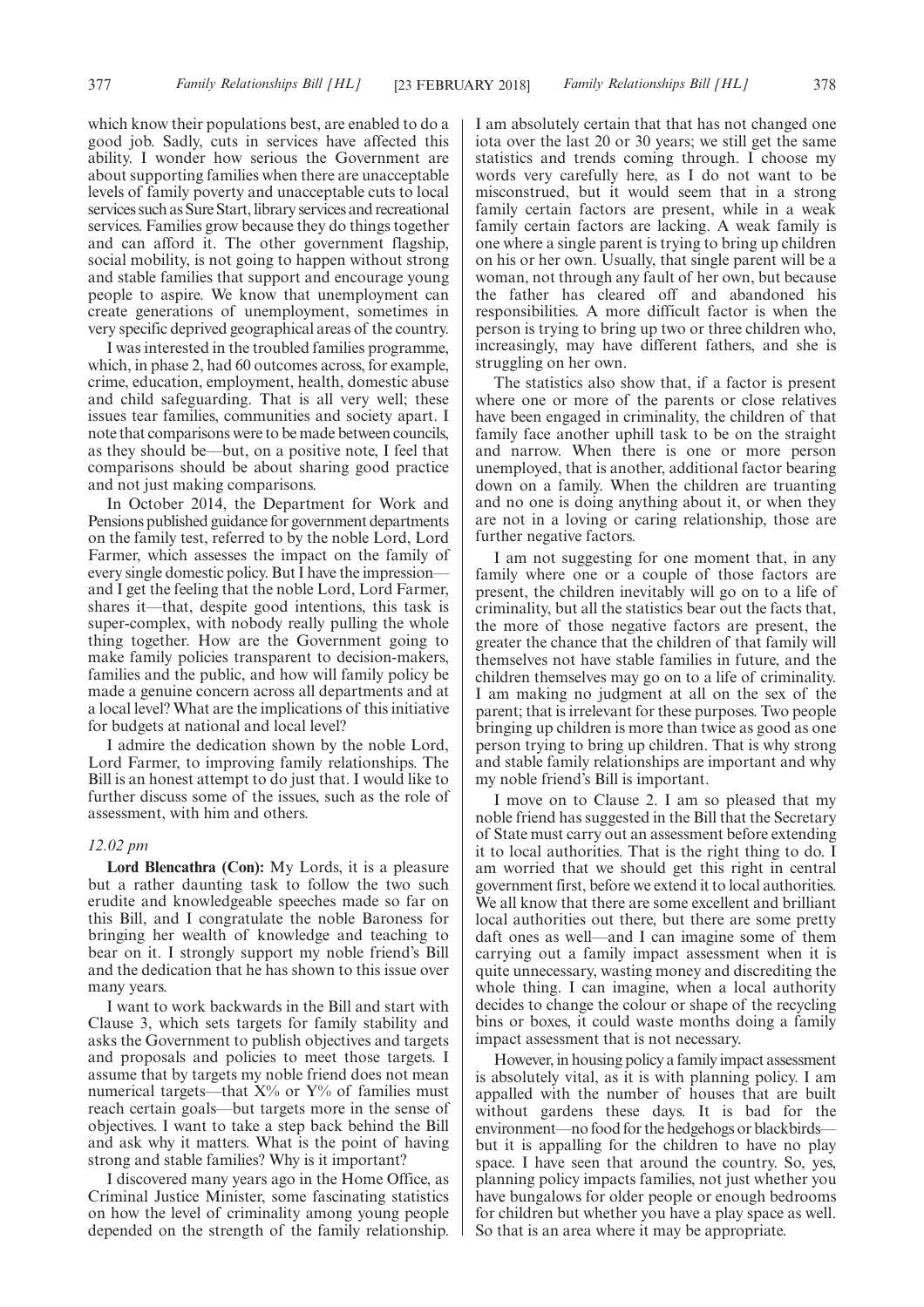which know their populations best, are enabled to do a good job. Sadly, cuts in services have affected this ability. I wonder how serious the Government are about supporting families when there are unacceptable levels of family poverty and unacceptable cuts to local services such as Sure Start, library services and recreational services. Families grow because they do things together and can afford it. The other government flagship, social mobility, is not going to happen without strong and stable families that support and encourage young people to aspire. We know that unemployment can create generations of unemployment, sometimes in very specific deprived geographical areas of the country.

I was interested in the troubled families programme, which, in phase 2, had 60 outcomes across, for example, crime, education, employment, health, domestic abuse and child safeguarding. That is all very well; these issues tear families, communities and society apart. I note that comparisons were to be made between councils, as they should be—but, on a positive note, I feel that comparisons should be about sharing good practice and not just making comparisons.

In October 2014, the Department for Work and Pensions published guidance for government departments on the family test, referred to by the noble Lord, Lord Farmer, which assesses the impact on the family of every single domestic policy. But I have the impression—and I get the feeling that the noble Lord, Lord Farmer, shares it—that, despite good intentions, this task is super-complex, with nobody really pulling the whole thing together. How are the Government going to make family policies transparent to decision-makers, families and the public, and how will family policy be made a genuine concern across all departments and at a local level? What are the implications of this initiative for budgets at national and local level?

I admire the dedication shown by the noble Lord, Lord Farmer, to improving family relationships. The Bill is an honest attempt to do just that. I would like to further discuss some of the issues, such as the role of assessment, with him and others.

*12.02 pm*

**Lord Blencathra (Con):** My Lords, it is a pleasure but a rather daunting task to follow the two such erudite and knowledgeable speeches made so far on this Bill, and I congratulate the noble Baroness for bringing her wealth of knowledge and teaching to bear on it. I strongly support my noble friend's Bill and the dedication that he has shown to this issue over many years.

I want to work backwards in the Bill and start with Clause 3, which sets targets for family stability and asks the Government to publish objectives and targets and proposals and policies to meet those targets. I assume that by targets my noble friend does not mean numerical targets—that X% or Y% of families must reach certain goals—but targets more in the sense of objectives. I want to take a step back behind the Bill and ask why it matters. What is the point of having strong and stable families? Why is it important?

I discovered many years ago in the Home Office, as Criminal Justice Minister, some fascinating statistics on how the level of criminality among young people depended on the strength of the family relationship. I am absolutely certain that that has not changed one iota over the last 20 or 30 years; we still get the same statistics and trends coming through. I choose my words very carefully here, as I do not want to be misconstrued, but it would seem that in a strong family certain factors are present, while in a weak family certain factors are lacking. A weak family is one where a single parent is trying to bring up children on his or her own. Usually, that single parent will be a woman, not through any fault of her own, but because the father has cleared off and abandoned his responsibilities. A more difficult factor is when the person is trying to bring up two or three children who, increasingly, may have different fathers, and she is struggling on her own.

The statistics also show that, if a factor is present where one or more of the parents or close relatives have been engaged in criminality, the children of that family face another uphill task to be on the straight and narrow. When there is one or more person unemployed, that is another, additional factor bearing down on a family. When the children are truanting and no one is doing anything about it, or when they are not in a loving or caring relationship, those are further negative factors.

I am not suggesting for one moment that, in any family where one or a couple of those factors are present, the children inevitably will go on to a life of criminality, but all the statistics bear out the facts that, the more of those negative factors are present, the greater the chance that the children of that family will themselves not have stable families in future, and the children themselves may go on to a life of criminality. I am making no judgment at all on the sex of the parent; that is irrelevant for these purposes. Two people bringing up children is more than twice as good as one person trying to bring up children. That is why strong and stable family relationships are important and why my noble friend's Bill is important.

I move on to Clause 2. I am so pleased that my noble friend has suggested in the Bill that the Secretary of State must carry out an assessment before extending it to local authorities. That is the right thing to do. I am worried that we should get this right in central government first, before we extend it to local authorities. We all know that there are some excellent and brilliant local authorities out there, but there are some pretty daft ones as well—and I can imagine some of them carrying out a family impact assessment when it is quite unnecessary, wasting money and discrediting the whole thing. I can imagine, when a local authority decides to change the colour or shape of the recycling bins or boxes, it could waste months doing a family impact assessment that is not necessary.

However, in housing policy a family impact assessment is absolutely vital, as it is with planning policy. I am appalled with the number of houses that are built without gardens these days. It is bad for the environment—no food for the hedgehogs or blackbirds—but it is appalling for the children to have no play space. I have seen that around the country. So, yes, planning policy impacts families, not just whether you have bungalows for older people or enough bedrooms for children but whether you have a play space as well. So that is an area where it may be appropriate.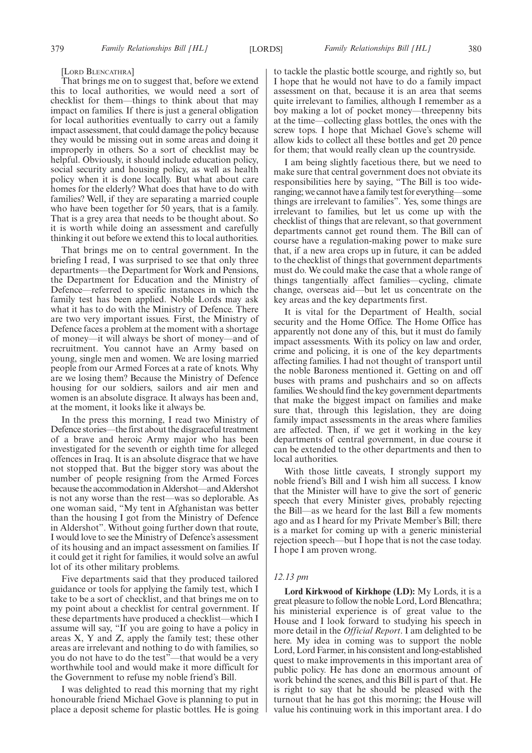[LORD BLENCATHRA]

That brings me on to suggest that, before we extend this to local authorities, we would need a sort of checklist for them—things to think about that may impact on families. If there is just a general obligation for local authorities eventually to carry out a family impact assessment, that could damage the policy because they would be missing out in some areas and doing it improperly in others. So a sort of checklist may be helpful. Obviously, it should include education policy, social security and housing policy, as well as health policy when it is done locally. But what about care homes for the elderly? What does that have to do with families? Well, if they are separating a married couple who have been together for 50 years, that is a family. That is a grey area that needs to be thought about. So it is worth while doing an assessment and carefully thinking it out before we extend this to local authorities.

That brings me on to central government. In the briefing I read, I was surprised to see that only three departments—the Department for Work and Pensions, the Department for Education and the Ministry of Defence—referred to specific instances in which the family test has been applied. Noble Lords may ask what it has to do with the Ministry of Defence. There are two very important issues. First, the Ministry of Defence faces a problem at the moment with a shortage of money—it will always be short of money—and of recruitment. You cannot have an Army based on young, single men and women. We are losing married people from our Armed Forces at a rate of knots. Why are we losing them? Because the Ministry of Defence housing for our soldiers, sailors and air men and women is an absolute disgrace. It always has been and, at the moment, it looks like it always be.

In the press this morning, I read two Ministry of Defence stories—the first about the disgraceful treatment of a brave and heroic Army major who has been investigated for the seventh or eighth time for alleged offences in Iraq. It is an absolute disgrace that we have not stopped that. But the bigger story was about the number of people resigning from the Armed Forces because the accommodation in Aldershot—and Aldershot is not any worse than the rest—was so deplorable. As one woman said, "My tent in Afghanistan was better than the housing I got from the Ministry of Defence in Aldershot". Without going further down that route, I would love to see the Ministry of Defence's assessment of its housing and an impact assessment on families. If it could get it right for families, it would solve an awful lot of its other military problems.

Five departments said that they produced tailored guidance or tools for applying the family test, which I take to be a sort of checklist, and that brings me on to my point about a checklist for central government. If these departments have produced a checklist—which I assume will say, "If you are going to have a policy in areas X, Y and Z, apply the family test; these other areas are irrelevant and nothing to do with families, so you do not have to do the test"—that would be a very worthwhile tool and would make it more difficult for the Government to refuse my noble friend's Bill.

I was delighted to read this morning that my right honourable friend Michael Gove is planning to put in place a deposit scheme for plastic bottles. He is going to tackle the plastic bottle scourge, and rightly so, but I hope that he would not have to do a family impact assessment on that, because it is an area that seems quite irrelevant to families, although I remember as a boy making a lot of pocket money—threepenny bits at the time—collecting glass bottles, the ones with the screw tops. I hope that Michael Gove's scheme will allow kids to collect all these bottles and get 20 pence for them; that would really clean up the countryside.

I am being slightly facetious there, but we need to make sure that central government does not obviate its responsibilities here by saying, "The Bill is too wide-ranging; we cannot have a family test for everything—some things are irrelevant to families". Yes, some things are irrelevant to families, but let us come up with the checklist of things that are relevant, so that government departments cannot get round them. The Bill can of course have a regulation-making power to make sure that, if a new area crops up in future, it can be added to the checklist of things that government departments must do. We could make the case that a whole range of things tangentially affect families—cycling, climate change, overseas aid—but let us concentrate on the key areas and the key departments first.

It is vital for the Department of Health, social security and the Home Office. The Home Office has apparently not done any of this, but it must do family impact assessments. With its policy on law and order, crime and policing, it is one of the key departments affecting families. I had not thought of transport until the noble Baroness mentioned it. Getting on and off buses with prams and pushchairs and so on affects families. We should find the key government departments that make the biggest impact on families and make sure that, through this legislation, they are doing family impact assessments in the areas where families are affected. Then, if we get it working in the key departments of central government, in due course it can be extended to the other departments and then to local authorities.

With those little caveats, I strongly support my noble friend's Bill and I wish him all success. I know that the Minister will have to give the sort of generic speech that every Minister gives, probably rejecting the Bill—as we heard for the last Bill a few moments ago and as I heard for my Private Member's Bill; there is a market for coming up with a generic ministerial rejection speech—but I hope that is not the case today. I hope I am proven wrong.

*12.13 pm*

**Lord Kirkwood of Kirkhope (LD):** My Lords, it is a great pleasure to follow the noble Lord, Lord Blencathra; his ministerial experience is of great value to the House and I look forward to studying his speech in more detail in the *Official Report*. I am delighted to be here. My idea in coming was to support the noble Lord, Lord Farmer, in his consistent and long-established quest to make improvements in this important area of public policy. He has done an enormous amount of work behind the scenes, and this Bill is part of that. He is right to say that he should be pleased with the turnout that he has got this morning; the House will value his continuing work in this important area. I do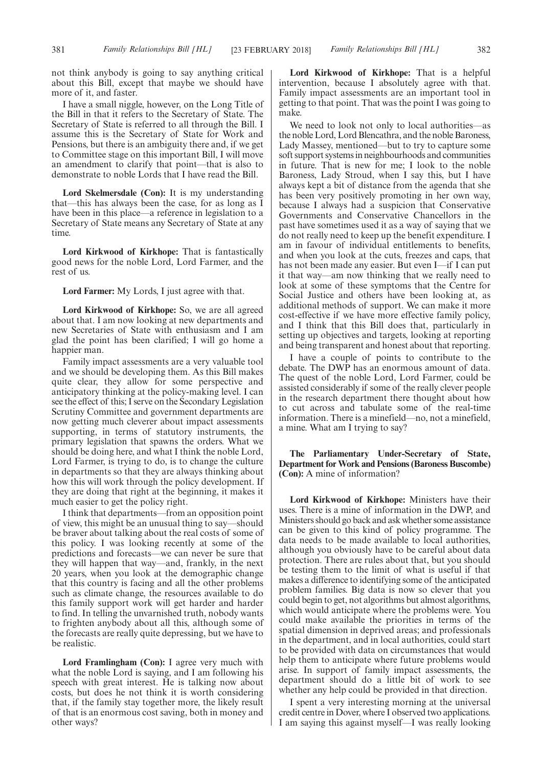not think anybody is going to say anything critical about this Bill, except that maybe we should have more of it, and faster.

I have a small niggle, however, on the Long Title of the Bill in that it refers to the Secretary of State. The Secretary of State is referred to all through the Bill. I assume this is the Secretary of State for Work and Pensions, but there is an ambiguity there and, if we get to Committee stage on this important Bill, I will move an amendment to clarify that point—that is also to demonstrate to noble Lords that I have read the Bill.

**Lord Skelmersdale (Con):** It is my understanding that—this has always been the case, for as long as I have been in this place—a reference in legislation to a Secretary of State means any Secretary of State at any time.

**Lord Kirkwood of Kirkhope:** That is fantastically good news for the noble Lord, Lord Farmer, and the rest of us.

**Lord Farmer:** My Lords, I just agree with that.

**Lord Kirkwood of Kirkhope:** So, we are all agreed about that. I am now looking at new departments and new Secretaries of State with enthusiasm and I am glad the point has been clarified; I will go home a happier man.

Family impact assessments are a very valuable tool and we should be developing them. As this Bill makes quite clear, they allow for some perspective and anticipatory thinking at the policy-making level. I can see the effect of this; I serve on the Secondary Legislation Scrutiny Committee and government departments are now getting much cleverer about impact assessments supporting, in terms of statutory instruments, the primary legislation that spawns the orders. What we should be doing here, and what I think the noble Lord, Lord Farmer, is trying to do, is to change the culture in departments so that they are always thinking about how this will work through the policy development. If they are doing that right at the beginning, it makes it much easier to get the policy right.

I think that departments—from an opposition point of view, this might be an unusual thing to say—should be braver about talking about the real costs of some of this policy. I was looking recently at some of the predictions and forecasts—we can never be sure that they will happen that way—and, frankly, in the next 20 years, when you look at the demographic change that this country is facing and all the other problems such as climate change, the resources available to do this family support work will get harder and harder to find. In telling the unvarnished truth, nobody wants to frighten anybody about all this, although some of the forecasts are really quite depressing, but we have to be realistic.

**Lord Framlingham (Con):** I agree very much with what the noble Lord is saying, and I am following his speech with great interest. He is talking now about costs, but does he not think it is worth considering that, if the family stay together more, the likely result of that is an enormous cost saving, both in money and other ways?

**Lord Kirkwood of Kirkhope:** That is a helpful intervention, because I absolutely agree with that. Family impact assessments are an important tool in getting to that point. That was the point I was going to make.

We need to look not only to local authorities—as the noble Lord, Lord Blencathra, and the noble Baroness, Lady Massey, mentioned—but to try to capture some soft support systems in neighbourhoods and communities in future. That is new for me; I look to the noble Baroness, Lady Stroud, when I say this, but I have always kept a bit of distance from the agenda that she has been very positively promoting in her own way, because I always had a suspicion that Conservative Governments and Conservative Chancellors in the past have sometimes used it as a way of saying that we do not really need to keep up the benefit expenditure. I am in favour of individual entitlements to benefits, and when you look at the cuts, freezes and caps, that has not been made any easier. But even I—if I can put it that way—am now thinking that we really need to look at some of these symptoms that the Centre for Social Justice and others have been looking at, as additional methods of support. We can make it more cost-effective if we have more effective family policy, and I think that this Bill does that, particularly in setting up objectives and targets, looking at reporting and being transparent and honest about that reporting.

I have a couple of points to contribute to the debate. The DWP has an enormous amount of data. The quest of the noble Lord, Lord Farmer, could be assisted considerably if some of the really clever people in the research department there thought about how to cut across and tabulate some of the real-time information. There is a minefield—no, not a minefield, a mine. What am I trying to say?

**The Parliamentary Under-Secretary of State, Department for Work and Pensions (Baroness Buscombe) (Con):** A mine of information?

**Lord Kirkwood of Kirkhope:** Ministers have their uses. There is a mine of information in the DWP, and Ministers should go back and ask whether some assistance can be given to this kind of policy programme. The data needs to be made available to local authorities, although you obviously have to be careful about data protection. There are rules about that, but you should be testing them to the limit of what is useful if that makes a difference to identifying some of the anticipated problem families. Big data is now so clever that you could begin to get, not algorithms but almost algorithms, which would anticipate where the problems were. You could make available the priorities in terms of the spatial dimension in deprived areas; and professionals in the department, and in local authorities, could start to be provided with data on circumstances that would help them to anticipate where future problems would arise. In support of family impact assessments, the department should do a little bit of work to see whether any help could be provided in that direction.

I spent a very interesting morning at the universal credit centre in Dover, where I observed two applications. I am saying this against myself—I was really looking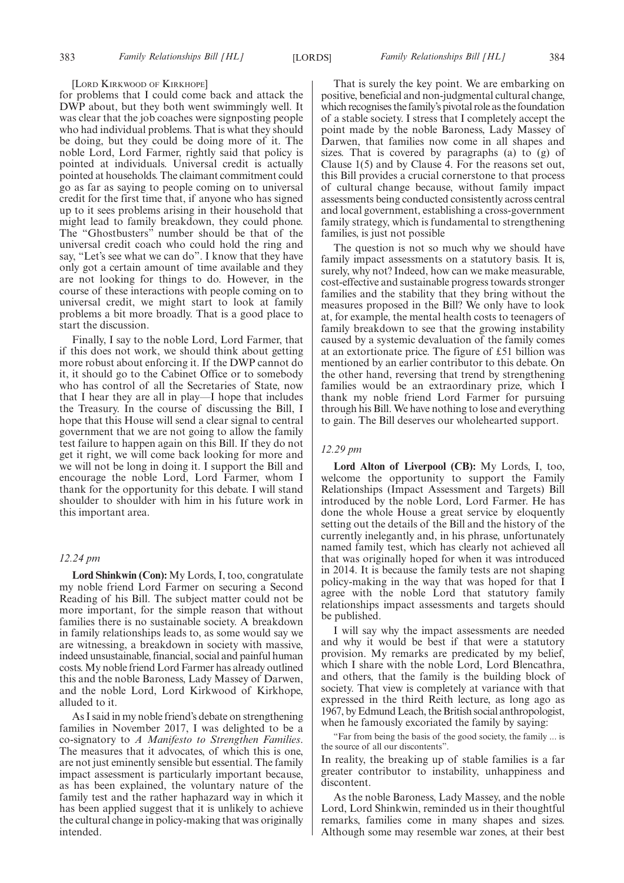[LORD KIRKWOOD OF KIRKHOPE]

for problems that I could come back and attack the DWP about, but they both went swimmingly well. It was clear that the job coaches were signposting people who had individual problems. That is what they should be doing, but they could be doing more of it. The noble Lord, Lord Farmer, rightly said that policy is pointed at individuals. Universal credit is actually pointed at households. The claimant commitment could go as far as saying to people coming on to universal credit for the first time that, if anyone who has signed up to it sees problems arising in their household that might lead to family breakdown, they could phone. The "Ghostbusters" number should be that of the universal credit coach who could hold the ring and say, "Let's see what we can do". I know that they have only got a certain amount of time available and they are not looking for things to do. However, in the course of these interactions with people coming on to universal credit, we might start to look at family problems a bit more broadly. That is a good place to start the discussion.

Finally, I say to the noble Lord, Lord Farmer, that if this does not work, we should think about getting more robust about enforcing it. If the DWP cannot do it, it should go to the Cabinet Office or to somebody who has control of all the Secretaries of State, now that I hear they are all in play—I hope that includes the Treasury. In the course of discussing the Bill, I hope that this House will send a clear signal to central government that we are not going to allow the family test failure to happen again on this Bill. If they do not get it right, we will come back looking for more and we will not be long in doing it. I support the Bill and encourage the noble Lord, Lord Farmer, whom I thank for the opportunity for this debate. I will stand shoulder to shoulder with him in his future work in this important area.

*12.24 pm*

**Lord Shinkwin (Con):** My Lords, I, too, congratulate my noble friend Lord Farmer on securing a Second Reading of his Bill. The subject matter could not be more important, for the simple reason that without families there is no sustainable society. A breakdown in family relationships leads to, as some would say we are witnessing, a breakdown in society with massive, indeed unsustainable, financial, social and painful human costs. My noble friend Lord Farmer has already outlined this and the noble Baroness, Lady Massey of Darwen, and the noble Lord, Lord Kirkwood of Kirkhope, alluded to it.

As I said in my noble friend's debate on strengthening families in November 2017, I was delighted to be a co-signatory to *A Manifesto to Strengthen Families*. The measures that it advocates, of which this is one, are not just eminently sensible but essential. The family impact assessment is particularly important because, as has been explained, the voluntary nature of the family test and the rather haphazard way in which it has been applied suggest that it is unlikely to achieve the cultural change in policy-making that was originally intended.

That is surely the key point. We are embarking on positive, beneficial and non-judgmental cultural change, which recognises the family's pivotal role as the foundation of a stable society. I stress that I completely accept the point made by the noble Baroness, Lady Massey of Darwen, that families now come in all shapes and sizes. That is covered by paragraphs (a) to (g) of Clause 1(5) and by Clause 4. For the reasons set out, this Bill provides a crucial cornerstone to that process of cultural change because, without family impact assessments being conducted consistently across central and local government, establishing a cross-government family strategy, which is fundamental to strengthening families, is just not possible

The question is not so much why we should have family impact assessments on a statutory basis. It is, surely, why not? Indeed, how can we make measurable, cost-effective and sustainable progress towards stronger families and the stability that they bring without the measures proposed in the Bill? We only have to look at, for example, the mental health costs to teenagers of family breakdown to see that the growing instability caused by a systemic devaluation of the family comes at an extortionate price. The figure of £51 billion was mentioned by an earlier contributor to this debate. On the other hand, reversing that trend by strengthening families would be an extraordinary prize, which I thank my noble friend Lord Farmer for pursuing through his Bill. We have nothing to lose and everything to gain. The Bill deserves our wholehearted support.

*12.29 pm*

**Lord Alton of Liverpool (CB):** My Lords, I, too, welcome the opportunity to support the Family Relationships (Impact Assessment and Targets) Bill introduced by the noble Lord, Lord Farmer. He has done the whole House a great service by eloquently setting out the details of the Bill and the history of the currently inelegantly and, in his phrase, unfortunately named family test, which has clearly not achieved all that was originally hoped for when it was introduced in 2014. It is because the family tests are not shaping policy-making in the way that was hoped for that I agree with the noble Lord that statutory family relationships impact assessments and targets should be published.

I will say why the impact assessments are needed and why it would be best if that were a statutory provision. My remarks are predicated by my belief, which I share with the noble Lord, Lord Blencathra, and others, that the family is the building block of society. That view is completely at variance with that expressed in the third Reith lecture, as long ago as 1967, by Edmund Leach, the British social anthropologist, when he famously excoriated the family by saying:

"Far from being the basis of the good society, the family ... is the source of all our discontents".

In reality, the breaking up of stable families is a far greater contributor to instability, unhappiness and discontent.

As the noble Baroness, Lady Massey, and the noble Lord, Lord Shinkwin, reminded us in their thoughtful remarks, families come in many shapes and sizes. Although some may resemble war zones, at their best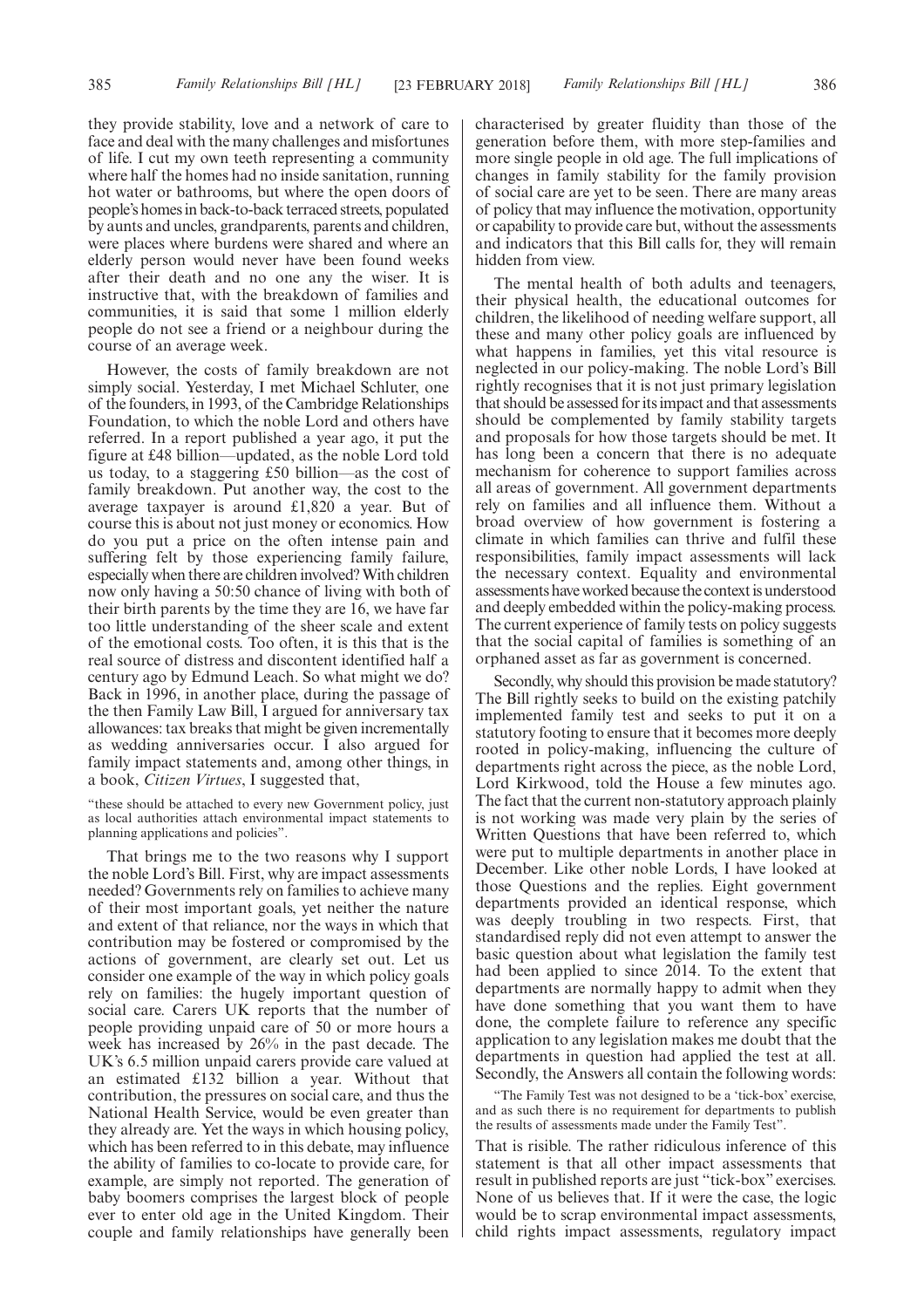they provide stability, love and a network of care to face and deal with the many challenges and misfortunes of life. I cut my own teeth representing a community where half the homes had no inside sanitation, running hot water or bathrooms, but where the open doors of people's homes in back-to-back terraced streets, populated by aunts and uncles, grandparents, parents and children, were places where burdens were shared and where an elderly person would never have been found weeks after their death and no one any the wiser. It is instructive that, with the breakdown of families and communities, it is said that some 1 million elderly people do not see a friend or a neighbour during the course of an average week.

However, the costs of family breakdown are not simply social. Yesterday, I met Michael Schluter, one of the founders, in 1993, of the Cambridge Relationships Foundation, to which the noble Lord and others have referred. In a report published a year ago, it put the figure at £48 billion—updated, as the noble Lord told us today, to a staggering £50 billion—as the cost of family breakdown. Put another way, the cost to the average taxpayer is around £1,820 a year. But of course this is about not just money or economics. How do you put a price on the often intense pain and suffering felt by those experiencing family failure, especially when there are children involved? With children now only having a 50:50 chance of living with both of their birth parents by the time they are 16, we have far too little understanding of the sheer scale and extent of the emotional costs. Too often, it is this that is the real source of distress and discontent identified half a century ago by Edmund Leach. So what might we do? Back in 1996, in another place, during the passage of the then Family Law Bill, I argued for anniversary tax allowances: tax breaks that might be given incrementally as wedding anniversaries occur. I also argued for family impact statements and, among other things, in a book, *Citizen Virtues*, I suggested that,

"these should be attached to every new Government policy, just as local authorities attach environmental impact statements to planning applications and policies".

That brings me to the two reasons why I support the noble Lord's Bill. First, why are impact assessments needed? Governments rely on families to achieve many of their most important goals, yet neither the nature and extent of that reliance, nor the ways in which that contribution may be fostered or compromised by the actions of government, are clearly set out. Let us consider one example of the way in which policy goals rely on families: the hugely important question of social care. Carers UK reports that the number of people providing unpaid care of 50 or more hours a week has increased by 26% in the past decade. The UK's 6.5 million unpaid carers provide care valued at an estimated £132 billion a year. Without that contribution, the pressures on social care, and thus the National Health Service, would be even greater than they already are. Yet the ways in which housing policy, which has been referred to in this debate, may influence the ability of families to co-locate to provide care, for example, are simply not reported. The generation of baby boomers comprises the largest block of people ever to enter old age in the United Kingdom. Their couple and family relationships have generally been characterised by greater fluidity than those of the generation before them, with more step-families and more single people in old age. The full implications of changes in family stability for the family provision of social care are yet to be seen. There are many areas of policy that may influence the motivation, opportunity or capability to provide care but, without the assessments and indicators that this Bill calls for, they will remain hidden from view.

The mental health of both adults and teenagers, their physical health, the educational outcomes for children, the likelihood of needing welfare support, all these and many other policy goals are influenced by what happens in families, yet this vital resource is neglected in our policy-making. The noble Lord's Bill rightly recognises that it is not just primary legislation that should be assessed for its impact and that assessments should be complemented by family stability targets and proposals for how those targets should be met. It has long been a concern that there is no adequate mechanism for coherence to support families across all areas of government. All government departments rely on families and all influence them. Without a broad overview of how government is fostering a climate in which families can thrive and fulfil these responsibilities, family impact assessments will lack the necessary context. Equality and environmental assessments have worked because the context is understood and deeply embedded within the policy-making process. The current experience of family tests on policy suggests that the social capital of families is something of an orphaned asset as far as government is concerned.

Secondly, why should this provision be made statutory? The Bill rightly seeks to build on the existing patchily implemented family test and seeks to put it on a statutory footing to ensure that it becomes more deeply rooted in policy-making, influencing the culture of departments right across the piece, as the noble Lord, Lord Kirkwood, told the House a few minutes ago. The fact that the current non-statutory approach plainly is not working was made very plain by the series of Written Questions that have been referred to, which were put to multiple departments in another place in December. Like other noble Lords, I have looked at those Questions and the replies. Eight government departments provided an identical response, which was deeply troubling in two respects. First, that standardised reply did not even attempt to answer the basic question about what legislation the family test had been applied to since 2014. To the extent that departments are normally happy to admit when they have done something that you want them to have done, the complete failure to reference any specific application to any legislation makes me doubt that the departments in question had applied the test at all. Secondly, the Answers all contain the following words:

"The Family Test was not designed to be a 'tick-box' exercise, and as such there is no requirement for departments to publish the results of assessments made under the Family Test".

That is risible. The rather ridiculous inference of this statement is that all other impact assessments that result in published reports are just "tick-box" exercises. None of us believes that. If it were the case, the logic would be to scrap environmental impact assessments, child rights impact assessments, regulatory impact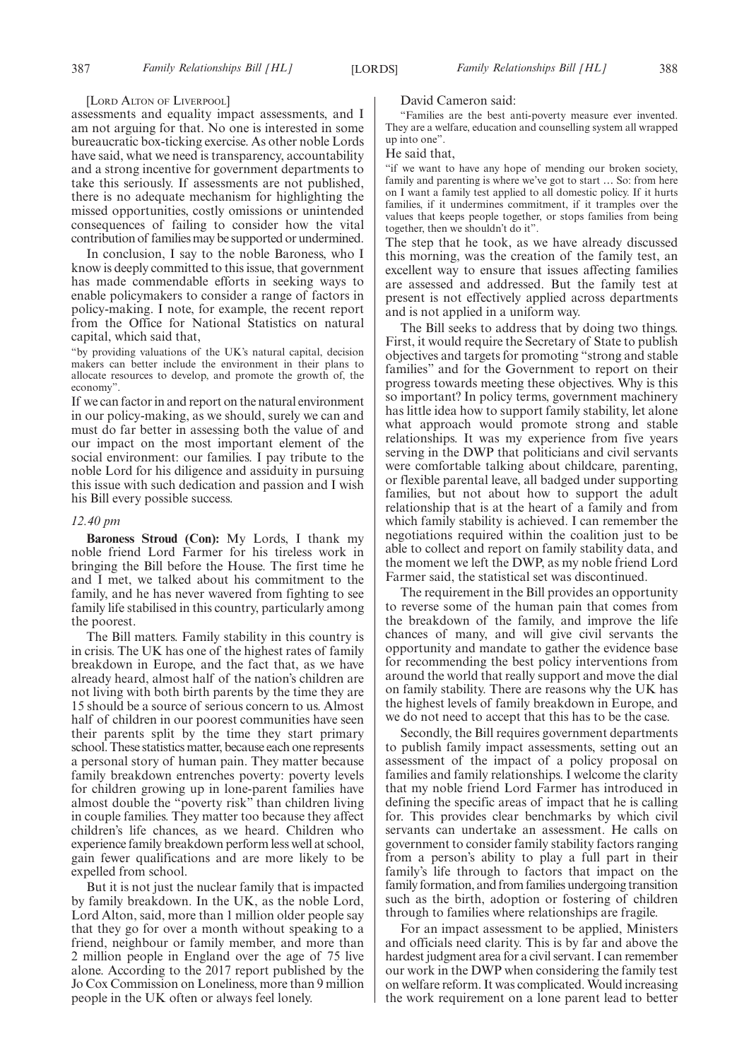[Lord Alton of Liverpool]

assessments and equality impact assessments, and I am not arguing for that. No one is interested in some bureaucratic box-ticking exercise. As other noble Lords have said, what we need is transparency, accountability and a strong incentive for government departments to take this seriously. If assessments are not published, there is no adequate mechanism for highlighting the missed opportunities, costly omissions or unintended consequences of failing to consider how the vital contribution of families may be supported or undermined.

In conclusion, I say to the noble Baroness, who I know is deeply committed to this issue, that government has made commendable efforts in seeking ways to enable policymakers to consider a range of factors in policy-making. I note, for example, the recent report from the Office for National Statistics on natural capital, which said that,

"by providing valuations of the UK's natural capital, decision makers can better include the environment in their plans to allocate resources to develop, and promote the growth of, the economy".

If we can factor in and report on the natural environment in our policy-making, as we should, surely we can and must do far better in assessing both the value of and our impact on the most important element of the social environment: our families. I pay tribute to the noble Lord for his diligence and assiduity in pursuing this issue with such dedication and passion and I wish his Bill every possible success.

*12.40 pm*

**Baroness Stroud (Con):** My Lords, I thank my noble friend Lord Farmer for his tireless work in bringing the Bill before the House. The first time he and I met, we talked about his commitment to the family, and he has never wavered from fighting to see family life stabilised in this country, particularly among the poorest.

The Bill matters. Family stability in this country is in crisis. The UK has one of the highest rates of family breakdown in Europe, and the fact that, as we have already heard, almost half of the nation's children are not living with both birth parents by the time they are 15 should be a source of serious concern to us. Almost half of children in our poorest communities have seen their parents split by the time they start primary school. These statistics matter, because each one represents a personal story of human pain. They matter because family breakdown entrenches poverty: poverty levels for children growing up in lone-parent families have almost double the "poverty risk" than children living in couple families. They matter too because they affect children's life chances, as we heard. Children who experience family breakdown perform less well at school, gain fewer qualifications and are more likely to be expelled from school.

But it is not just the nuclear family that is impacted by family breakdown. In the UK, as the noble Lord, Lord Alton, said, more than 1 million older people say that they go for over a month without speaking to a friend, neighbour or family member, and more than 2 million people in England over the age of 75 live alone. According to the 2017 report published by the Jo Cox Commission on Loneliness, more than 9 million people in the UK often or always feel lonely.

David Cameron said:

"Families are the best anti-poverty measure ever invented. They are a welfare, education and counselling system all wrapped up into one".

He said that,

"if we want to have any hope of mending our broken society, family and parenting is where we've got to start … So: from here on I want a family test applied to all domestic policy. If it hurts families, if it undermines commitment, if it tramples over the values that keeps people together, or stops families from being together, then we shouldn't do it".

The step that he took, as we have already discussed this morning, was the creation of the family test, an excellent way to ensure that issues affecting families are assessed and addressed. But the family test at present is not effectively applied across departments and is not applied in a uniform way.

The Bill seeks to address that by doing two things. First, it would require the Secretary of State to publish objectives and targets for promoting "strong and stable families" and for the Government to report on their progress towards meeting these objectives. Why is this so important? In policy terms, government machinery has little idea how to support family stability, let alone what approach would promote strong and stable relationships. It was my experience from five years serving in the DWP that politicians and civil servants were comfortable talking about childcare, parenting, or flexible parental leave, all badged under supporting families, but not about how to support the adult relationship that is at the heart of a family and from which family stability is achieved. I can remember the negotiations required within the coalition just to be able to collect and report on family stability data, and the moment we left the DWP, as my noble friend Lord Farmer said, the statistical set was discontinued.

The requirement in the Bill provides an opportunity to reverse some of the human pain that comes from the breakdown of the family, and improve the life chances of many, and will give civil servants the opportunity and mandate to gather the evidence base for recommending the best policy interventions from around the world that really support and move the dial on family stability. There are reasons why the UK has the highest levels of family breakdown in Europe, and we do not need to accept that this has to be the case.

Secondly, the Bill requires government departments to publish family impact assessments, setting out an assessment of the impact of a policy proposal on families and family relationships. I welcome the clarity that my noble friend Lord Farmer has introduced in defining the specific areas of impact that he is calling for. This provides clear benchmarks by which civil servants can undertake an assessment. He calls on government to consider family stability factors ranging from a person's ability to play a full part in their family's life through to factors that impact on the family formation, and from families undergoing transition such as the birth, adoption or fostering of children through to families where relationships are fragile.

For an impact assessment to be applied, Ministers and officials need clarity. This is by far and above the hardest judgment area for a civil servant. I can remember our work in the DWP when considering the family test on welfare reform. It was complicated. Would increasing the work requirement on a lone parent lead to better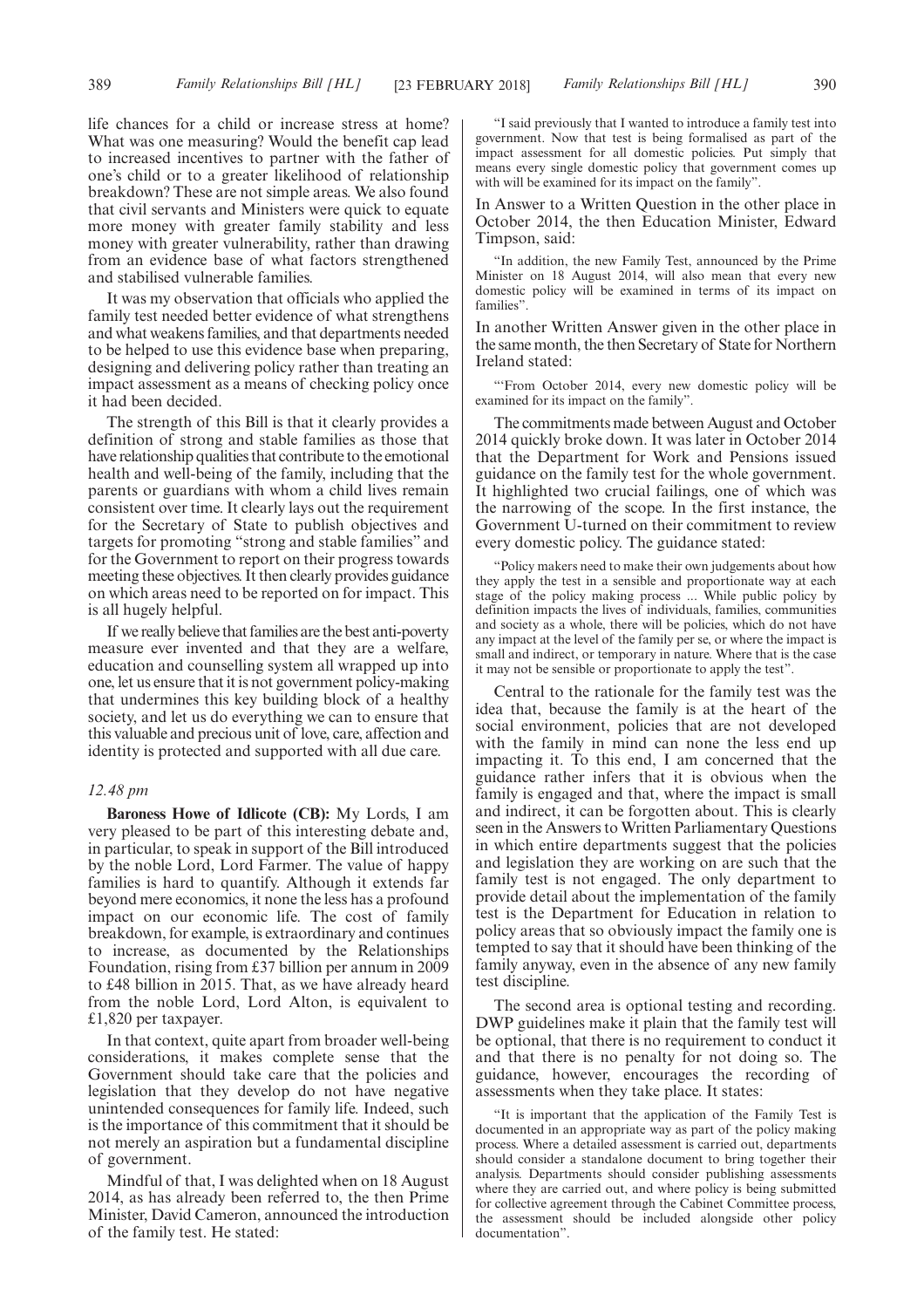life chances for a child or increase stress at home? What was one measuring? Would the benefit cap lead to increased incentives to partner with the father of one's child or to a greater likelihood of relationship breakdown? These are not simple areas. We also found that civil servants and Ministers were quick to equate more money with greater family stability and less money with greater vulnerability, rather than drawing from an evidence base of what factors strengthened and stabilised vulnerable families.

It was my observation that officials who applied the family test needed better evidence of what strengthens and what weakens families, and that departments needed to be helped to use this evidence base when preparing, designing and delivering policy rather than treating an impact assessment as a means of checking policy once it had been decided.

The strength of this Bill is that it clearly provides a definition of strong and stable families as those that have relationship qualities that contribute to the emotional health and well-being of the family, including that the parents or guardians with whom a child lives remain consistent over time. It clearly lays out the requirement for the Secretary of State to publish objectives and targets for promoting "strong and stable families" and for the Government to report on their progress towards meeting these objectives. It then clearly provides guidance on which areas need to be reported on for impact. This is all hugely helpful.

If we really believe that families are the best anti-poverty measure ever invented and that they are a welfare, education and counselling system all wrapped up into one, let us ensure that it is not government policy-making that undermines this key building block of a healthy society, and let us do everything we can to ensure that this valuable and precious unit of love, care, affection and identity is protected and supported with all due care.

*12.48 pm*

**Baroness Howe of Idlicote (CB):** My Lords, I am very pleased to be part of this interesting debate and, in particular, to speak in support of the Bill introduced by the noble Lord, Lord Farmer. The value of happy families is hard to quantify. Although it extends far beyond mere economics, it none the less has a profound impact on our economic life. The cost of family breakdown, for example, is extraordinary and continues to increase, as documented by the Relationships Foundation, rising from £37 billion per annum in 2009 to £48 billion in 2015. That, as we have already heard from the noble Lord, Lord Alton, is equivalent to £1,820 per taxpayer.

In that context, quite apart from broader well-being considerations, it makes complete sense that the Government should take care that the policies and legislation that they develop do not have negative unintended consequences for family life. Indeed, such is the importance of this commitment that it should be not merely an aspiration but a fundamental discipline of government.

Mindful of that, I was delighted when on 18 August 2014, as has already been referred to, the then Prime Minister, David Cameron, announced the introduction of the family test. He stated:

"I said previously that I wanted to introduce a family test into government. Now that test is being formalised as part of the impact assessment for all domestic policies. Put simply that means every single domestic policy that government comes up with will be examined for its impact on the family".

In Answer to a Written Question in the other place in October 2014, the then Education Minister, Edward Timpson, said:

"In addition, the new Family Test, announced by the Prime Minister on 18 August 2014, will also mean that every new domestic policy will be examined in terms of its impact on families".

In another Written Answer given in the other place in the same month, the then Secretary of State for Northern Ireland stated:

"'From October 2014, every new domestic policy will be examined for its impact on the family".

The commitments made between August and October 2014 quickly broke down. It was later in October 2014 that the Department for Work and Pensions issued guidance on the family test for the whole government. It highlighted two crucial failings, one of which was the narrowing of the scope. In the first instance, the Government U-turned on their commitment to review every domestic policy. The guidance stated:

"Policy makers need to make their own judgements about how they apply the test in a sensible and proportionate way at each stage of the policy making process ... While public policy by definition impacts the lives of individuals, families, communities and society as a whole, there will be policies, which do not have any impact at the level of the family per se, or where the impact is small and indirect, or temporary in nature. Where that is the case it may not be sensible or proportionate to apply the test".

Central to the rationale for the family test was the idea that, because the family is at the heart of the social environment, policies that are not developed with the family in mind can none the less end up impacting it. To this end, I am concerned that the guidance rather infers that it is obvious when the family is engaged and that, where the impact is small and indirect, it can be forgotten about. This is clearly seen in the Answers to Written Parliamentary Questions in which entire departments suggest that the policies and legislation they are working on are such that the family test is not engaged. The only department to provide detail about the implementation of the family test is the Department for Education in relation to policy areas that so obviously impact the family one is tempted to say that it should have been thinking of the family anyway, even in the absence of any new family test discipline.

The second area is optional testing and recording. DWP guidelines make it plain that the family test will be optional, that there is no requirement to conduct it and that there is no penalty for not doing so. The guidance, however, encourages the recording of assessments when they take place. It states:

"It is important that the application of the Family Test is documented in an appropriate way as part of the policy making process. Where a detailed assessment is carried out, departments should consider a standalone document to bring together their analysis. Departments should consider publishing assessments where they are carried out, and where policy is being submitted for collective agreement through the Cabinet Committee process, the assessment should be included alongside other policy documentation".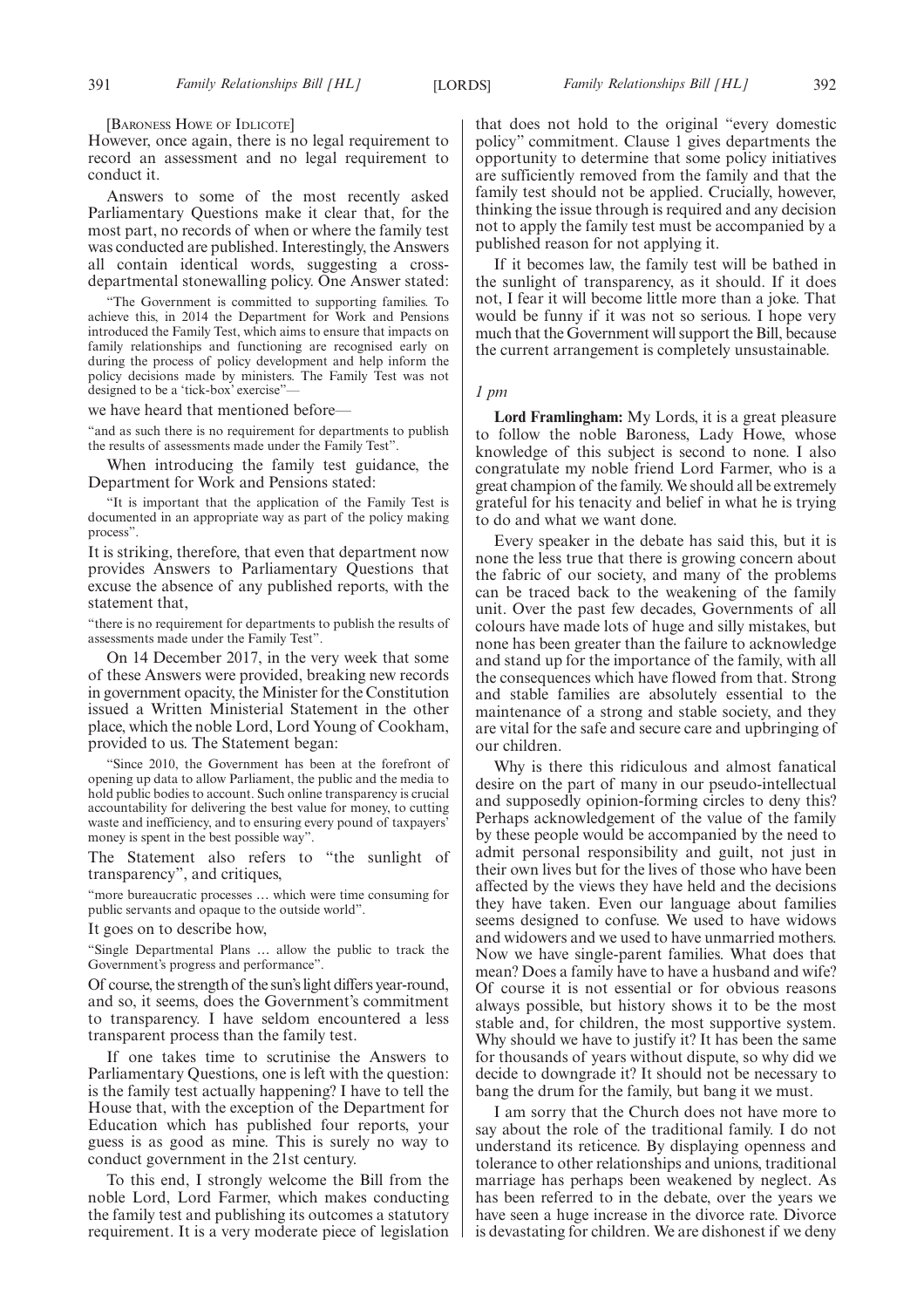[BARONESS HOWE OF IDLICOTE]

However, once again, there is no legal requirement to record an assessment and no legal requirement to conduct it.

Answers to some of the most recently asked Parliamentary Questions make it clear that, for the most part, no records of when or where the family test was conducted are published. Interestingly, the Answers all contain identical words, suggesting a cross-departmental stonewalling policy. One Answer stated:

"The Government is committed to supporting families. To achieve this, in 2014 the Department for Work and Pensions introduced the Family Test, which aims to ensure that impacts on family relationships and functioning are recognised early on during the process of policy development and help inform the policy decisions made by ministers. The Family Test was not designed to be a 'tick-box' exercise"—

we have heard that mentioned before—

"and as such there is no requirement for departments to publish the results of assessments made under the Family Test".

When introducing the family test guidance, the Department for Work and Pensions stated:

"It is important that the application of the Family Test is documented in an appropriate way as part of the policy making process".

It is striking, therefore, that even that department now provides Answers to Parliamentary Questions that excuse the absence of any published reports, with the statement that,

"there is no requirement for departments to publish the results of assessments made under the Family Test".

On 14 December 2017, in the very week that some of these Answers were provided, breaking new records in government opacity, the Minister for the Constitution issued a Written Ministerial Statement in the other place, which the noble Lord, Lord Young of Cookham, provided to us. The Statement began:

"Since 2010, the Government has been at the forefront of opening up data to allow Parliament, the public and the media to hold public bodies to account. Such online transparency is crucial accountability for delivering the best value for money, to cutting waste and inefficiency, and to ensuring every pound of taxpayers' money is spent in the best possible way".

The Statement also refers to "the sunlight of transparency", and critiques,

"more bureaucratic processes … which were time consuming for public servants and opaque to the outside world".

It goes on to describe how,

"Single Departmental Plans … allow the public to track the Government's progress and performance".

Of course, the strength of the sun's light differs year-round, and so, it seems, does the Government's commitment to transparency. I have seldom encountered a less transparent process than the family test.

If one takes time to scrutinise the Answers to Parliamentary Questions, one is left with the question: is the family test actually happening? I have to tell the House that, with the exception of the Department for Education which has published four reports, your guess is as good as mine. This is surely no way to conduct government in the 21st century.

To this end, I strongly welcome the Bill from the noble Lord, Lord Farmer, which makes conducting the family test and publishing its outcomes a statutory requirement. It is a very moderate piece of legislation that does not hold to the original "every domestic policy" commitment. Clause 1 gives departments the opportunity to determine that some policy initiatives are sufficiently removed from the family and that the family test should not be applied. Crucially, however, thinking the issue through is required and any decision not to apply the family test must be accompanied by a published reason for not applying it.

If it becomes law, the family test will be bathed in the sunlight of transparency, as it should. If it does not, I fear it will become little more than a joke. That would be funny if it was not so serious. I hope very much that the Government will support the Bill, because the current arrangement is completely unsustainable.

*1 pm*

**Lord Framlingham:** My Lords, it is a great pleasure to follow the noble Baroness, Lady Howe, whose knowledge of this subject is second to none. I also congratulate my noble friend Lord Farmer, who is a great champion of the family. We should all be extremely grateful for his tenacity and belief in what he is trying to do and what we want done.

Every speaker in the debate has said this, but it is none the less true that there is growing concern about the fabric of our society, and many of the problems can be traced back to the weakening of the family unit. Over the past few decades, Governments of all colours have made lots of huge and silly mistakes, but none has been greater than the failure to acknowledge and stand up for the importance of the family, with all the consequences which have flowed from that. Strong and stable families are absolutely essential to the maintenance of a strong and stable society, and they are vital for the safe and secure care and upbringing of our children.

Why is there this ridiculous and almost fanatical desire on the part of many in our pseudo-intellectual and supposedly opinion-forming circles to deny this? Perhaps acknowledgement of the value of the family by these people would be accompanied by the need to admit personal responsibility and guilt, not just in their own lives but for the lives of those who have been affected by the views they have held and the decisions they have taken. Even our language about families seems designed to confuse. We used to have widows and widowers and we used to have unmarried mothers. Now we have single-parent families. What does that mean? Does a family have to have a husband and wife? Of course it is not essential or for obvious reasons always possible, but history shows it to be the most stable and, for children, the most supportive system. Why should we have to justify it? It has been the same for thousands of years without dispute, so why did we decide to downgrade it? It should not be necessary to bang the drum for the family, but bang it we must.

I am sorry that the Church does not have more to say about the role of the traditional family. I do not understand its reticence. By displaying openness and tolerance to other relationships and unions, traditional marriage has perhaps been weakened by neglect. As has been referred to in the debate, over the years we have seen a huge increase in the divorce rate. Divorce is devastating for children. We are dishonest if we deny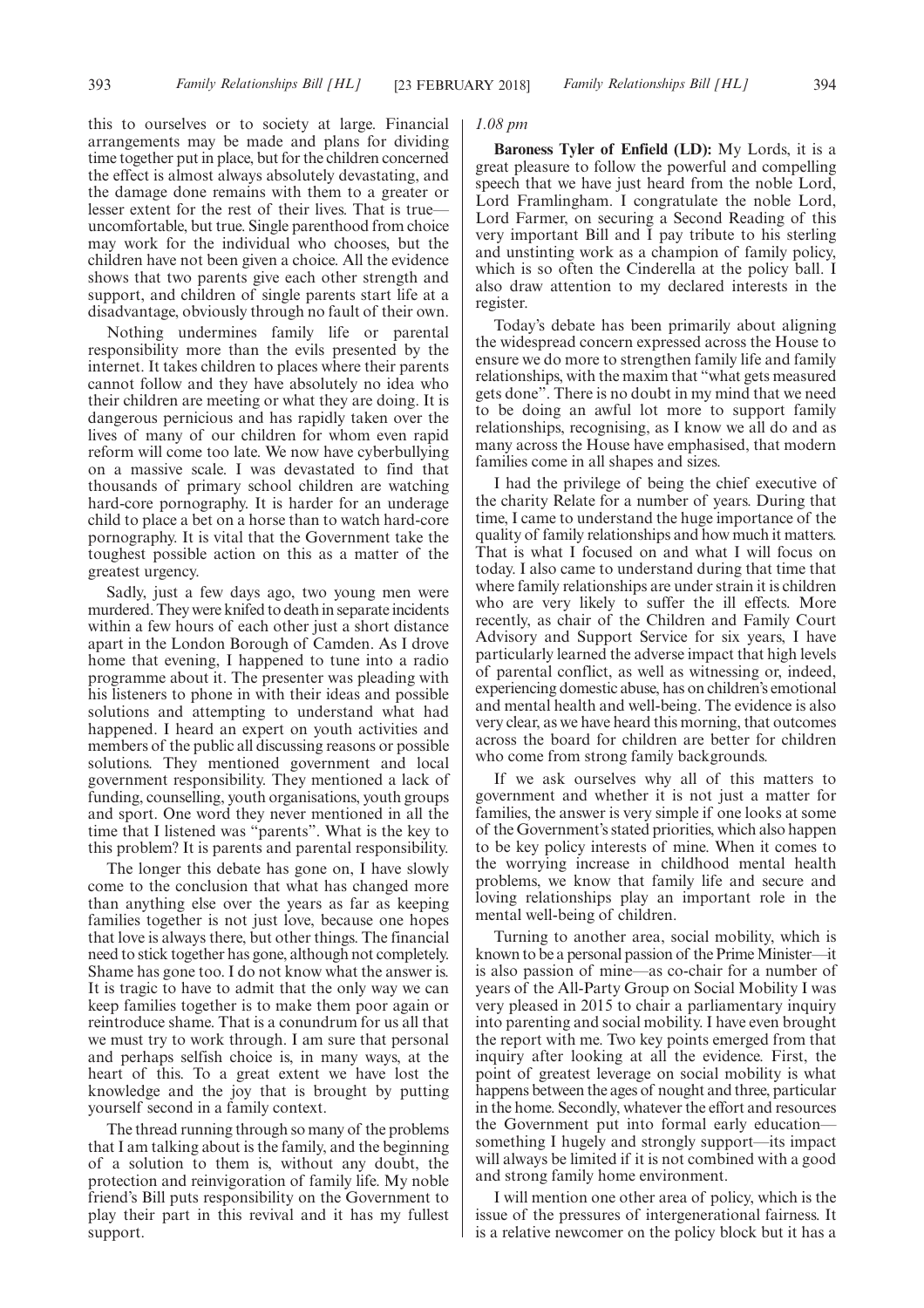this to ourselves or to society at large. Financial arrangements may be made and plans for dividing time together put in place, but for the children concerned the effect is almost always absolutely devastating, and the damage done remains with them to a greater or lesser extent for the rest of their lives. That is true—uncomfortable, but true. Single parenthood from choice may work for the individual who chooses, but the children have not been given a choice. All the evidence shows that two parents give each other strength and support, and children of single parents start life at a disadvantage, obviously through no fault of their own.

Nothing undermines family life or parental responsibility more than the evils presented by the internet. It takes children to places where their parents cannot follow and they have absolutely no idea who their children are meeting or what they are doing. It is dangerous pernicious and has rapidly taken over the lives of many of our children for whom even rapid reform will come too late. We now have cyberbullying on a massive scale. I was devastated to find that thousands of primary school children are watching hard-core pornography. It is harder for an underage child to place a bet on a horse than to watch hard-core pornography. It is vital that the Government take the toughest possible action on this as a matter of the greatest urgency.

Sadly, just a few days ago, two young men were murdered. They were knifed to death in separate incidents within a few hours of each other just a short distance apart in the London Borough of Camden. As I drove home that evening, I happened to tune into a radio programme about it. The presenter was pleading with his listeners to phone in with their ideas and possible solutions and attempting to understand what had happened. I heard an expert on youth activities and members of the public all discussing reasons or possible solutions. They mentioned government and local government responsibility. They mentioned a lack of funding, counselling, youth organisations, youth groups and sport. One word they never mentioned in all the time that I listened was "parents". What is the key to this problem? It is parents and parental responsibility.

The longer this debate has gone on, I have slowly come to the conclusion that what has changed more than anything else over the years as far as keeping families together is not just love, because one hopes that love is always there, but other things. The financial need to stick together has gone, although not completely. Shame has gone too. I do not know what the answer is. It is tragic to have to admit that the only way we can keep families together is to make them poor again or reintroduce shame. That is a conundrum for us all that we must try to work through. I am sure that personal and perhaps selfish choice is, in many ways, at the heart of this. To a great extent we have lost the knowledge and the joy that is brought by putting yourself second in a family context.

The thread running through so many of the problems that I am talking about is the family, and the beginning of a solution to them is, without any doubt, the protection and reinvigoration of family life. My noble friend's Bill puts responsibility on the Government to play their part in this revival and it has my fullest support.

*1.08 pm*

**Baroness Tyler of Enfield (LD):** My Lords, it is a great pleasure to follow the powerful and compelling speech that we have just heard from the noble Lord, Lord Framlingham. I congratulate the noble Lord, Lord Farmer, on securing a Second Reading of this very important Bill and I pay tribute to his sterling and unstinting work as a champion of family policy, which is so often the Cinderella at the policy ball. I also draw attention to my declared interests in the register.

Today's debate has been primarily about aligning the widespread concern expressed across the House to ensure we do more to strengthen family life and family relationships, with the maxim that "what gets measured gets done". There is no doubt in my mind that we need to be doing an awful lot more to support family relationships, recognising, as I know we all do and as many across the House have emphasised, that modern families come in all shapes and sizes.

I had the privilege of being the chief executive of the charity Relate for a number of years. During that time, I came to understand the huge importance of the quality of family relationships and how much it matters. That is what I focused on and what I will focus on today. I also came to understand during that time that where family relationships are under strain it is children who are very likely to suffer the ill effects. More recently, as chair of the Children and Family Court Advisory and Support Service for six years, I have particularly learned the adverse impact that high levels of parental conflict, as well as witnessing or, indeed, experiencing domestic abuse, has on children's emotional and mental health and well-being. The evidence is also very clear, as we have heard this morning, that outcomes across the board for children are better for children who come from strong family backgrounds.

If we ask ourselves why all of this matters to government and whether it is not just a matter for families, the answer is very simple if one looks at some of the Government's stated priorities, which also happen to be key policy interests of mine. When it comes to the worrying increase in childhood mental health problems, we know that family life and secure and loving relationships play an important role in the mental well-being of children.

Turning to another area, social mobility, which is known to be a personal passion of the Prime Minister—it is also passion of mine—as co-chair for a number of years of the All-Party Group on Social Mobility I was very pleased in 2015 to chair a parliamentary inquiry into parenting and social mobility. I have even brought the report with me. Two key points emerged from that inquiry after looking at all the evidence. First, the point of greatest leverage on social mobility is what happens between the ages of nought and three, particular in the home. Secondly, whatever the effort and resources the Government put into formal early education—something I hugely and strongly support—its impact will always be limited if it is not combined with a good and strong family home environment.

I will mention one other area of policy, which is the issue of the pressures of intergenerational fairness. It is a relative newcomer on the policy block but it has a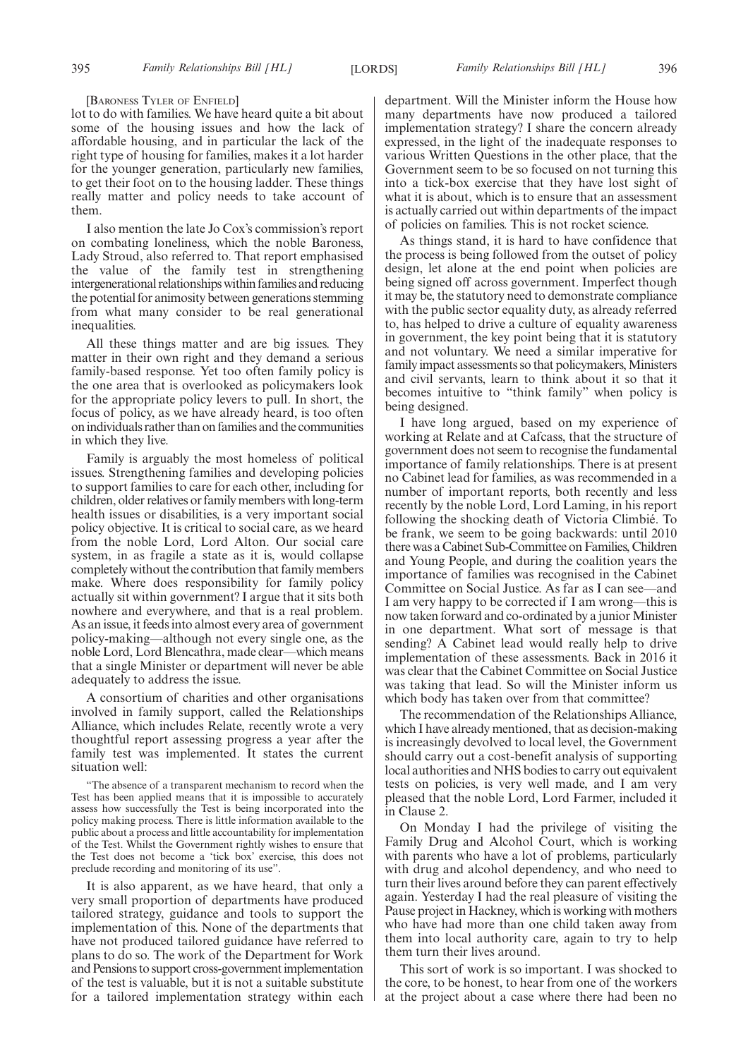[BARONESS TYLER OF ENFIELD]

lot to do with families. We have heard quite a bit about some of the housing issues and how the lack of affordable housing, and in particular the lack of the right type of housing for families, makes it a lot harder for the younger generation, particularly new families, to get their foot on to the housing ladder. These things really matter and policy needs to take account of them.

I also mention the late Jo Cox's commission's report on combating loneliness, which the noble Baroness, Lady Stroud, also referred to. That report emphasised the value of the family test in strengthening intergenerational relationships within families and reducing the potential for animosity between generations stemming from what many consider to be real generational inequalities.

All these things matter and are big issues. They matter in their own right and they demand a serious family-based response. Yet too often family policy is the one area that is overlooked as policymakers look for the appropriate policy levers to pull. In short, the focus of policy, as we have already heard, is too often on individuals rather than on families and the communities in which they live.

Family is arguably the most homeless of political issues. Strengthening families and developing policies to support families to care for each other, including for children, older relatives or family members with long-term health issues or disabilities, is a very important social policy objective. It is critical to social care, as we heard from the noble Lord, Lord Alton. Our social care system, in as fragile a state as it is, would collapse completely without the contribution that family members make. Where does responsibility for family policy actually sit within government? I argue that it sits both nowhere and everywhere, and that is a real problem. As an issue, it feeds into almost every area of government policy-making—although not every single one, as the noble Lord, Lord Blencathra, made clear—which means that a single Minister or department will never be able adequately to address the issue.

A consortium of charities and other organisations involved in family support, called the Relationships Alliance, which includes Relate, recently wrote a very thoughtful report assessing progress a year after the family test was implemented. It states the current situation well:

> "The absence of a transparent mechanism to record when the Test has been applied means that it is impossible to accurately assess how successfully the Test is being incorporated into the policy making process. There is little information available to the public about a process and little accountability for implementation of the Test. Whilst the Government rightly wishes to ensure that the Test does not become a 'tick box' exercise, this does not preclude recording and monitoring of its use".

It is also apparent, as we have heard, that only a very small proportion of departments have produced tailored strategy, guidance and tools to support the implementation of this. None of the departments that have not produced tailored guidance have referred to plans to do so. The work of the Department for Work and Pensions to support cross-government implementation of the test is valuable, but it is not a suitable substitute for a tailored implementation strategy within each department. Will the Minister inform the House how many departments have now produced a tailored implementation strategy? I share the concern already expressed, in the light of the inadequate responses to various Written Questions in the other place, that the Government seem to be so focused on not turning this into a tick-box exercise that they have lost sight of what it is about, which is to ensure that an assessment is actually carried out within departments of the impact of policies on families. This is not rocket science.

As things stand, it is hard to have confidence that the process is being followed from the outset of policy design, let alone at the end point when policies are being signed off across government. Imperfect though it may be, the statutory need to demonstrate compliance with the public sector equality duty, as already referred to, has helped to drive a culture of equality awareness in government, the key point being that it is statutory and not voluntary. We need a similar imperative for family impact assessments so that policymakers, Ministers and civil servants, learn to think about it so that it becomes intuitive to "think family" when policy is being designed.

I have long argued, based on my experience of working at Relate and at Cafcass, that the structure of government does not seem to recognise the fundamental importance of family relationships. There is at present no Cabinet lead for families, as was recommended in a number of important reports, both recently and less recently by the noble Lord, Lord Laming, in his report following the shocking death of Victoria Climbié. To be frank, we seem to be going backwards: until 2010 there was a Cabinet Sub-Committee on Families, Children and Young People, and during the coalition years the importance of families was recognised in the Cabinet Committee on Social Justice. As far as I can see—and I am very happy to be corrected if I am wrong—this is now taken forward and co-ordinated by a junior Minister in one department. What sort of message is that sending? A Cabinet lead would really help to drive implementation of these assessments. Back in 2016 it was clear that the Cabinet Committee on Social Justice was taking that lead. So will the Minister inform us which body has taken over from that committee?

The recommendation of the Relationships Alliance, which I have already mentioned, that as decision-making is increasingly devolved to local level, the Government should carry out a cost-benefit analysis of supporting local authorities and NHS bodies to carry out equivalent tests on policies, is very well made, and I am very pleased that the noble Lord, Lord Farmer, included it in Clause 2.

On Monday I had the privilege of visiting the Family Drug and Alcohol Court, which is working with parents who have a lot of problems, particularly with drug and alcohol dependency, and who need to turn their lives around before they can parent effectively again. Yesterday I had the real pleasure of visiting the Pause project in Hackney, which is working with mothers who have had more than one child taken away from them into local authority care, again to try to help them turn their lives around.

This sort of work is so important. I was shocked to the core, to be honest, to hear from one of the workers at the project about a case where there had been no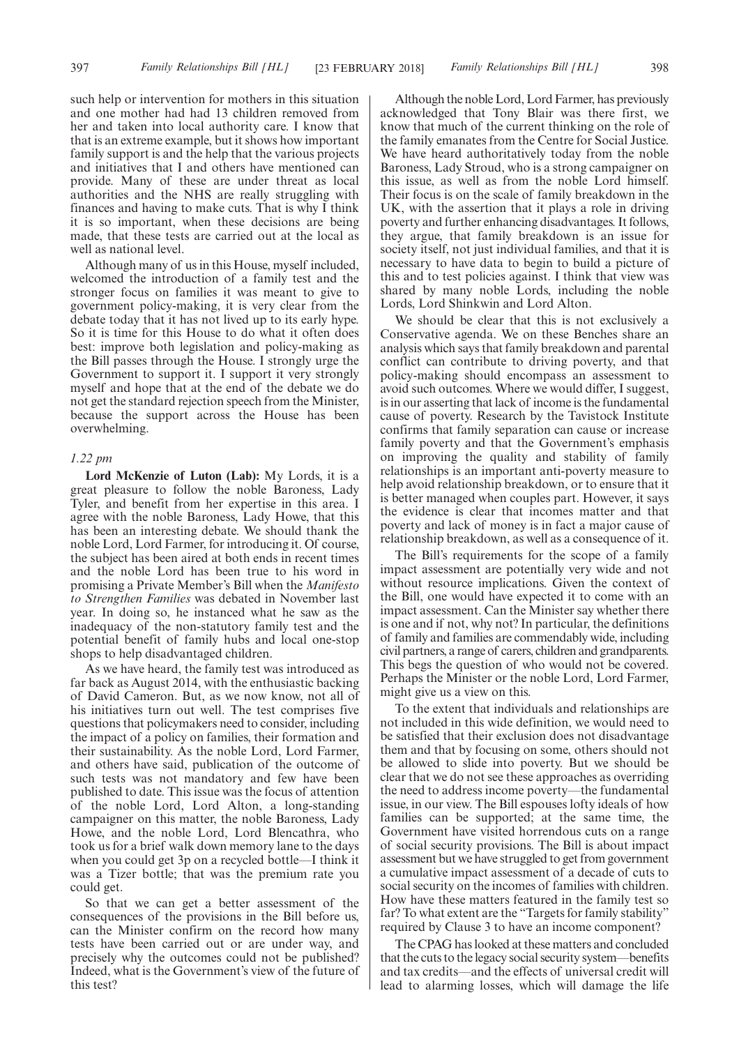such help or intervention for mothers in this situation and one mother had had 13 children removed from her and taken into local authority care. I know that that is an extreme example, but it shows how important family support is and the help that the various projects and initiatives that I and others have mentioned can provide. Many of these are under threat as local authorities and the NHS are really struggling with finances and having to make cuts. That is why I think it is so important, when these decisions are being made, that these tests are carried out at the local as well as national level.

Although many of us in this House, myself included, welcomed the introduction of a family test and the stronger focus on families it was meant to give to government policy-making, it is very clear from the debate today that it has not lived up to its early hype. So it is time for this House to do what it often does best: improve both legislation and policy-making as the Bill passes through the House. I strongly urge the Government to support it. I support it very strongly myself and hope that at the end of the debate we do not get the standard rejection speech from the Minister, because the support across the House has been overwhelming.

*1.22 pm*

**Lord McKenzie of Luton (Lab):** My Lords, it is a great pleasure to follow the noble Baroness, Lady Tyler, and benefit from her expertise in this area. I agree with the noble Baroness, Lady Howe, that this has been an interesting debate. We should thank the noble Lord, Lord Farmer, for introducing it. Of course, the subject has been aired at both ends in recent times and the noble Lord has been true to his word in promising a Private Member's Bill when the *Manifesto to Strengthen Families* was debated in November last year. In doing so, he instanced what he saw as the inadequacy of the non-statutory family test and the potential benefit of family hubs and local one-stop shops to help disadvantaged children.

As we have heard, the family test was introduced as far back as August 2014, with the enthusiastic backing of David Cameron. But, as we now know, not all of his initiatives turn out well. The test comprises five questions that policymakers need to consider, including the impact of a policy on families, their formation and their sustainability. As the noble Lord, Lord Farmer, and others have said, publication of the outcome of such tests was not mandatory and few have been published to date. This issue was the focus of attention of the noble Lord, Lord Alton, a long-standing campaigner on this matter, the noble Baroness, Lady Howe, and the noble Lord, Lord Blencathra, who took us for a brief walk down memory lane to the days when you could get 3p on a recycled bottle—I think it was a Tizer bottle; that was the premium rate you could get.

So that we can get a better assessment of the consequences of the provisions in the Bill before us, can the Minister confirm on the record how many tests have been carried out or are under way, and precisely why the outcomes could not be published? Indeed, what is the Government's view of the future of this test?

Although the noble Lord, Lord Farmer, has previously acknowledged that Tony Blair was there first, we know that much of the current thinking on the role of the family emanates from the Centre for Social Justice. We have heard authoritatively today from the noble Baroness, Lady Stroud, who is a strong campaigner on this issue, as well as from the noble Lord himself. Their focus is on the scale of family breakdown in the UK, with the assertion that it plays a role in driving poverty and further enhancing disadvantages. It follows, they argue, that family breakdown is an issue for society itself, not just individual families, and that it is necessary to have data to begin to build a picture of this and to test policies against. I think that view was shared by many noble Lords, including the noble Lords, Lord Shinkwin and Lord Alton.

We should be clear that this is not exclusively a Conservative agenda. We on these Benches share an analysis which says that family breakdown and parental conflict can contribute to driving poverty, and that policy-making should encompass an assessment to avoid such outcomes. Where we would differ, I suggest, is in our asserting that lack of income is the fundamental cause of poverty. Research by the Tavistock Institute confirms that family separation can cause or increase family poverty and that the Government's emphasis on improving the quality and stability of family relationships is an important anti-poverty measure to help avoid relationship breakdown, or to ensure that it is better managed when couples part. However, it says the evidence is clear that incomes matter and that poverty and lack of money is in fact a major cause of relationship breakdown, as well as a consequence of it.

The Bill's requirements for the scope of a family impact assessment are potentially very wide and not without resource implications. Given the context of the Bill, one would have expected it to come with an impact assessment. Can the Minister say whether there is one and if not, why not? In particular, the definitions of family and families are commendably wide, including civil partners, a range of carers, children and grandparents. This begs the question of who would not be covered. Perhaps the Minister or the noble Lord, Lord Farmer, might give us a view on this.

To the extent that individuals and relationships are not included in this wide definition, we would need to be satisfied that their exclusion does not disadvantage them and that by focusing on some, others should not be allowed to slide into poverty. But we should be clear that we do not see these approaches as overriding the need to address income poverty—the fundamental issue, in our view. The Bill espouses lofty ideals of how families can be supported; at the same time, the Government have visited horrendous cuts on a range of social security provisions. The Bill is about impact assessment but we have struggled to get from government a cumulative impact assessment of a decade of cuts to social security on the incomes of families with children. How have these matters featured in the family test so far? To what extent are the "Targets for family stability" required by Clause 3 to have an income component?

The CPAG has looked at these matters and concluded that the cuts to the legacy social security system—benefits and tax credits—and the effects of universal credit will lead to alarming losses, which will damage the life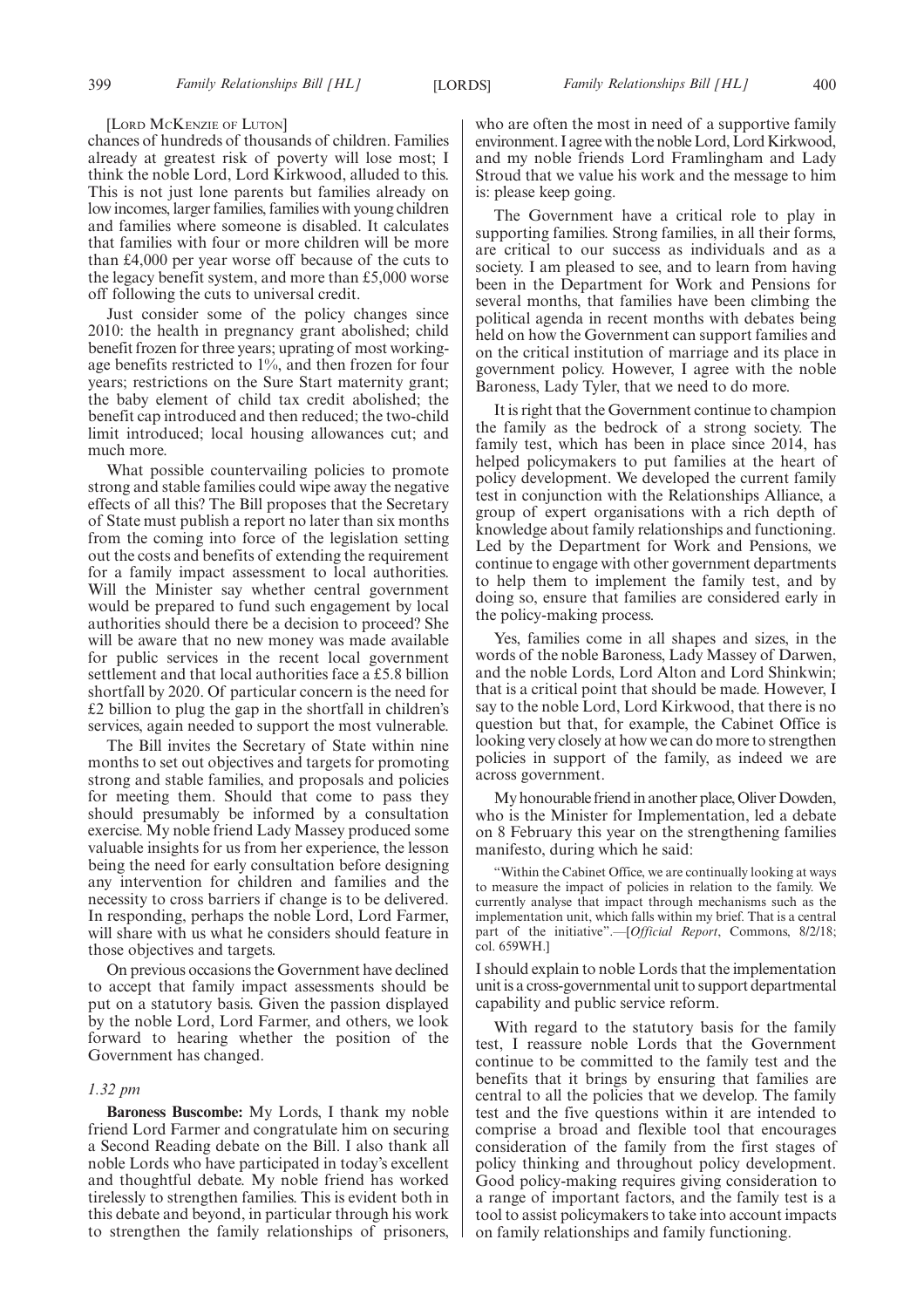[LORD MCKENZIE OF LUTON]

chances of hundreds of thousands of children. Families already at greatest risk of poverty will lose most; I think the noble Lord, Lord Kirkwood, alluded to this. This is not just lone parents but families already on low incomes, larger families, families with young children and families where someone is disabled. It calculates that families with four or more children will be more than £4,000 per year worse off because of the cuts to the legacy benefit system, and more than £5,000 worse off following the cuts to universal credit.

Just consider some of the policy changes since 2010: the health in pregnancy grant abolished; child benefit frozen for three years; uprating of most working-age benefits restricted to 1%, and then frozen for four years; restrictions on the Sure Start maternity grant; the baby element of child tax credit abolished; the benefit cap introduced and then reduced; the two-child limit introduced; local housing allowances cut; and much more.

What possible countervailing policies to promote strong and stable families could wipe away the negative effects of all this? The Bill proposes that the Secretary of State must publish a report no later than six months from the coming into force of the legislation setting out the costs and benefits of extending the requirement for a family impact assessment to local authorities. Will the Minister say whether central government would be prepared to fund such engagement by local authorities should there be a decision to proceed? She will be aware that no new money was made available for public services in the recent local government settlement and that local authorities face a £5.8 billion shortfall by 2020. Of particular concern is the need for £2 billion to plug the gap in the shortfall in children's services, again needed to support the most vulnerable.

The Bill invites the Secretary of State within nine months to set out objectives and targets for promoting strong and stable families, and proposals and policies for meeting them. Should that come to pass they should presumably be informed by a consultation exercise. My noble friend Lady Massey produced some valuable insights for us from her experience, the lesson being the need for early consultation before designing any intervention for children and families and the necessity to cross barriers if change is to be delivered. In responding, perhaps the noble Lord, Lord Farmer, will share with us what he considers should feature in those objectives and targets.

On previous occasions the Government have declined to accept that family impact assessments should be put on a statutory basis. Given the passion displayed by the noble Lord, Lord Farmer, and others, we look forward to hearing whether the position of the Government has changed.

*1.32 pm*

**Baroness Buscombe:** My Lords, I thank my noble friend Lord Farmer and congratulate him on securing a Second Reading debate on the Bill. I also thank all noble Lords who have participated in today's excellent and thoughtful debate. My noble friend has worked tirelessly to strengthen families. This is evident both in this debate and beyond, in particular through his work to strengthen the family relationships of prisoners, who are often the most in need of a supportive family environment. I agree with the noble Lord, Lord Kirkwood, and my noble friends Lord Framlingham and Lady Stroud that we value his work and the message to him is: please keep going.

The Government have a critical role to play in supporting families. Strong families, in all their forms, are critical to our success as individuals and as a society. I am pleased to see, and to learn from having been in the Department for Work and Pensions for several months, that families have been climbing the political agenda in recent months with debates being held on how the Government can support families and on the critical institution of marriage and its place in government policy. However, I agree with the noble Baroness, Lady Tyler, that we need to do more.

It is right that the Government continue to champion the family as the bedrock of a strong society. The family test, which has been in place since 2014, has helped policymakers to put families at the heart of policy development. We developed the current family test in conjunction with the Relationships Alliance, a group of expert organisations with a rich depth of knowledge about family relationships and functioning. Led by the Department for Work and Pensions, we continue to engage with other government departments to help them to implement the family test, and by doing so, ensure that families are considered early in the policy-making process.

Yes, families come in all shapes and sizes, in the words of the noble Baroness, Lady Massey of Darwen, and the noble Lords, Lord Alton and Lord Shinkwin; that is a critical point that should be made. However, I say to the noble Lord, Lord Kirkwood, that there is no question but that, for example, the Cabinet Office is looking very closely at how we can do more to strengthen policies in support of the family, as indeed we are across government.

My honourable friend in another place, Oliver Dowden, who is the Minister for Implementation, led a debate on 8 February this year on the strengthening families manifesto, during which he said:

"Within the Cabinet Office, we are continually looking at ways to measure the impact of policies in relation to the family. We currently analyse that impact through mechanisms such as the implementation unit, which falls within my brief. That is a central part of the initiative".—[*Official Report*, Commons, 8/2/18; col. 659WH.]

I should explain to noble Lords that the implementation unit is a cross-governmental unit to support departmental capability and public service reform.

With regard to the statutory basis for the family test, I reassure noble Lords that the Government continue to be committed to the family test and the benefits that it brings by ensuring that families are central to all the policies that we develop. The family test and the five questions within it are intended to comprise a broad and flexible tool that encourages consideration of the family from the first stages of policy thinking and throughout policy development. Good policy-making requires giving consideration to a range of important factors, and the family test is a tool to assist policymakers to take into account impacts on family relationships and family functioning.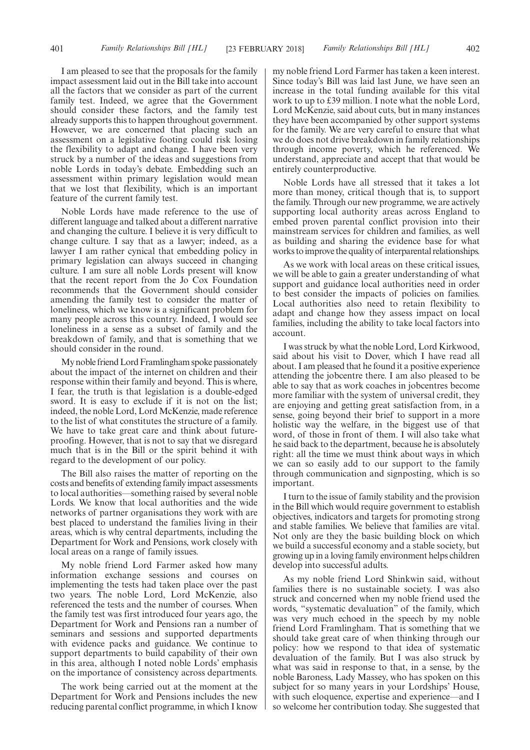I am pleased to see that the proposals for the family impact assessment laid out in the Bill take into account all the factors that we consider as part of the current family test. Indeed, we agree that the Government should consider these factors, and the family test already supports this to happen throughout government. However, we are concerned that placing such an assessment on a legislative footing could risk losing the flexibility to adapt and change. I have been very struck by a number of the ideas and suggestions from noble Lords in today's debate. Embedding such an assessment within primary legislation would mean that we lost that flexibility, which is an important feature of the current family test.

Noble Lords have made reference to the use of different language and talked about a different narrative and changing the culture. I believe it is very difficult to change culture. I say that as a lawyer; indeed, as a lawyer I am rather cynical that embedding policy in primary legislation can always succeed in changing culture. I am sure all noble Lords present will know that the recent report from the Jo Cox Foundation recommends that the Government should consider amending the family test to consider the matter of loneliness, which we know is a significant problem for many people across this country. Indeed, I would see loneliness in a sense as a subset of family and the breakdown of family, and that is something that we should consider in the round.

My noble friend Lord Framlingham spoke passionately about the impact of the internet on children and their response within their family and beyond. This is where, I fear, the truth is that legislation is a double-edged sword. It is easy to exclude if it is not on the list; indeed, the noble Lord, Lord McKenzie, made reference to the list of what constitutes the structure of a family. We have to take great care and think about future-proofing. However, that is not to say that we disregard much that is in the Bill or the spirit behind it with regard to the development of our policy.

The Bill also raises the matter of reporting on the costs and benefits of extending family impact assessments to local authorities—something raised by several noble Lords. We know that local authorities and the wide networks of partner organisations they work with are best placed to understand the families living in their areas, which is why central departments, including the Department for Work and Pensions, work closely with local areas on a range of family issues.

My noble friend Lord Farmer asked how many information exchange sessions and courses on implementing the tests had taken place over the past two years. The noble Lord, Lord McKenzie, also referenced the tests and the number of courses. When the family test was first introduced four years ago, the Department for Work and Pensions ran a number of seminars and sessions and supported departments with evidence packs and guidance. We continue to support departments to build capability of their own in this area, although I noted noble Lords' emphasis on the importance of consistency across departments.

The work being carried out at the moment at the Department for Work and Pensions includes the new reducing parental conflict programme, in which I know my noble friend Lord Farmer has taken a keen interest. Since today's Bill was laid last June, we have seen an increase in the total funding available for this vital work to up to £39 million. I note what the noble Lord, Lord McKenzie, said about cuts, but in many instances they have been accompanied by other support systems for the family. We are very careful to ensure that what we do does not drive breakdown in family relationships through income poverty, which he referenced. We understand, appreciate and accept that that would be entirely counterproductive.

Noble Lords have all stressed that it takes a lot more than money, critical though that is, to support the family. Through our new programme, we are actively supporting local authority areas across England to embed proven parental conflict provision into their mainstream services for children and families, as well as building and sharing the evidence base for what works to improve the quality of interparental relationships.

As we work with local areas on these critical issues, we will be able to gain a greater understanding of what support and guidance local authorities need in order to best consider the impacts of policies on families. Local authorities also need to retain flexibility to adapt and change how they assess impact on local families, including the ability to take local factors into account.

I was struck by what the noble Lord, Lord Kirkwood, said about his visit to Dover, which I have read all about. I am pleased that he found it a positive experience attending the jobcentre there. I am also pleased to be able to say that as work coaches in jobcentres become more familiar with the system of universal credit, they are enjoying and getting great satisfaction from, in a sense, going beyond their brief to support in a more holistic way the welfare, in the biggest use of that word, of those in front of them. I will also take what he said back to the department, because he is absolutely right: all the time we must think about ways in which we can so easily add to our support to the family through communication and signposting, which is so important.

I turn to the issue of family stability and the provision in the Bill which would require government to establish objectives, indicators and targets for promoting strong and stable families. We believe that families are vital. Not only are they the basic building block on which we build a successful economy and a stable society, but growing up in a loving family environment helps children develop into successful adults.

As my noble friend Lord Shinkwin said, without families there is no sustainable society. I was also struck and concerned when my noble friend used the words, "systematic devaluation" of the family, which was very much echoed in the speech by my noble friend Lord Framlingham. That is something that we should take great care of when thinking through our policy: how we respond to that idea of systematic devaluation of the family. But I was also struck by what was said in response to that, in a sense, by the noble Baroness, Lady Massey, who has spoken on this subject for so many years in your Lordships' House, with such eloquence, expertise and experience—and I so welcome her contribution today. She suggested that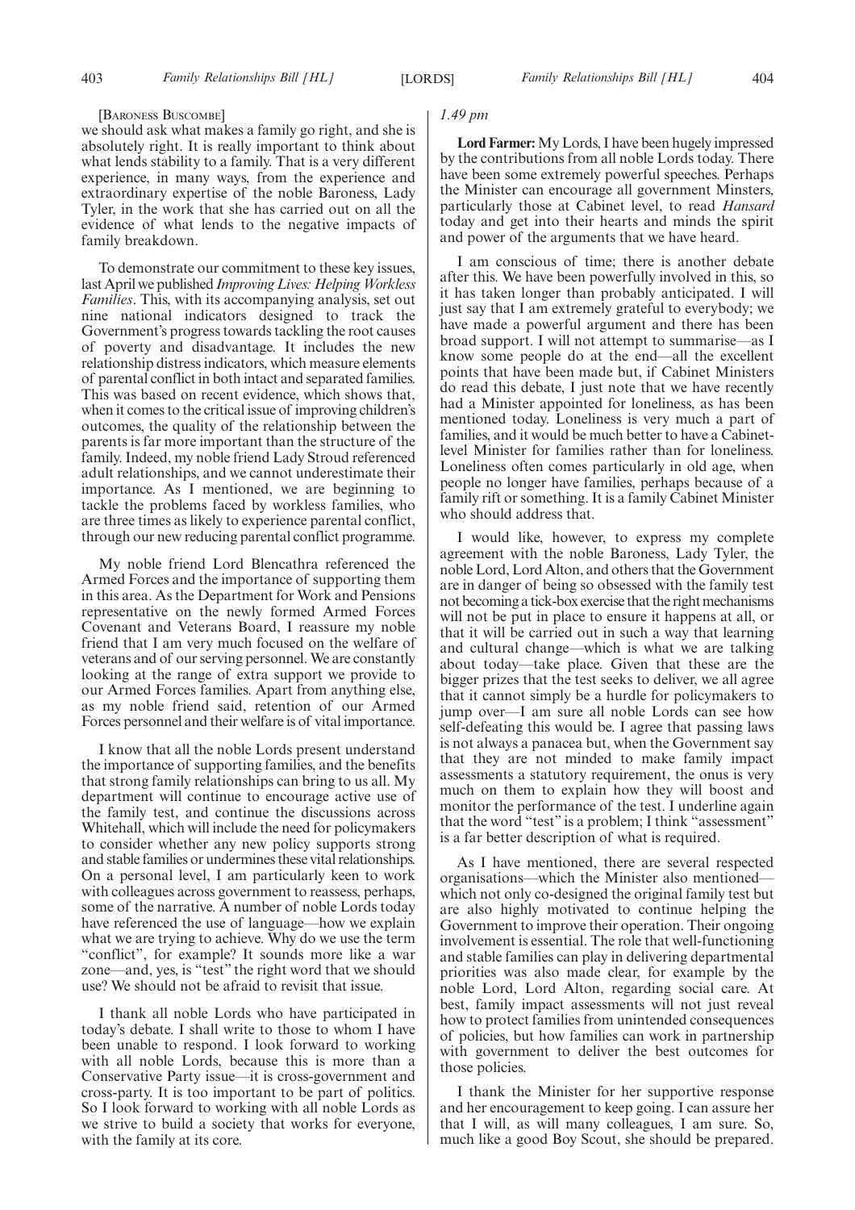[Baroness Buscombe]

we should ask what makes a family go right, and she is absolutely right. It is really important to think about what lends stability to a family. That is a very different experience, in many ways, from the experience and extraordinary expertise of the noble Baroness, Lady Tyler, in the work that she has carried out on all the evidence of what lends to the negative impacts of family breakdown.

To demonstrate our commitment to these key issues, last April we published *Improving Lives: Helping Workless Families*. This, with its accompanying analysis, set out nine national indicators designed to track the Government's progress towards tackling the root causes of poverty and disadvantage. It includes the new relationship distress indicators, which measure elements of parental conflict in both intact and separated families. This was based on recent evidence, which shows that, when it comes to the critical issue of improving children's outcomes, the quality of the relationship between the parents is far more important than the structure of the family. Indeed, my noble friend Lady Stroud referenced adult relationships, and we cannot underestimate their importance. As I mentioned, we are beginning to tackle the problems faced by workless families, who are three times as likely to experience parental conflict, through our new reducing parental conflict programme.

My noble friend Lord Blencathra referenced the Armed Forces and the importance of supporting them in this area. As the Department for Work and Pensions representative on the newly formed Armed Forces Covenant and Veterans Board, I reassure my noble friend that I am very much focused on the welfare of veterans and of our serving personnel. We are constantly looking at the range of extra support we provide to our Armed Forces families. Apart from anything else, as my noble friend said, retention of our Armed Forces personnel and their welfare is of vital importance.

I know that all the noble Lords present understand the importance of supporting families, and the benefits that strong family relationships can bring to us all. My department will continue to encourage active use of the family test, and continue the discussions across Whitehall, which will include the need for policymakers to consider whether any new policy supports strong and stable families or undermines these vital relationships. On a personal level, I am particularly keen to work with colleagues across government to reassess, perhaps, some of the narrative. A number of noble Lords today have referenced the use of language—how we explain what we are trying to achieve. Why do we use the term "conflict", for example? It sounds more like a war zone—and, yes, is "test" the right word that we should use? We should not be afraid to revisit that issue.

I thank all noble Lords who have participated in today's debate. I shall write to those to whom I have been unable to respond. I look forward to working with all noble Lords, because this is more than a Conservative Party issue—it is cross-government and cross-party. It is too important to be part of politics. So I look forward to working with all noble Lords as we strive to build a society that works for everyone, with the family at its core.

*1.49 pm*

**Lord Farmer:** My Lords, I have been hugely impressed by the contributions from all noble Lords today. There have been some extremely powerful speeches. Perhaps the Minister can encourage all government Minsters, particularly those at Cabinet level, to read *Hansard* today and get into their hearts and minds the spirit and power of the arguments that we have heard.

I am conscious of time; there is another debate after this. We have been powerfully involved in this, so it has taken longer than probably anticipated. I will just say that I am extremely grateful to everybody; we have made a powerful argument and there has been broad support. I will not attempt to summarise—as I know some people do at the end—all the excellent points that have been made but, if Cabinet Ministers do read this debate, I just note that we have recently had a Minister appointed for loneliness, as has been mentioned today. Loneliness is very much a part of families, and it would be much better to have a Cabinet-level Minister for families rather than for loneliness. Loneliness often comes particularly in old age, when people no longer have families, perhaps because of a family rift or something. It is a family Cabinet Minister who should address that.

I would like, however, to express my complete agreement with the noble Baroness, Lady Tyler, the noble Lord, Lord Alton, and others that the Government are in danger of being so obsessed with the family test not becoming a tick-box exercise that the right mechanisms will not be put in place to ensure it happens at all, or that it will be carried out in such a way that learning and cultural change—which is what we are talking about today—take place. Given that these are the bigger prizes that the test seeks to deliver, we all agree that it cannot simply be a hurdle for policymakers to jump over—I am sure all noble Lords can see how self-defeating this would be. I agree that passing laws is not always a panacea but, when the Government say that they are not minded to make family impact assessments a statutory requirement, the onus is very much on them to explain how they will boost and monitor the performance of the test. I underline again that the word "test" is a problem; I think "assessment" is a far better description of what is required.

As I have mentioned, there are several respected organisations—which the Minister also mentioned—which not only co-designed the original family test but are also highly motivated to continue helping the Government to improve their operation. Their ongoing involvement is essential. The role that well-functioning and stable families can play in delivering departmental priorities was also made clear, for example by the noble Lord, Lord Alton, regarding social care. At best, family impact assessments will not just reveal how to protect families from unintended consequences of policies, but how families can work in partnership with government to deliver the best outcomes for those policies.

I thank the Minister for her supportive response and her encouragement to keep going. I can assure her that I will, as will many colleagues, I am sure. So, much like a good Boy Scout, she should be prepared.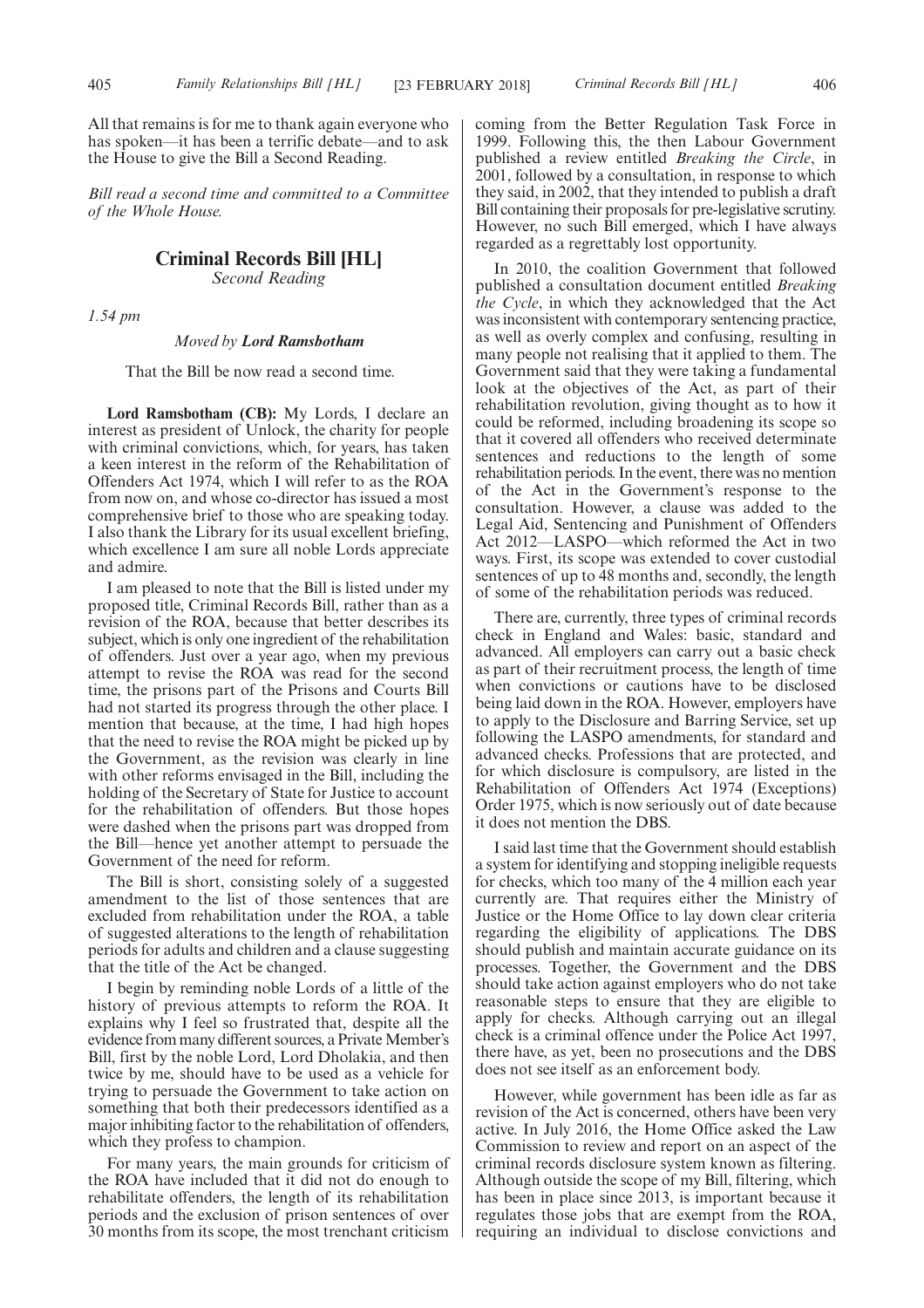All that remains is for me to thank again everyone who has spoken—it has been a terrific debate—and to ask the House to give the Bill a Second Reading.

*Bill read a second time and committed to a Committee of the Whole House.*

## Criminal Records Bill [HL]

*Second Reading*

*1.54 pm*

*Moved by* ***Lord Ramsbotham***

That the Bill be now read a second time.

**Lord Ramsbotham (CB):** My Lords, I declare an interest as president of Unlock, the charity for people with criminal convictions, which, for years, has taken a keen interest in the reform of the Rehabilitation of Offenders Act 1974, which I will refer to as the ROA from now on, and whose co-director has issued a most comprehensive brief to those who are speaking today. I also thank the Library for its usual excellent briefing, which excellence I am sure all noble Lords appreciate and admire.

I am pleased to note that the Bill is listed under my proposed title, Criminal Records Bill, rather than as a revision of the ROA, because that better describes its subject, which is only one ingredient of the rehabilitation of offenders. Just over a year ago, when my previous attempt to revise the ROA was read for the second time, the prisons part of the Prisons and Courts Bill had not started its progress through the other place. I mention that because, at the time, I had high hopes that the need to revise the ROA might be picked up by the Government, as the revision was clearly in line with other reforms envisaged in the Bill, including the holding of the Secretary of State for Justice to account for the rehabilitation of offenders. But those hopes were dashed when the prisons part was dropped from the Bill—hence yet another attempt to persuade the Government of the need for reform.

The Bill is short, consisting solely of a suggested amendment to the list of those sentences that are excluded from rehabilitation under the ROA, a table of suggested alterations to the length of rehabilitation periods for adults and children and a clause suggesting that the title of the Act be changed.

I begin by reminding noble Lords of a little of the history of previous attempts to reform the ROA. It explains why I feel so frustrated that, despite all the evidence from many different sources, a Private Member's Bill, first by the noble Lord, Lord Dholakia, and then twice by me, should have to be used as a vehicle for trying to persuade the Government to take action on something that both their predecessors identified as a major inhibiting factor to the rehabilitation of offenders, which they profess to champion.

For many years, the main grounds for criticism of the ROA have included that it did not do enough to rehabilitate offenders, the length of its rehabilitation periods and the exclusion of prison sentences of over 30 months from its scope, the most trenchant criticism coming from the Better Regulation Task Force in 1999. Following this, the then Labour Government published a review entitled *Breaking the Circle*, in 2001, followed by a consultation, in response to which they said, in 2002, that they intended to publish a draft Bill containing their proposals for pre-legislative scrutiny. However, no such Bill emerged, which I have always regarded as a regrettably lost opportunity.

In 2010, the coalition Government that followed published a consultation document entitled *Breaking the Cycle*, in which they acknowledged that the Act was inconsistent with contemporary sentencing practice, as well as overly complex and confusing, resulting in many people not realising that it applied to them. The Government said that they were taking a fundamental look at the objectives of the Act, as part of their rehabilitation revolution, giving thought as to how it could be reformed, including broadening its scope so that it covered all offenders who received determinate sentences and reductions to the length of some rehabilitation periods. In the event, there was no mention of the Act in the Government's response to the consultation. However, a clause was added to the Legal Aid, Sentencing and Punishment of Offenders Act 2012—LASPO—which reformed the Act in two ways. First, its scope was extended to cover custodial sentences of up to 48 months and, secondly, the length of some of the rehabilitation periods was reduced.

There are, currently, three types of criminal records check in England and Wales: basic, standard and advanced. All employers can carry out a basic check as part of their recruitment process, the length of time when convictions or cautions have to be disclosed being laid down in the ROA. However, employers have to apply to the Disclosure and Barring Service, set up following the LASPO amendments, for standard and advanced checks. Professions that are protected, and for which disclosure is compulsory, are listed in the Rehabilitation of Offenders Act 1974 (Exceptions) Order 1975, which is now seriously out of date because it does not mention the DBS.

I said last time that the Government should establish a system for identifying and stopping ineligible requests for checks, which too many of the 4 million each year currently are. That requires either the Ministry of Justice or the Home Office to lay down clear criteria regarding the eligibility of applications. The DBS should publish and maintain accurate guidance on its processes. Together, the Government and the DBS should take action against employers who do not take reasonable steps to ensure that they are eligible to apply for checks. Although carrying out an illegal check is a criminal offence under the Police Act 1997, there have, as yet, been no prosecutions and the DBS does not see itself as an enforcement body.

However, while government has been idle as far as revision of the Act is concerned, others have been very active. In July 2016, the Home Office asked the Law Commission to review and report on an aspect of the criminal records disclosure system known as filtering. Although outside the scope of my Bill, filtering, which has been in place since 2013, is important because it regulates those jobs that are exempt from the ROA, requiring an individual to disclose convictions and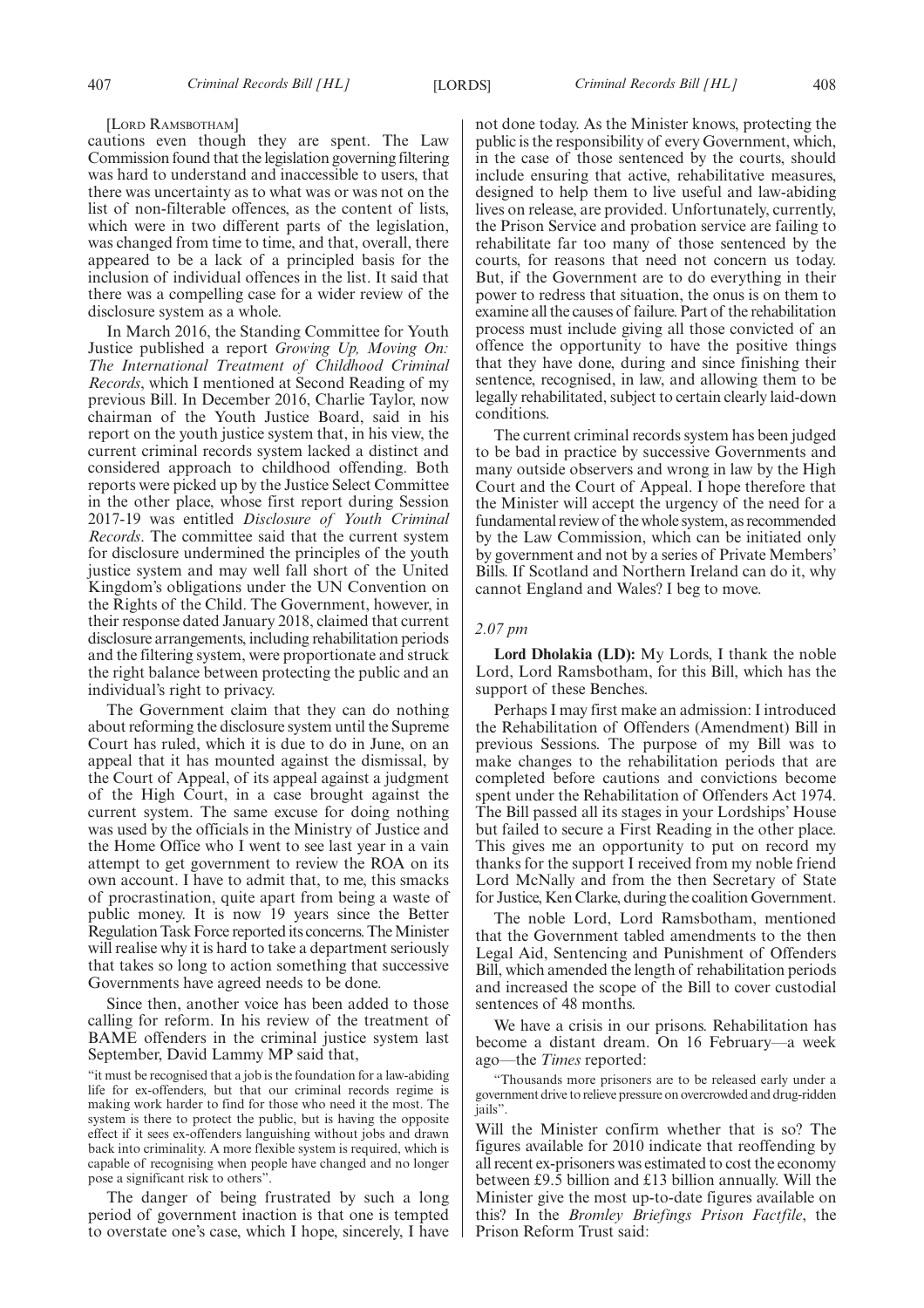[LORD RAMSBOTHAM]

cautions even though they are spent. The Law Commission found that the legislation governing filtering was hard to understand and inaccessible to users, that there was uncertainty as to what was or was not on the list of non-filterable offences, as the content of lists, which were in two different parts of the legislation, was changed from time to time, and that, overall, there appeared to be a lack of a principled basis for the inclusion of individual offences in the list. It said that there was a compelling case for a wider review of the disclosure system as a whole.

In March 2016, the Standing Committee for Youth Justice published a report *Growing Up, Moving On: The International Treatment of Childhood Criminal Records*, which I mentioned at Second Reading of my previous Bill. In December 2016, Charlie Taylor, now chairman of the Youth Justice Board, said in his report on the youth justice system that, in his view, the current criminal records system lacked a distinct and considered approach to childhood offending. Both reports were picked up by the Justice Select Committee in the other place, whose first report during Session 2017-19 was entitled *Disclosure of Youth Criminal Records*. The committee said that the current system for disclosure undermined the principles of the youth justice system and may well fall short of the United Kingdom's obligations under the UN Convention on the Rights of the Child. The Government, however, in their response dated January 2018, claimed that current disclosure arrangements, including rehabilitation periods and the filtering system, were proportionate and struck the right balance between protecting the public and an individual's right to privacy.

The Government claim that they can do nothing about reforming the disclosure system until the Supreme Court has ruled, which it is due to do in June, on an appeal that it has mounted against the dismissal, by the Court of Appeal, of its appeal against a judgment of the High Court, in a case brought against the current system. The same excuse for doing nothing was used by the officials in the Ministry of Justice and the Home Office who I went to see last year in a vain attempt to get government to review the ROA on its own account. I have to admit that, to me, this smacks of procrastination, quite apart from being a waste of public money. It is now 19 years since the Better Regulation Task Force reported its concerns. The Minister will realise why it is hard to take a department seriously that takes so long to action something that successive Governments have agreed needs to be done.

Since then, another voice has been added to those calling for reform. In his review of the treatment of BAME offenders in the criminal justice system last September, David Lammy MP said that,

> "it must be recognised that a job is the foundation for a law-abiding life for ex-offenders, but that our criminal records regime is making work harder to find for those who need it the most. The system is there to protect the public, but is having the opposite effect if it sees ex-offenders languishing without jobs and drawn back into criminality. A more flexible system is required, which is capable of recognising when people have changed and no longer pose a significant risk to others".

The danger of being frustrated by such a long period of government inaction is that one is tempted to overstate one's case, which I hope, sincerely, I have not done today. As the Minister knows, protecting the public is the responsibility of every Government, which, in the case of those sentenced by the courts, should include ensuring that active, rehabilitative measures, designed to help them to live useful and law-abiding lives on release, are provided. Unfortunately, currently, the Prison Service and probation service are failing to rehabilitate far too many of those sentenced by the courts, for reasons that need not concern us today. But, if the Government are to do everything in their power to redress that situation, the onus is on them to examine all the causes of failure. Part of the rehabilitation process must include giving all those convicted of an offence the opportunity to have the positive things that they have done, during and since finishing their sentence, recognised, in law, and allowing them to be legally rehabilitated, subject to certain clearly laid-down conditions.

The current criminal records system has been judged to be bad in practice by successive Governments and many outside observers and wrong in law by the High Court and the Court of Appeal. I hope therefore that the Minister will accept the urgency of the need for a fundamental review of the whole system, as recommended by the Law Commission, which can be initiated only by government and not by a series of Private Members' Bills. If Scotland and Northern Ireland can do it, why cannot England and Wales? I beg to move.

*2.07 pm*

**Lord Dholakia (LD):** My Lords, I thank the noble Lord, Lord Ramsbotham, for this Bill, which has the support of these Benches.

Perhaps I may first make an admission: I introduced the Rehabilitation of Offenders (Amendment) Bill in previous Sessions. The purpose of my Bill was to make changes to the rehabilitation periods that are completed before cautions and convictions become spent under the Rehabilitation of Offenders Act 1974. The Bill passed all its stages in your Lordships' House but failed to secure a First Reading in the other place. This gives me an opportunity to put on record my thanks for the support I received from my noble friend Lord McNally and from the then Secretary of State for Justice, Ken Clarke, during the coalition Government.

The noble Lord, Lord Ramsbotham, mentioned that the Government tabled amendments to the then Legal Aid, Sentencing and Punishment of Offenders Bill, which amended the length of rehabilitation periods and increased the scope of the Bill to cover custodial sentences of 48 months.

We have a crisis in our prisons. Rehabilitation has become a distant dream. On 16 February—a week ago—the *Times* reported:

> "Thousands more prisoners are to be released early under a government drive to relieve pressure on overcrowded and drug-ridden jails".

Will the Minister confirm whether that is so? The figures available for 2010 indicate that reoffending by all recent ex-prisoners was estimated to cost the economy between £9.5 billion and £13 billion annually. Will the Minister give the most up-to-date figures available on this? In the *Bromley Briefings Prison Factfile*, the Prison Reform Trust said: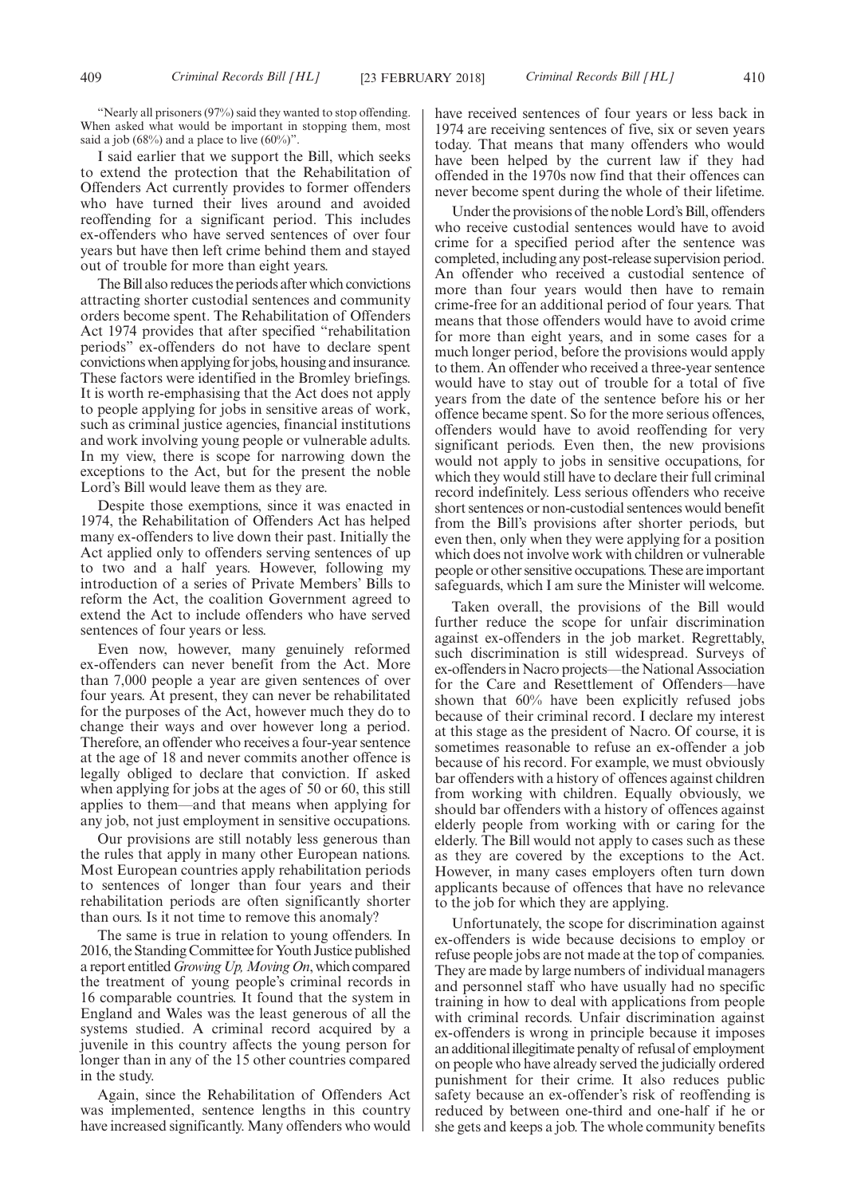"Nearly all prisoners (97%) said they wanted to stop offending. When asked what would be important in stopping them, most said a job (68%) and a place to live (60%)".

I said earlier that we support the Bill, which seeks to extend the protection that the Rehabilitation of Offenders Act currently provides to former offenders who have turned their lives around and avoided reoffending for a significant period. This includes ex-offenders who have served sentences of over four years but have then left crime behind them and stayed out of trouble for more than eight years.

The Bill also reduces the periods after which convictions attracting shorter custodial sentences and community orders become spent. The Rehabilitation of Offenders Act 1974 provides that after specified "rehabilitation periods" ex-offenders do not have to declare spent convictions when applying for jobs, housing and insurance. These factors were identified in the Bromley briefings. It is worth re-emphasising that the Act does not apply to people applying for jobs in sensitive areas of work, such as criminal justice agencies, financial institutions and work involving young people or vulnerable adults. In my view, there is scope for narrowing down the exceptions to the Act, but for the present the noble Lord's Bill would leave them as they are.

Despite those exemptions, since it was enacted in 1974, the Rehabilitation of Offenders Act has helped many ex-offenders to live down their past. Initially the Act applied only to offenders serving sentences of up to two and a half years. However, following my introduction of a series of Private Members' Bills to reform the Act, the coalition Government agreed to extend the Act to include offenders who have served sentences of four years or less.

Even now, however, many genuinely reformed ex-offenders can never benefit from the Act. More than 7,000 people a year are given sentences of over four years. At present, they can never be rehabilitated for the purposes of the Act, however much they do to change their ways and over however long a period. Therefore, an offender who receives a four-year sentence at the age of 18 and never commits another offence is legally obliged to declare that conviction. If asked when applying for jobs at the ages of 50 or 60, this still applies to them—and that means when applying for any job, not just employment in sensitive occupations.

Our provisions are still notably less generous than the rules that apply in many other European nations. Most European countries apply rehabilitation periods to sentences of longer than four years and their rehabilitation periods are often significantly shorter than ours. Is it not time to remove this anomaly?

The same is true in relation to young offenders. In 2016, the Standing Committee for Youth Justice published a report entitled *Growing Up, Moving On*, which compared the treatment of young people's criminal records in 16 comparable countries. It found that the system in England and Wales was the least generous of all the systems studied. A criminal record acquired by a juvenile in this country affects the young person for longer than in any of the 15 other countries compared in the study.

Again, since the Rehabilitation of Offenders Act was implemented, sentence lengths in this country have increased significantly. Many offenders who would have received sentences of four years or less back in 1974 are receiving sentences of five, six or seven years today. That means that many offenders who would have been helped by the current law if they had offended in the 1970s now find that their offences can never become spent during the whole of their lifetime.

Under the provisions of the noble Lord's Bill, offenders who receive custodial sentences would have to avoid crime for a specified period after the sentence was completed, including any post-release supervision period. An offender who received a custodial sentence of more than four years would then have to remain crime-free for an additional period of four years. That means that those offenders would have to avoid crime for more than eight years, and in some cases for a much longer period, before the provisions would apply to them. An offender who received a three-year sentence would have to stay out of trouble for a total of five years from the date of the sentence before his or her offence became spent. So for the more serious offences, offenders would have to avoid reoffending for very significant periods. Even then, the new provisions would not apply to jobs in sensitive occupations, for which they would still have to declare their full criminal record indefinitely. Less serious offenders who receive short sentences or non-custodial sentences would benefit from the Bill's provisions after shorter periods, but even then, only when they were applying for a position which does not involve work with children or vulnerable people or other sensitive occupations. These are important safeguards, which I am sure the Minister will welcome.

Taken overall, the provisions of the Bill would further reduce the scope for unfair discrimination against ex-offenders in the job market. Regrettably, such discrimination is still widespread. Surveys of ex-offenders in Nacro projects—the National Association for the Care and Resettlement of Offenders—have shown that 60% have been explicitly refused jobs because of their criminal record. I declare my interest at this stage as the president of Nacro. Of course, it is sometimes reasonable to refuse an ex-offender a job because of his record. For example, we must obviously bar offenders with a history of offences against children from working with children. Equally obviously, we should bar offenders with a history of offences against elderly people from working with or caring for the elderly. The Bill would not apply to cases such as these as they are covered by the exceptions to the Act. However, in many cases employers often turn down applicants because of offences that have no relevance to the job for which they are applying.

Unfortunately, the scope for discrimination against ex-offenders is wide because decisions to employ or refuse people jobs are not made at the top of companies. They are made by large numbers of individual managers and personnel staff who have usually had no specific training in how to deal with applications from people with criminal records. Unfair discrimination against ex-offenders is wrong in principle because it imposes an additional illegitimate penalty of refusal of employment on people who have already served the judicially ordered punishment for their crime. It also reduces public safety because an ex-offender's risk of reoffending is reduced by between one-third and one-half if he or she gets and keeps a job. The whole community benefits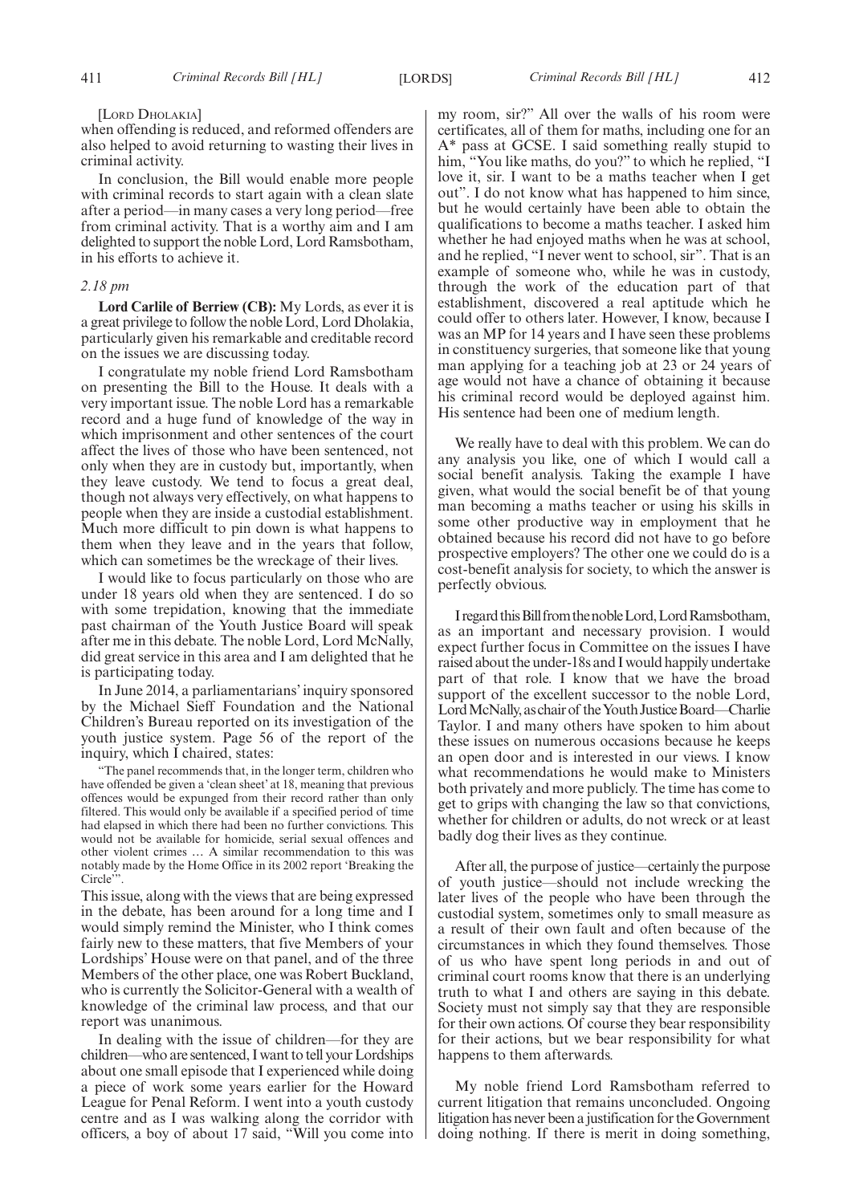[LORD DHOLAKIA]

when offending is reduced, and reformed offenders are also helped to avoid returning to wasting their lives in criminal activity.

In conclusion, the Bill would enable more people with criminal records to start again with a clean slate after a period—in many cases a very long period—free from criminal activity. That is a worthy aim and I am delighted to support the noble Lord, Lord Ramsbotham, in his efforts to achieve it.

*2.18 pm*

**Lord Carlile of Berriew (CB):** My Lords, as ever it is a great privilege to follow the noble Lord, Lord Dholakia, particularly given his remarkable and creditable record on the issues we are discussing today.

I congratulate my noble friend Lord Ramsbotham on presenting the Bill to the House. It deals with a very important issue. The noble Lord has a remarkable record and a huge fund of knowledge of the way in which imprisonment and other sentences of the court affect the lives of those who have been sentenced, not only when they are in custody but, importantly, when they leave custody. We tend to focus a great deal, though not always very effectively, on what happens to people when they are inside a custodial establishment. Much more difficult to pin down is what happens to them when they leave and in the years that follow, which can sometimes be the wreckage of their lives.

I would like to focus particularly on those who are under 18 years old when they are sentenced. I do so with some trepidation, knowing that the immediate past chairman of the Youth Justice Board will speak after me in this debate. The noble Lord, Lord McNally, did great service in this area and I am delighted that he is participating today.

In June 2014, a parliamentarians' inquiry sponsored by the Michael Sieff Foundation and the National Children's Bureau reported on its investigation of the youth justice system. Page 56 of the report of the inquiry, which I chaired, states:

"The panel recommends that, in the longer term, children who have offended be given a 'clean sheet' at 18, meaning that previous offences would be expunged from their record rather than only filtered. This would only be available if a specified period of time had elapsed in which there had been no further convictions. This would not be available for homicide, serial sexual offences and other violent crimes … A similar recommendation to this was notably made by the Home Office in its 2002 report 'Breaking the Circle'".

This issue, along with the views that are being expressed in the debate, has been around for a long time and I would simply remind the Minister, who I think comes fairly new to these matters, that five Members of your Lordships' House were on that panel, and of the three Members of the other place, one was Robert Buckland, who is currently the Solicitor-General with a wealth of knowledge of the criminal law process, and that our report was unanimous.

In dealing with the issue of children—for they are children—who are sentenced, I want to tell your Lordships about one small episode that I experienced while doing a piece of work some years earlier for the Howard League for Penal Reform. I went into a youth custody centre and as I was walking along the corridor with officers, a boy of about 17 said, "Will you come into my room, sir?" All over the walls of his room were certificates, all of them for maths, including one for an A* pass at GCSE. I said something really stupid to him, "You like maths, do you?" to which he replied, "I love it, sir. I want to be a maths teacher when I get out". I do not know what has happened to him since, but he would certainly have been able to obtain the qualifications to become a maths teacher. I asked him whether he had enjoyed maths when he was at school, and he replied, "I never went to school, sir". That is an example of someone who, while he was in custody, through the work of the education part of that establishment, discovered a real aptitude which he could offer to others later. However, I know, because I was an MP for 14 years and I have seen these problems in constituency surgeries, that someone like that young man applying for a teaching job at 23 or 24 years of age would not have a chance of obtaining it because his criminal record would be deployed against him. His sentence had been one of medium length.

We really have to deal with this problem. We can do any analysis you like, one of which I would call a social benefit analysis. Taking the example I have given, what would the social benefit be of that young man becoming a maths teacher or using his skills in some other productive way in employment that he obtained because his record did not have to go before prospective employers? The other one we could do is a cost-benefit analysis for society, to which the answer is perfectly obvious.

I regard this Bill from the noble Lord, Lord Ramsbotham, as an important and necessary provision. I would expect further focus in Committee on the issues I have raised about the under-18s and I would happily undertake part of that role. I know that we have the broad support of the excellent successor to the noble Lord, Lord McNally, as chair of the Youth Justice Board—Charlie Taylor. I and many others have spoken to him about these issues on numerous occasions because he keeps an open door and is interested in our views. I know what recommendations he would make to Ministers both privately and more publicly. The time has come to get to grips with changing the law so that convictions, whether for children or adults, do not wreck or at least badly dog their lives as they continue.

After all, the purpose of justice—certainly the purpose of youth justice—should not include wrecking the later lives of the people who have been through the custodial system, sometimes only to small measure as a result of their own fault and often because of the circumstances in which they found themselves. Those of us who have spent long periods in and out of criminal court rooms know that there is an underlying truth to what I and others are saying in this debate. Society must not simply say that they are responsible for their own actions. Of course they bear responsibility for their actions, but we bear responsibility for what happens to them afterwards.

My noble friend Lord Ramsbotham referred to current litigation that remains unconcluded. Ongoing litigation has never been a justification for the Government doing nothing. If there is merit in doing something,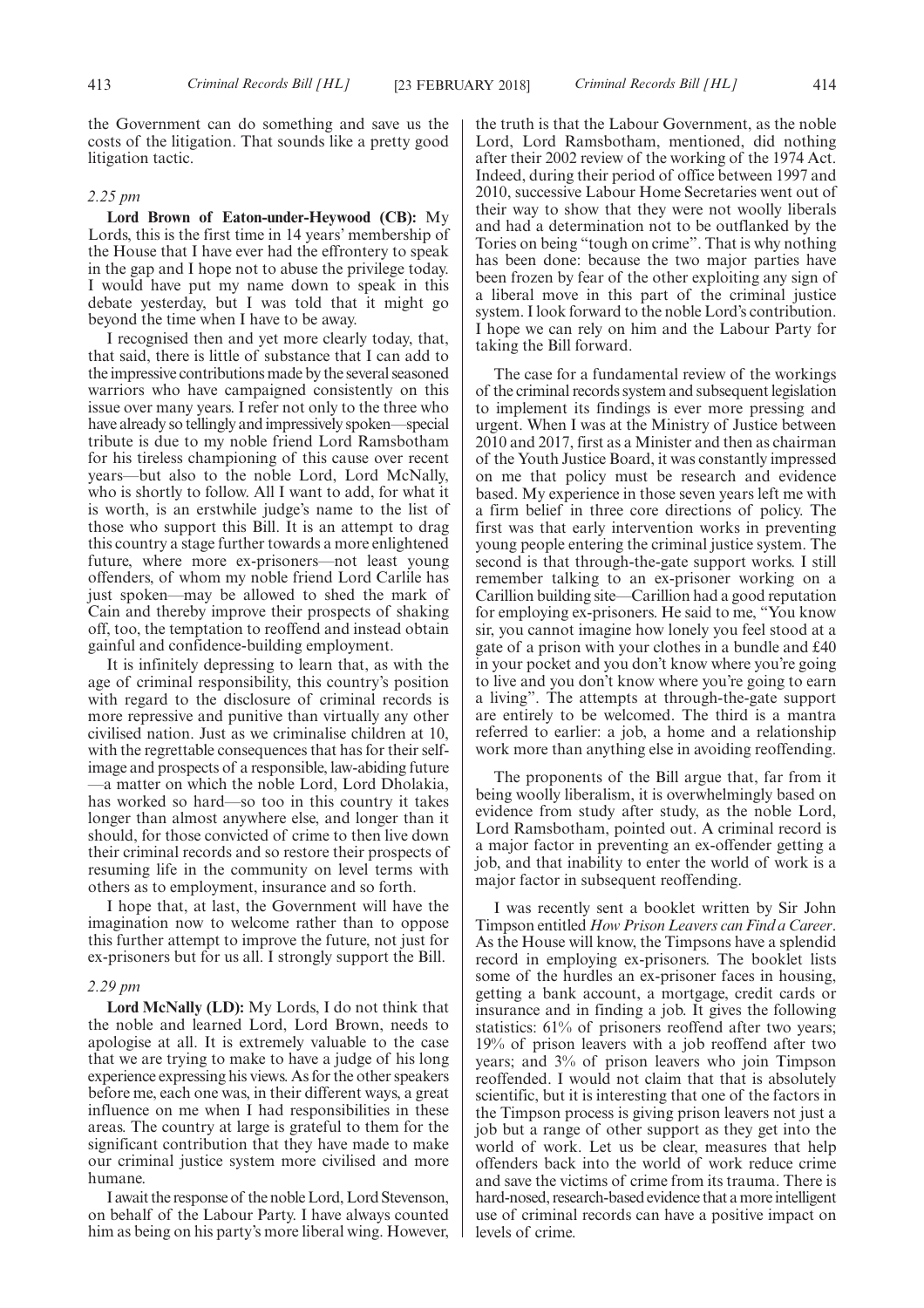the Government can do something and save us the costs of the litigation. That sounds like a pretty good litigation tactic.

*2.25 pm*

**Lord Brown of Eaton-under-Heywood (CB):** My Lords, this is the first time in 14 years' membership of the House that I have ever had the effrontery to speak in the gap and I hope not to abuse the privilege today. I would have put my name down to speak in this debate yesterday, but I was told that it might go beyond the time when I have to be away.

I recognised then and yet more clearly today, that, that said, there is little of substance that I can add to the impressive contributions made by the several seasoned warriors who have campaigned consistently on this issue over many years. I refer not only to the three who have already so tellingly and impressively spoken—special tribute is due to my noble friend Lord Ramsbotham for his tireless championing of this cause over recent years—but also to the noble Lord, Lord McNally, who is shortly to follow. All I want to add, for what it is worth, is an erstwhile judge's name to the list of those who support this Bill. It is an attempt to drag this country a stage further towards a more enlightened future, where more ex-prisoners—not least young offenders, of whom my noble friend Lord Carlile has just spoken—may be allowed to shed the mark of Cain and thereby improve their prospects of shaking off, too, the temptation to reoffend and instead obtain gainful and confidence-building employment.

It is infinitely depressing to learn that, as with the age of criminal responsibility, this country's position with regard to the disclosure of criminal records is more repressive and punitive than virtually any other civilised nation. Just as we criminalise children at 10, with the regrettable consequences that has for their self-image and prospects of a responsible, law-abiding future —a matter on which the noble Lord, Lord Dholakia, has worked so hard—so too in this country it takes longer than almost anywhere else, and longer than it should, for those convicted of crime to then live down their criminal records and so restore their prospects of resuming life in the community on level terms with others as to employment, insurance and so forth.

I hope that, at last, the Government will have the imagination now to welcome rather than to oppose this further attempt to improve the future, not just for ex-prisoners but for us all. I strongly support the Bill.

*2.29 pm*

**Lord McNally (LD):** My Lords, I do not think that the noble and learned Lord, Lord Brown, needs to apologise at all. It is extremely valuable to the case that we are trying to make to have a judge of his long experience expressing his views. As for the other speakers before me, each one was, in their different ways, a great influence on me when I had responsibilities in these areas. The country at large is grateful to them for the significant contribution that they have made to make our criminal justice system more civilised and more humane.

I await the response of the noble Lord, Lord Stevenson, on behalf of the Labour Party. I have always counted him as being on his party's more liberal wing. However, the truth is that the Labour Government, as the noble Lord, Lord Ramsbotham, mentioned, did nothing after their 2002 review of the working of the 1974 Act. Indeed, during their period of office between 1997 and 2010, successive Labour Home Secretaries went out of their way to show that they were not woolly liberals and had a determination not to be outflanked by the Tories on being "tough on crime". That is why nothing has been done: because the two major parties have been frozen by fear of the other exploiting any sign of a liberal move in this part of the criminal justice system. I look forward to the noble Lord's contribution. I hope we can rely on him and the Labour Party for taking the Bill forward.

The case for a fundamental review of the workings of the criminal records system and subsequent legislation to implement its findings is ever more pressing and urgent. When I was at the Ministry of Justice between 2010 and 2017, first as a Minister and then as chairman of the Youth Justice Board, it was constantly impressed on me that policy must be research and evidence based. My experience in those seven years left me with a firm belief in three core directions of policy. The first was that early intervention works in preventing young people entering the criminal justice system. The second is that through-the-gate support works. I still remember talking to an ex-prisoner working on a Carillion building site—Carillion had a good reputation for employing ex-prisoners. He said to me, "You know sir, you cannot imagine how lonely you feel stood at a gate of a prison with your clothes in a bundle and £40 in your pocket and you don't know where you're going to live and you don't know where you're going to earn a living". The attempts at through-the-gate support are entirely to be welcomed. The third is a mantra referred to earlier: a job, a home and a relationship work more than anything else in avoiding reoffending.

The proponents of the Bill argue that, far from it being woolly liberalism, it is overwhelmingly based on evidence from study after study, as the noble Lord, Lord Ramsbotham, pointed out. A criminal record is a major factor in preventing an ex-offender getting a job, and that inability to enter the world of work is a major factor in subsequent reoffending.

I was recently sent a booklet written by Sir John Timpson entitled *How Prison Leavers can Find a Career*. As the House will know, the Timpsons have a splendid record in employing ex-prisoners. The booklet lists some of the hurdles an ex-prisoner faces in housing, getting a bank account, a mortgage, credit cards or insurance and in finding a job. It gives the following statistics: 61% of prisoners reoffend after two years; 19% of prison leavers with a job reoffend after two years; and 3% of prison leavers who join Timpson reoffended. I would not claim that that is absolutely scientific, but it is interesting that one of the factors in the Timpson process is giving prison leavers not just a job but a range of other support as they get into the world of work. Let us be clear, measures that help offenders back into the world of work reduce crime and save the victims of crime from its trauma. There is hard-nosed, research-based evidence that a more intelligent use of criminal records can have a positive impact on levels of crime.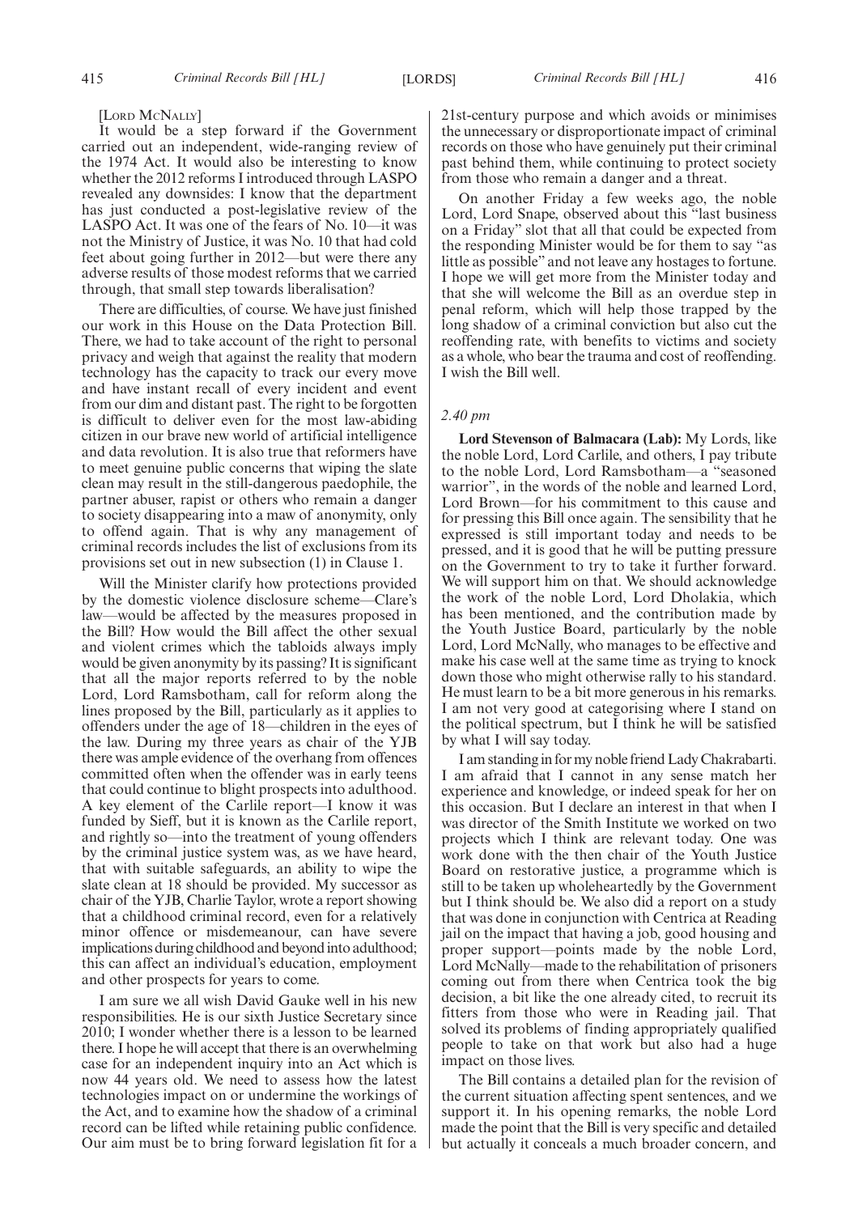[LORD MCNALLY]

It would be a step forward if the Government carried out an independent, wide-ranging review of the 1974 Act. It would also be interesting to know whether the 2012 reforms I introduced through LASPO revealed any downsides: I know that the department has just conducted a post-legislative review of the LASPO Act. It was one of the fears of No. 10—it was not the Ministry of Justice, it was No. 10 that had cold feet about going further in 2012—but were there any adverse results of those modest reforms that we carried through, that small step towards liberalisation?

There are difficulties, of course. We have just finished our work in this House on the Data Protection Bill. There, we had to take account of the right to personal privacy and weigh that against the reality that modern technology has the capacity to track our every move and have instant recall of every incident and event from our dim and distant past. The right to be forgotten is difficult to deliver even for the most law-abiding citizen in our brave new world of artificial intelligence and data revolution. It is also true that reformers have to meet genuine public concerns that wiping the slate clean may result in the still-dangerous paedophile, the partner abuser, rapist or others who remain a danger to society disappearing into a maw of anonymity, only to offend again. That is why any management of criminal records includes the list of exclusions from its provisions set out in new subsection (1) in Clause 1.

Will the Minister clarify how protections provided by the domestic violence disclosure scheme—Clare's law—would be affected by the measures proposed in the Bill? How would the Bill affect the other sexual and violent crimes which the tabloids always imply would be given anonymity by its passing? It is significant that all the major reports referred to by the noble Lord, Lord Ramsbotham, call for reform along the lines proposed by the Bill, particularly as it applies to offenders under the age of 18—children in the eyes of the law. During my three years as chair of the YJB there was ample evidence of the overhang from offences committed often when the offender was in early teens that could continue to blight prospects into adulthood. A key element of the Carlile report—I know it was funded by Sieff, but it is known as the Carlile report, and rightly so—into the treatment of young offenders by the criminal justice system was, as we have heard, that with suitable safeguards, an ability to wipe the slate clean at 18 should be provided. My successor as chair of the YJB, Charlie Taylor, wrote a report showing that a childhood criminal record, even for a relatively minor offence or misdemeanour, can have severe implications during childhood and beyond into adulthood; this can affect an individual's education, employment and other prospects for years to come.

I am sure we all wish David Gauke well in his new responsibilities. He is our sixth Justice Secretary since 2010; I wonder whether there is a lesson to be learned there. I hope he will accept that there is an overwhelming case for an independent inquiry into an Act which is now 44 years old. We need to assess how the latest technologies impact on or undermine the workings of the Act, and to examine how the shadow of a criminal record can be lifted while retaining public confidence. Our aim must be to bring forward legislation fit for a 21st-century purpose and which avoids or minimises the unnecessary or disproportionate impact of criminal records on those who have genuinely put their criminal past behind them, while continuing to protect society from those who remain a danger and a threat.

On another Friday a few weeks ago, the noble Lord, Lord Snape, observed about this "last business on a Friday" slot that all that could be expected from the responding Minister would be for them to say "as little as possible" and not leave any hostages to fortune. I hope we will get more from the Minister today and that she will welcome the Bill as an overdue step in penal reform, which will help those trapped by the long shadow of a criminal conviction but also cut the reoffending rate, with benefits to victims and society as a whole, who bear the trauma and cost of reoffending. I wish the Bill well.

*2.40 pm*

**Lord Stevenson of Balmacara (Lab):** My Lords, like the noble Lord, Lord Carlile, and others, I pay tribute to the noble Lord, Lord Ramsbotham—a "seasoned warrior", in the words of the noble and learned Lord, Lord Brown—for his commitment to this cause and for pressing this Bill once again. The sensibility that he expressed is still important today and needs to be pressed, and it is good that he will be putting pressure on the Government to try to take it further forward. We will support him on that. We should acknowledge the work of the noble Lord, Lord Dholakia, which has been mentioned, and the contribution made by the Youth Justice Board, particularly by the noble Lord, Lord McNally, who manages to be effective and make his case well at the same time as trying to knock down those who might otherwise rally to his standard. He must learn to be a bit more generous in his remarks. I am not very good at categorising where I stand on the political spectrum, but I think he will be satisfied by what I will say today.

I am standing in for my noble friend Lady Chakrabarti. I am afraid that I cannot in any sense match her experience and knowledge, or indeed speak for her on this occasion. But I declare an interest in that when I was director of the Smith Institute we worked on two projects which I think are relevant today. One was work done with the then chair of the Youth Justice Board on restorative justice, a programme which is still to be taken up wholeheartedly by the Government but I think should be. We also did a report on a study that was done in conjunction with Centrica at Reading jail on the impact that having a job, good housing and proper support—points made by the noble Lord, Lord McNally—made to the rehabilitation of prisoners coming out from there when Centrica took the big decision, a bit like the one already cited, to recruit its fitters from those who were in Reading jail. That solved its problems of finding appropriately qualified people to take on that work but also had a huge impact on those lives.

The Bill contains a detailed plan for the revision of the current situation affecting spent sentences, and we support it. In his opening remarks, the noble Lord made the point that the Bill is very specific and detailed but actually it conceals a much broader concern, and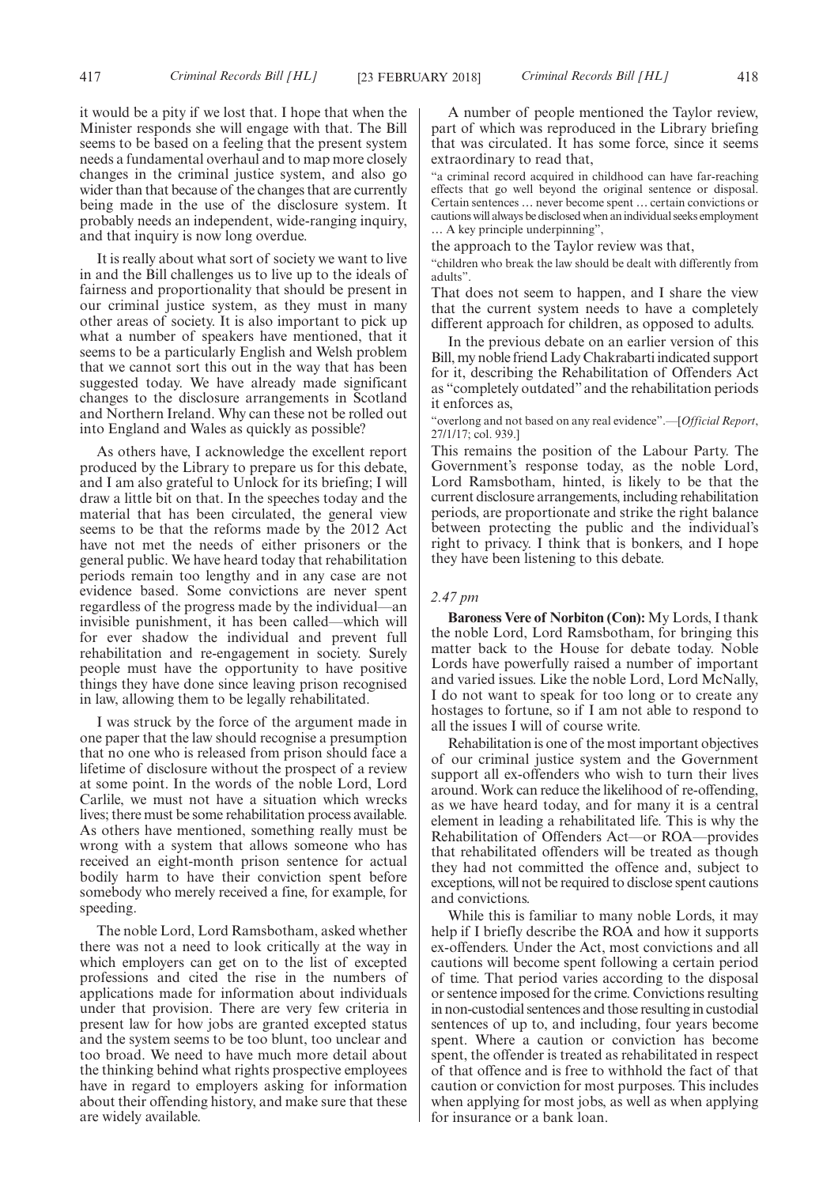it would be a pity if we lost that. I hope that when the Minister responds she will engage with that. The Bill seems to be based on a feeling that the present system needs a fundamental overhaul and to map more closely changes in the criminal justice system, and also go wider than that because of the changes that are currently being made in the use of the disclosure system. It probably needs an independent, wide-ranging inquiry, and that inquiry is now long overdue.

It is really about what sort of society we want to live in and the Bill challenges us to live up to the ideals of fairness and proportionality that should be present in our criminal justice system, as they must in many other areas of society. It is also important to pick up what a number of speakers have mentioned, that it seems to be a particularly English and Welsh problem that we cannot sort this out in the way that has been suggested today. We have already made significant changes to the disclosure arrangements in Scotland and Northern Ireland. Why can these not be rolled out into England and Wales as quickly as possible?

As others have, I acknowledge the excellent report produced by the Library to prepare us for this debate, and I am also grateful to Unlock for its briefing; I will draw a little bit on that. In the speeches today and the material that has been circulated, the general view seems to be that the reforms made by the 2012 Act have not met the needs of either prisoners or the general public. We have heard today that rehabilitation periods remain too lengthy and in any case are not evidence based. Some convictions are never spent regardless of the progress made by the individual—an invisible punishment, it has been called—which will for ever shadow the individual and prevent full rehabilitation and re-engagement in society. Surely people must have the opportunity to have positive things they have done since leaving prison recognised in law, allowing them to be legally rehabilitated.

I was struck by the force of the argument made in one paper that the law should recognise a presumption that no one who is released from prison should face a lifetime of disclosure without the prospect of a review at some point. In the words of the noble Lord, Lord Carlile, we must not have a situation which wrecks lives; there must be some rehabilitation process available. As others have mentioned, something really must be wrong with a system that allows someone who has received an eight-month prison sentence for actual bodily harm to have their conviction spent before somebody who merely received a fine, for example, for speeding.

The noble Lord, Lord Ramsbotham, asked whether there was not a need to look critically at the way in which employers can get on to the list of excepted professions and cited the rise in the numbers of applications made for information about individuals under that provision. There are very few criteria in present law for how jobs are granted excepted status and the system seems to be too blunt, too unclear and too broad. We need to have much more detail about the thinking behind what rights prospective employees have in regard to employers asking for information about their offending history, and make sure that these are widely available.

A number of people mentioned the Taylor review, part of which was reproduced in the Library briefing that was circulated. It has some force, since it seems extraordinary to read that,

"a criminal record acquired in childhood can have far-reaching effects that go well beyond the original sentence or disposal. Certain sentences … never become spent … certain convictions or cautions will always be disclosed when an individual seeks employment … A key principle underpinning",

the approach to the Taylor review was that,

"children who break the law should be dealt with differently from adults".

That does not seem to happen, and I share the view that the current system needs to have a completely different approach for children, as opposed to adults.

In the previous debate on an earlier version of this Bill, my noble friend Lady Chakrabarti indicated support for it, describing the Rehabilitation of Offenders Act as "completely outdated" and the rehabilitation periods it enforces as,

"overlong and not based on any real evidence".—[*Official Report*, 27/1/17; col. 939.]

This remains the position of the Labour Party. The Government's response today, as the noble Lord, Lord Ramsbotham, hinted, is likely to be that the current disclosure arrangements, including rehabilitation periods, are proportionate and strike the right balance between protecting the public and the individual's right to privacy. I think that is bonkers, and I hope they have been listening to this debate.

*2.47 pm*

**Baroness Vere of Norbiton (Con):** My Lords, I thank the noble Lord, Lord Ramsbotham, for bringing this matter back to the House for debate today. Noble Lords have powerfully raised a number of important and varied issues. Like the noble Lord, Lord McNally, I do not want to speak for too long or to create any hostages to fortune, so if I am not able to respond to all the issues I will of course write.

Rehabilitation is one of the most important objectives of our criminal justice system and the Government support all ex-offenders who wish to turn their lives around. Work can reduce the likelihood of re-offending, as we have heard today, and for many it is a central element in leading a rehabilitated life. This is why the Rehabilitation of Offenders Act—or ROA—provides that rehabilitated offenders will be treated as though they had not committed the offence and, subject to exceptions, will not be required to disclose spent cautions and convictions.

While this is familiar to many noble Lords, it may help if I briefly describe the ROA and how it supports ex-offenders. Under the Act, most convictions and all cautions will become spent following a certain period of time. That period varies according to the disposal or sentence imposed for the crime. Convictions resulting in non-custodial sentences and those resulting in custodial sentences of up to, and including, four years become spent. Where a caution or conviction has become spent, the offender is treated as rehabilitated in respect of that offence and is free to withhold the fact of that caution or conviction for most purposes. This includes when applying for most jobs, as well as when applying for insurance or a bank loan.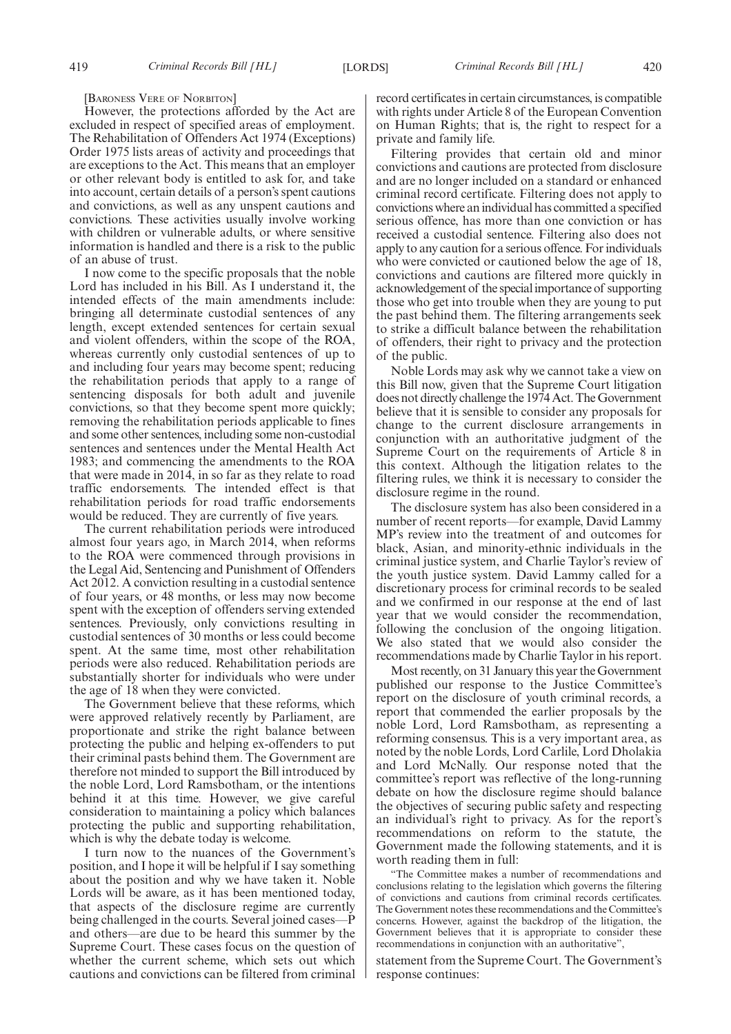[BARONESS VERE OF NORBITON]

However, the protections afforded by the Act are excluded in respect of specified areas of employment. The Rehabilitation of Offenders Act 1974 (Exceptions) Order 1975 lists areas of activity and proceedings that are exceptions to the Act. This means that an employer or other relevant body is entitled to ask for, and take into account, certain details of a person's spent cautions and convictions, as well as any unspent cautions and convictions. These activities usually involve working with children or vulnerable adults, or where sensitive information is handled and there is a risk to the public of an abuse of trust.

I now come to the specific proposals that the noble Lord has included in his Bill. As I understand it, the intended effects of the main amendments include: bringing all determinate custodial sentences of any length, except extended sentences for certain sexual and violent offenders, within the scope of the ROA, whereas currently only custodial sentences of up to and including four years may become spent; reducing the rehabilitation periods that apply to a range of sentencing disposals for both adult and juvenile convictions, so that they become spent more quickly; removing the rehabilitation periods applicable to fines and some other sentences, including some non-custodial sentences and sentences under the Mental Health Act 1983; and commencing the amendments to the ROA that were made in 2014, in so far as they relate to road traffic endorsements. The intended effect is that rehabilitation periods for road traffic endorsements would be reduced. They are currently of five years.

The current rehabilitation periods were introduced almost four years ago, in March 2014, when reforms to the ROA were commenced through provisions in the Legal Aid, Sentencing and Punishment of Offenders Act 2012. A conviction resulting in a custodial sentence of four years, or 48 months, or less may now become spent with the exception of offenders serving extended sentences. Previously, only convictions resulting in custodial sentences of 30 months or less could become spent. At the same time, most other rehabilitation periods were also reduced. Rehabilitation periods are substantially shorter for individuals who were under the age of 18 when they were convicted.

The Government believe that these reforms, which were approved relatively recently by Parliament, are proportionate and strike the right balance between protecting the public and helping ex-offenders to put their criminal pasts behind them. The Government are therefore not minded to support the Bill introduced by the noble Lord, Lord Ramsbotham, or the intentions behind it at this time. However, we give careful consideration to maintaining a policy which balances protecting the public and supporting rehabilitation, which is why the debate today is welcome.

I turn now to the nuances of the Government's position, and I hope it will be helpful if I say something about the position and why we have taken it. Noble Lords will be aware, as it has been mentioned today, that aspects of the disclosure regime are currently being challenged in the courts. Several joined cases—P and others—are due to be heard this summer by the Supreme Court. These cases focus on the question of whether the current scheme, which sets out which cautions and convictions can be filtered from criminal record certificates in certain circumstances, is compatible with rights under Article 8 of the European Convention on Human Rights; that is, the right to respect for a private and family life.

Filtering provides that certain old and minor convictions and cautions are protected from disclosure and are no longer included on a standard or enhanced criminal record certificate. Filtering does not apply to convictions where an individual has committed a specified serious offence, has more than one conviction or has received a custodial sentence. Filtering also does not apply to any caution for a serious offence. For individuals who were convicted or cautioned below the age of 18, convictions and cautions are filtered more quickly in acknowledgement of the special importance of supporting those who get into trouble when they are young to put the past behind them. The filtering arrangements seek to strike a difficult balance between the rehabilitation of offenders, their right to privacy and the protection of the public.

Noble Lords may ask why we cannot take a view on this Bill now, given that the Supreme Court litigation does not directly challenge the 1974 Act. The Government believe that it is sensible to consider any proposals for change to the current disclosure arrangements in conjunction with an authoritative judgment of the Supreme Court on the requirements of Article 8 in this context. Although the litigation relates to the filtering rules, we think it is necessary to consider the disclosure regime in the round.

The disclosure system has also been considered in a number of recent reports—for example, David Lammy MP's review into the treatment of and outcomes for black, Asian, and minority-ethnic individuals in the criminal justice system, and Charlie Taylor's review of the youth justice system. David Lammy called for a discretionary process for criminal records to be sealed and we confirmed in our response at the end of last year that we would consider the recommendation, following the conclusion of the ongoing litigation. We also stated that we would also consider the recommendations made by Charlie Taylor in his report.

Most recently, on 31 January this year the Government published our response to the Justice Committee's report on the disclosure of youth criminal records, a report that commended the earlier proposals by the noble Lord, Lord Ramsbotham, as representing a reforming consensus. This is a very important area, as noted by the noble Lords, Lord Carlile, Lord Dholakia and Lord McNally. Our response noted that the committee's report was reflective of the long-running debate on how the disclosure regime should balance the objectives of securing public safety and respecting an individual's right to privacy. As for the report's recommendations on reform to the statute, the Government made the following statements, and it is worth reading them in full:

> "The Committee makes a number of recommendations and conclusions relating to the legislation which governs the filtering of convictions and cautions from criminal records certificates. The Government notes these recommendations and the Committee's concerns. However, against the backdrop of the litigation, the Government believes that it is appropriate to consider these recommendations in conjunction with an authoritative",

statement from the Supreme Court. The Government's response continues: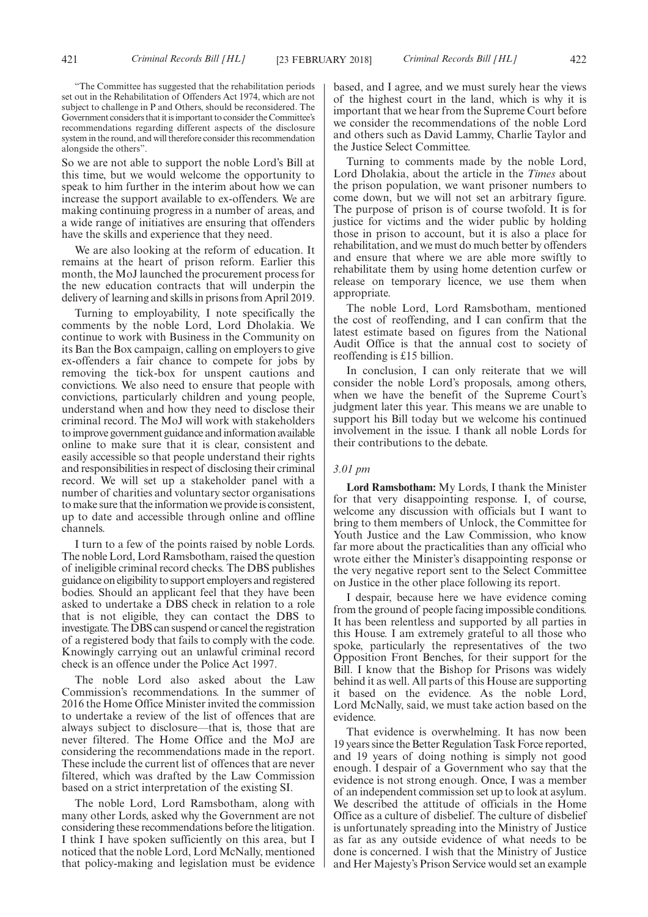"The Committee has suggested that the rehabilitation periods set out in the Rehabilitation of Offenders Act 1974, which are not subject to challenge in P and Others, should be reconsidered. The Government considers that it is important to consider the Committee's recommendations regarding different aspects of the disclosure system in the round, and will therefore consider this recommendation alongside the others".

So we are not able to support the noble Lord's Bill at this time, but we would welcome the opportunity to speak to him further in the interim about how we can increase the support available to ex-offenders. We are making continuing progress in a number of areas, and a wide range of initiatives are ensuring that offenders have the skills and experience that they need.

We are also looking at the reform of education. It remains at the heart of prison reform. Earlier this month, the MoJ launched the procurement process for the new education contracts that will underpin the delivery of learning and skills in prisons from April 2019.

Turning to employability, I note specifically the comments by the noble Lord, Lord Dholakia. We continue to work with Business in the Community on its Ban the Box campaign, calling on employers to give ex-offenders a fair chance to compete for jobs by removing the tick-box for unspent cautions and convictions. We also need to ensure that people with convictions, particularly children and young people, understand when and how they need to disclose their criminal record. The MoJ will work with stakeholders to improve government guidance and information available online to make sure that it is clear, consistent and easily accessible so that people understand their rights and responsibilities in respect of disclosing their criminal record. We will set up a stakeholder panel with a number of charities and voluntary sector organisations to make sure that the information we provide is consistent, up to date and accessible through online and offline channels.

I turn to a few of the points raised by noble Lords. The noble Lord, Lord Ramsbotham, raised the question of ineligible criminal record checks. The DBS publishes guidance on eligibility to support employers and registered bodies. Should an applicant feel that they have been asked to undertake a DBS check in relation to a role that is not eligible, they can contact the DBS to investigate. The DBS can suspend or cancel the registration of a registered body that fails to comply with the code. Knowingly carrying out an unlawful criminal record check is an offence under the Police Act 1997.

The noble Lord also asked about the Law Commission's recommendations. In the summer of 2016 the Home Office Minister invited the commission to undertake a review of the list of offences that are always subject to disclosure—that is, those that are never filtered. The Home Office and the MoJ are considering the recommendations made in the report. These include the current list of offences that are never filtered, which was drafted by the Law Commission based on a strict interpretation of the existing SI.

The noble Lord, Lord Ramsbotham, along with many other Lords, asked why the Government are not considering these recommendations before the litigation. I think I have spoken sufficiently on this area, but I noticed that the noble Lord, Lord McNally, mentioned that policy-making and legislation must be evidence based, and I agree, and we must surely hear the views of the highest court in the land, which is why it is important that we hear from the Supreme Court before we consider the recommendations of the noble Lord and others such as David Lammy, Charlie Taylor and the Justice Select Committee.

Turning to comments made by the noble Lord, Lord Dholakia, about the article in the *Times* about the prison population, we want prisoner numbers to come down, but we will not set an arbitrary figure. The purpose of prison is of course twofold. It is for justice for victims and the wider public by holding those in prison to account, but it is also a place for rehabilitation, and we must do much better by offenders and ensure that where we are able more swiftly to rehabilitate them by using home detention curfew or release on temporary licence, we use them when appropriate.

The noble Lord, Lord Ramsbotham, mentioned the cost of reoffending, and I can confirm that the latest estimate based on figures from the National Audit Office is that the annual cost to society of reoffending is £15 billion.

In conclusion, I can only reiterate that we will consider the noble Lord's proposals, among others, when we have the benefit of the Supreme Court's judgment later this year. This means we are unable to support his Bill today but we welcome his continued involvement in the issue. I thank all noble Lords for their contributions to the debate.

*3.01 pm*

**Lord Ramsbotham:** My Lords, I thank the Minister for that very disappointing response. I, of course, welcome any discussion with officials but I want to bring to them members of Unlock, the Committee for Youth Justice and the Law Commission, who know far more about the practicalities than any official who wrote either the Minister's disappointing response or the very negative report sent to the Select Committee on Justice in the other place following its report.

I despair, because here we have evidence coming from the ground of people facing impossible conditions. It has been relentless and supported by all parties in this House. I am extremely grateful to all those who spoke, particularly the representatives of the two Opposition Front Benches, for their support for the Bill. I know that the Bishop for Prisons was widely behind it as well. All parts of this House are supporting it based on the evidence. As the noble Lord, Lord McNally, said, we must take action based on the evidence.

That evidence is overwhelming. It has now been 19 years since the Better Regulation Task Force reported, and 19 years of doing nothing is simply not good enough. I despair of a Government who say that the evidence is not strong enough. Once, I was a member of an independent commission set up to look at asylum. We described the attitude of officials in the Home Office as a culture of disbelief. The culture of disbelief is unfortunately spreading into the Ministry of Justice as far as any outside evidence of what needs to be done is concerned. I wish that the Ministry of Justice and Her Majesty's Prison Service would set an example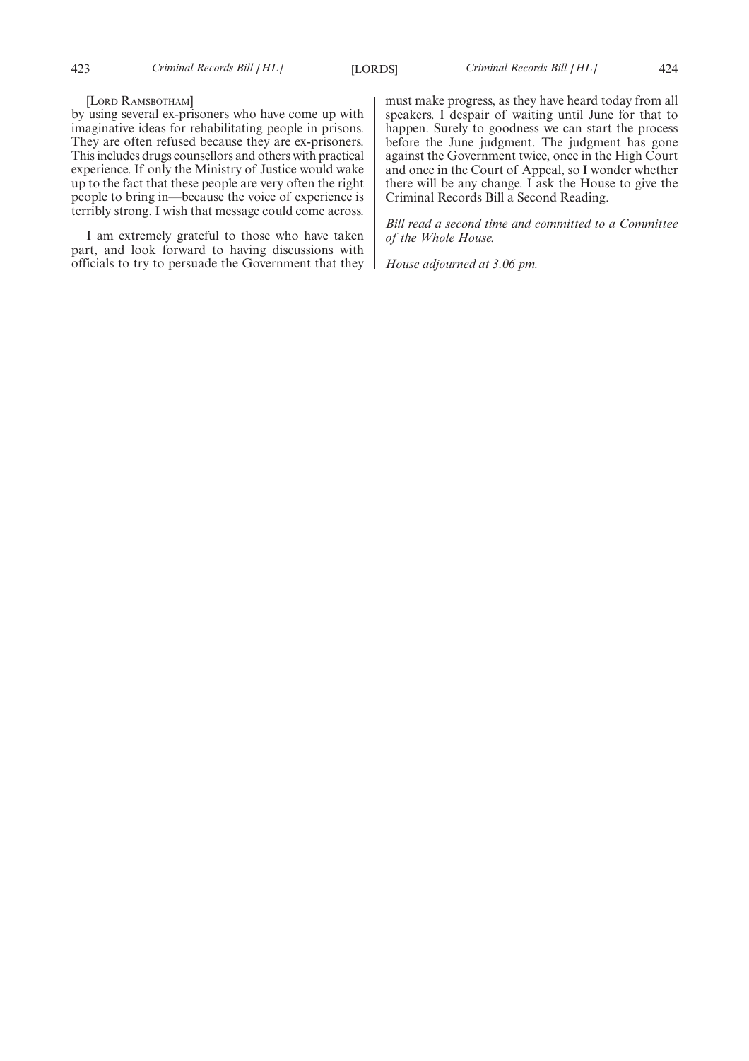[LORD RAMSBOTHAM]

by using several ex-prisoners who have come up with imaginative ideas for rehabilitating people in prisons. They are often refused because they are ex-prisoners. This includes drugs counsellors and others with practical experience. If only the Ministry of Justice would wake up to the fact that these people are very often the right people to bring in—because the voice of experience is terribly strong. I wish that message could come across.

I am extremely grateful to those who have taken part, and look forward to having discussions with officials to try to persuade the Government that they must make progress, as they have heard today from all speakers. I despair of waiting until June for that to happen. Surely to goodness we can start the process before the June judgment. The judgment has gone against the Government twice, once in the High Court and once in the Court of Appeal, so I wonder whether there will be any change. I ask the House to give the Criminal Records Bill a Second Reading.

*Bill read a second time and committed to a Committee of the Whole House.*

*House adjourned at 3.06 pm.*